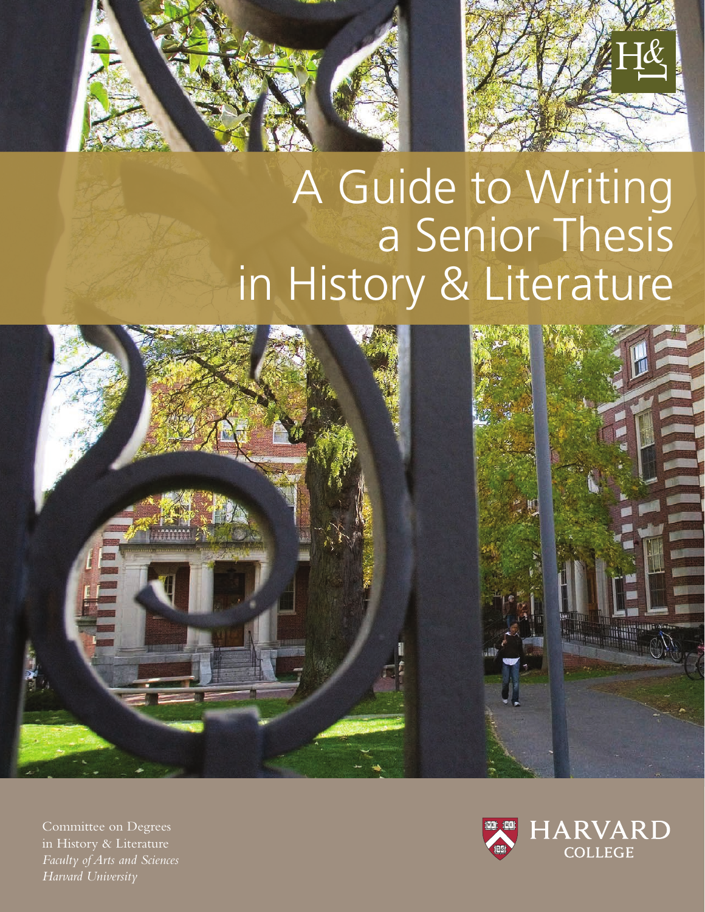H&L

# A Guide to Writing a Senior Thesis in History & Literature

Committee on Degrees
in History & Literature
*Faculty of Arts and Sciences*
*Harvard University*

HARVARD
COLLEGE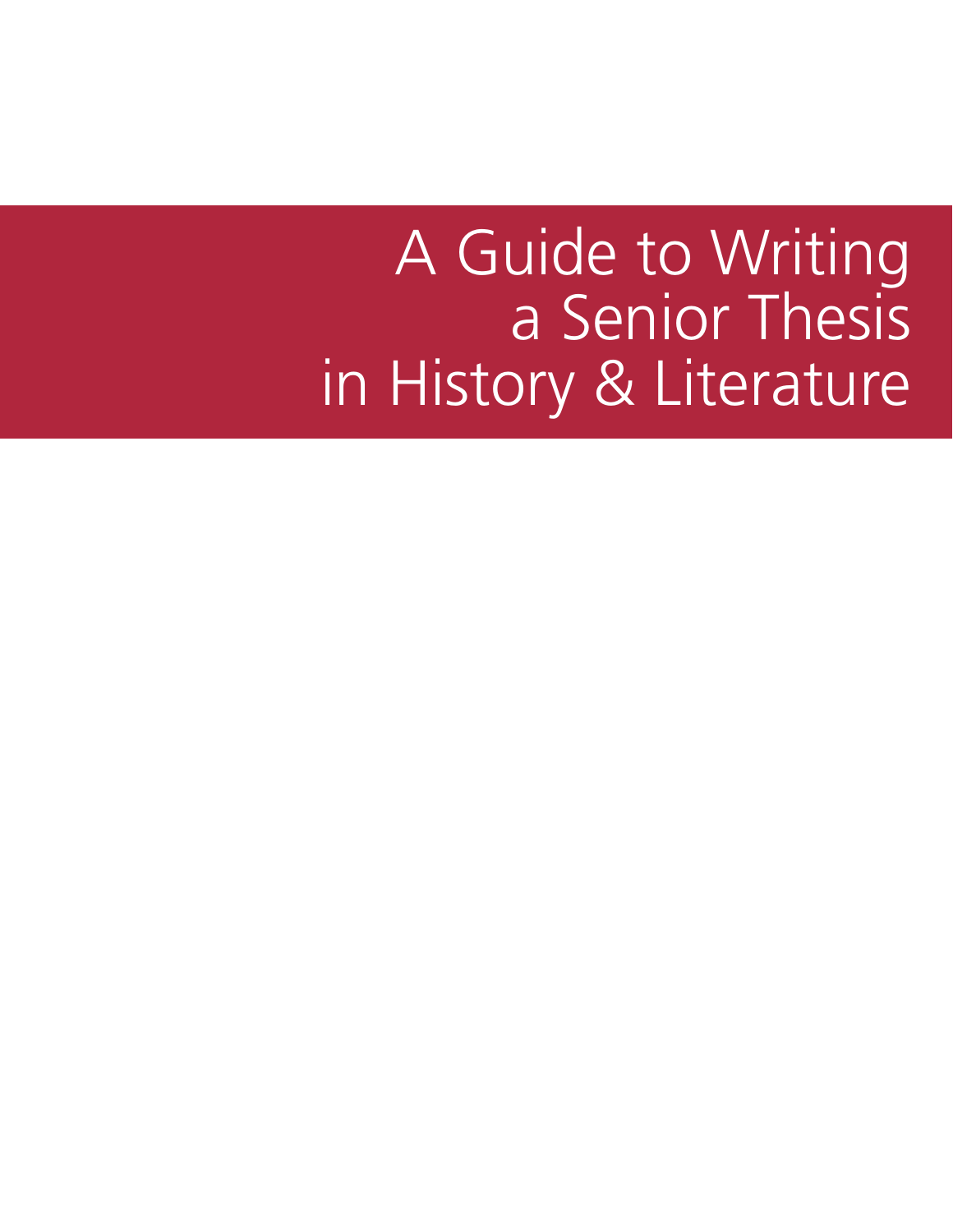# A Guide to Writing a Senior Thesis in History & Literature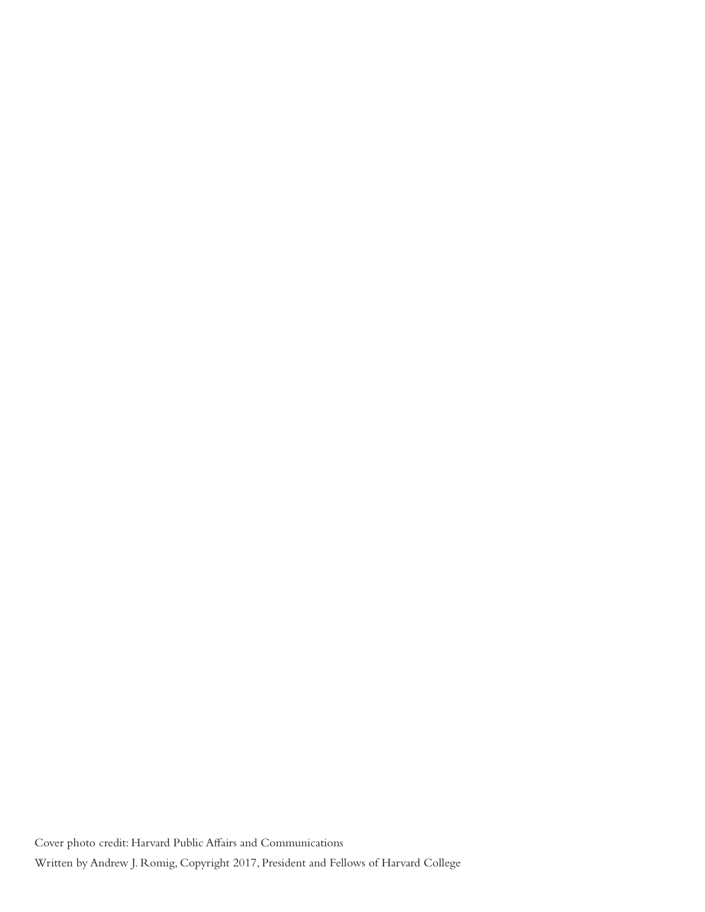Cover photo credit: Harvard Public Affairs and Communications

Written by Andrew J. Romig, Copyright 2017, President and Fellows of Harvard College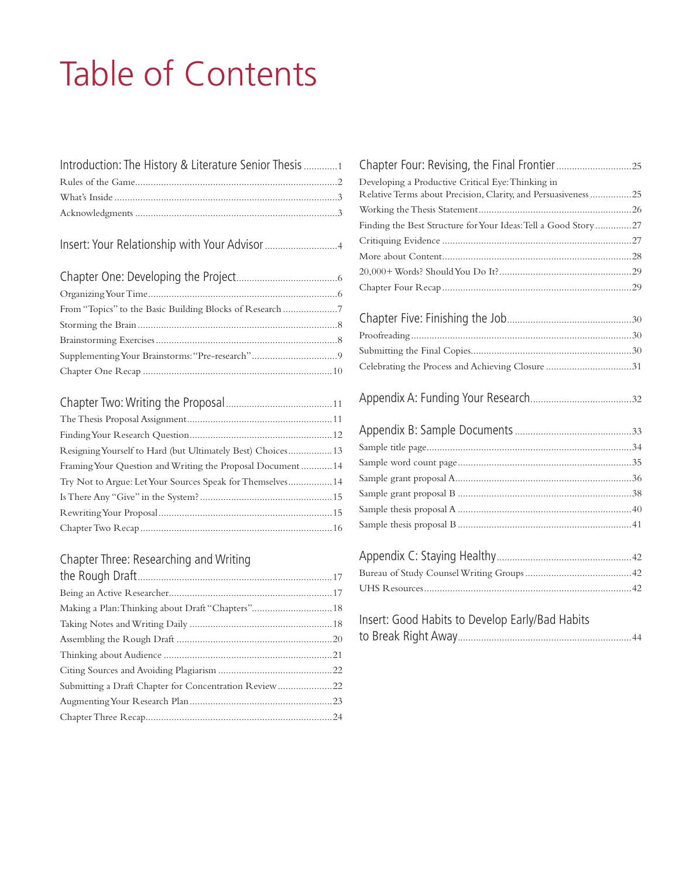# Table of Contents

Introduction: The History & Literature Senior Thesis ............1
- Rules of the Game ............2
- What's Inside ............3
- Acknowledgments ............3

Insert: Your Relationship with Your Advisor ............4

Chapter One: Developing the Project ............6
- Organizing Your Time ............6
- From "Topics" to the Basic Building Blocks of Research ............7
- Storming the Brain ............8
- Brainstorming Exercises ............8
- Supplementing Your Brainstorms: "Pre-research" ............9
- Chapter One Recap ............10

Chapter Two: Writing the Proposal ............11
- The Thesis Proposal Assignment ............11
- Finding Your Research Question ............12
- Resigning Yourself to Hard (but Ultimately Best) Choices ............13
- Framing Your Question and Writing the Proposal Document ............14
- Try Not to Argue: Let Your Sources Speak for Themselves ............14
- Is There Any "Give" in the System? ............15
- Rewriting Your Proposal ............15
- Chapter Two Recap ............16

Chapter Three: Researching and Writing the Rough Draft ............17
- Being an Active Researcher ............17
- Making a Plan: Thinking about Draft "Chapters" ............18
- Taking Notes and Writing Daily ............18
- Assembling the Rough Draft ............20
- Thinking about Audience ............21
- Citing Sources and Avoiding Plagiarism ............22
- Submitting a Draft Chapter for Concentration Review ............22
- Augmenting Your Research Plan ............23
- Chapter Three Recap ............24

Chapter Four: Revising, the Final Frontier ............25
- Developing a Productive Critical Eye: Thinking in Relative Terms about Precision, Clarity, and Persuasiveness ............25
- Working the Thesis Statement ............26
- Finding the Best Structure for Your Ideas: Tell a Good Story ............27
- Critiquing Evidence ............27
- More about Content ............28
- 20,000+ Words? Should You Do It? ............29
- Chapter Four Recap ............29

Chapter Five: Finishing the Job ............30
- Proofreading ............30
- Submitting the Final Copies ............30
- Celebrating the Process and Achieving Closure ............31

Appendix A: Funding Your Research ............32

Appendix B: Sample Documents ............33
- Sample title page ............34
- Sample word count page ............35
- Sample grant proposal A ............36
- Sample grant proposal B ............38
- Sample thesis proposal A ............40
- Sample thesis proposal B ............41

Appendix C: Staying Healthy ............42
- Bureau of Study Counsel Writing Groups ............42
- UHS Resources ............42

Insert: Good Habits to Develop Early/Bad Habits to Break Right Away ............44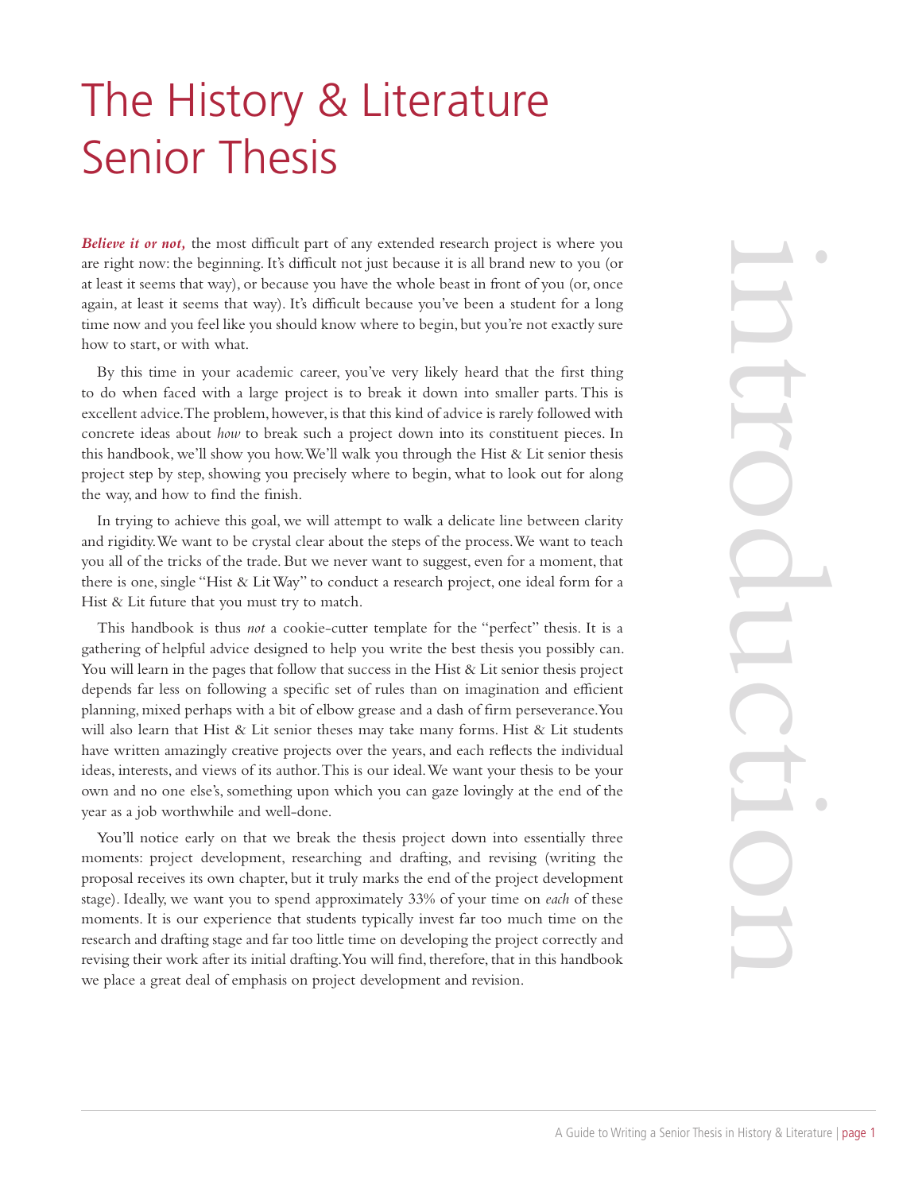# The History & Literature Senior Thesis

## introduction

***Believe it or not,*** the most difficult part of any extended research project is where you are right now: the beginning. It's difficult not just because it is all brand new to you (or at least it seems that way), or because you have the whole beast in front of you (or, once again, at least it seems that way). It's difficult because you've been a student for a long time now and you feel like you should know where to begin, but you're not exactly sure how to start, or with what.

By this time in your academic career, you've very likely heard that the first thing to do when faced with a large project is to break it down into smaller parts. This is excellent advice. The problem, however, is that this kind of advice is rarely followed with concrete ideas about *how* to break such a project down into its constituent pieces. In this handbook, we'll show you how. We'll walk you through the Hist & Lit senior thesis project step by step, showing you precisely where to begin, what to look out for along the way, and how to find the finish.

In trying to achieve this goal, we will attempt to walk a delicate line between clarity and rigidity. We want to be crystal clear about the steps of the process. We want to teach you all of the tricks of the trade. But we never want to suggest, even for a moment, that there is one, single "Hist & Lit Way" to conduct a research project, one ideal form for a Hist & Lit future that you must try to match.

This handbook is thus *not* a cookie-cutter template for the "perfect" thesis. It is a gathering of helpful advice designed to help you write the best thesis you possibly can. You will learn in the pages that follow that success in the Hist & Lit senior thesis project depends far less on following a specific set of rules than on imagination and efficient planning, mixed perhaps with a bit of elbow grease and a dash of firm perseverance. You will also learn that Hist & Lit senior theses may take many forms. Hist & Lit students have written amazingly creative projects over the years, and each reflects the individual ideas, interests, and views of its author. This is our ideal. We want your thesis to be your own and no one else's, something upon which you can gaze lovingly at the end of the year as a job worthwhile and well-done.

You'll notice early on that we break the thesis project down into essentially three moments: project development, researching and drafting, and revising (writing the proposal receives its own chapter, but it truly marks the end of the project development stage). Ideally, we want you to spend approximately 33% of your time on *each* of these moments. It is our experience that students typically invest far too much time on the research and drafting stage and far too little time on developing the project correctly and revising their work after its initial drafting. You will find, therefore, that in this handbook we place a great deal of emphasis on project development and revision.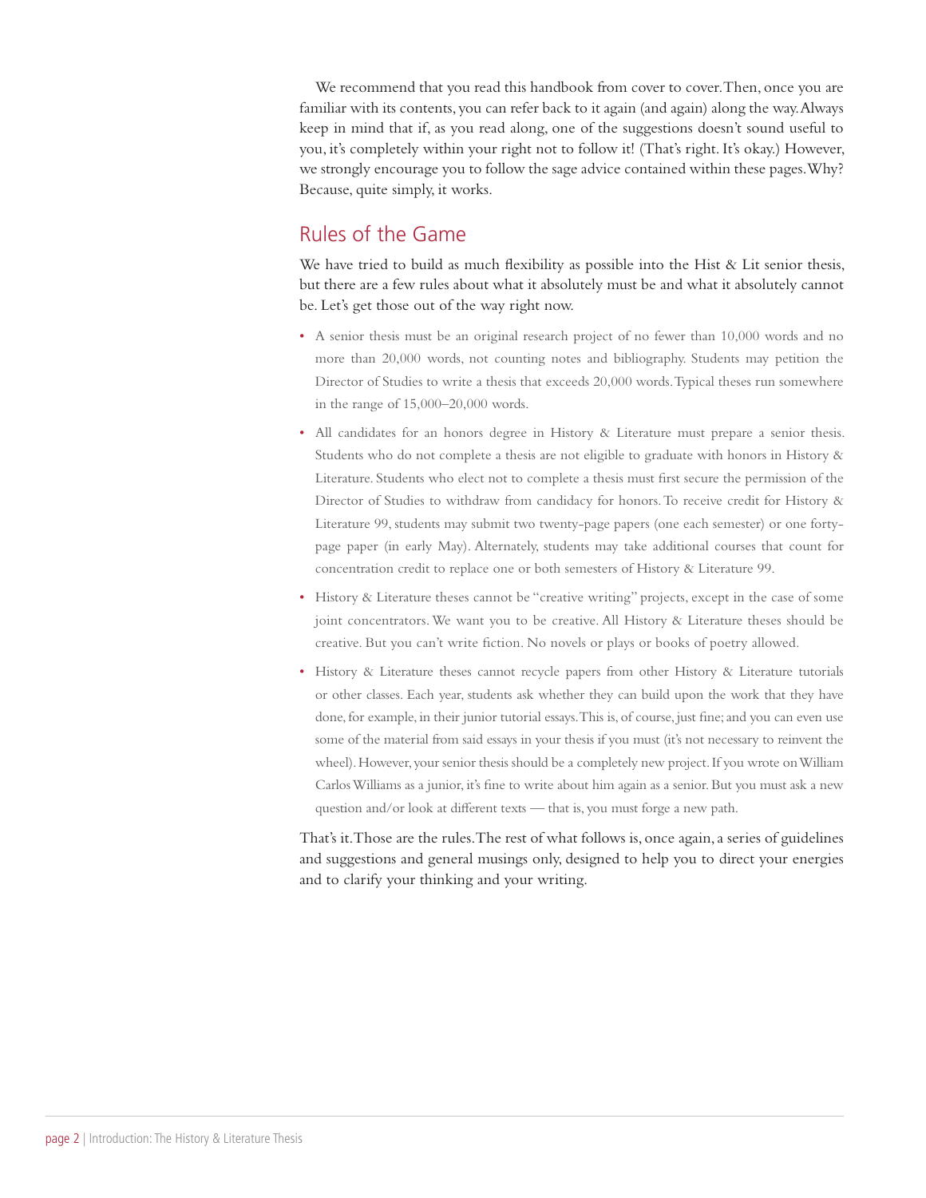We recommend that you read this handbook from cover to cover. Then, once you are familiar with its contents, you can refer back to it again (and again) along the way. Always keep in mind that if, as you read along, one of the suggestions doesn't sound useful to you, it's completely within your right not to follow it! (That's right. It's okay.) However, we strongly encourage you to follow the sage advice contained within these pages. Why? Because, quite simply, it works.

## Rules of the Game

We have tried to build as much flexibility as possible into the Hist & Lit senior thesis, but there are a few rules about what it absolutely must be and what it absolutely cannot be. Let's get those out of the way right now.

- A senior thesis must be an original research project of no fewer than 10,000 words and no more than 20,000 words, not counting notes and bibliography. Students may petition the Director of Studies to write a thesis that exceeds 20,000 words. Typical theses run somewhere in the range of 15,000–20,000 words.
- All candidates for an honors degree in History & Literature must prepare a senior thesis. Students who do not complete a thesis are not eligible to graduate with honors in History & Literature. Students who elect not to complete a thesis must first secure the permission of the Director of Studies to withdraw from candidacy for honors. To receive credit for History & Literature 99, students may submit two twenty-page papers (one each semester) or one forty-page paper (in early May). Alternately, students may take additional courses that count for concentration credit to replace one or both semesters of History & Literature 99.
- History & Literature theses cannot be "creative writing" projects, except in the case of some joint concentrators. We want you to be creative. All History & Literature theses should be creative. But you can't write fiction. No novels or plays or books of poetry allowed.
- History & Literature theses cannot recycle papers from other History & Literature tutorials or other classes. Each year, students ask whether they can build upon the work that they have done, for example, in their junior tutorial essays. This is, of course, just fine; and you can even use some of the material from said essays in your thesis if you must (it's not necessary to reinvent the wheel). However, your senior thesis should be a completely new project. If you wrote on William Carlos Williams as a junior, it's fine to write about him again as a senior. But you must ask a new question and/or look at different texts — that is, you must forge a new path.

That's it. Those are the rules. The rest of what follows is, once again, a series of guidelines and suggestions and general musings only, designed to help you to direct your energies and to clarify your thinking and your writing.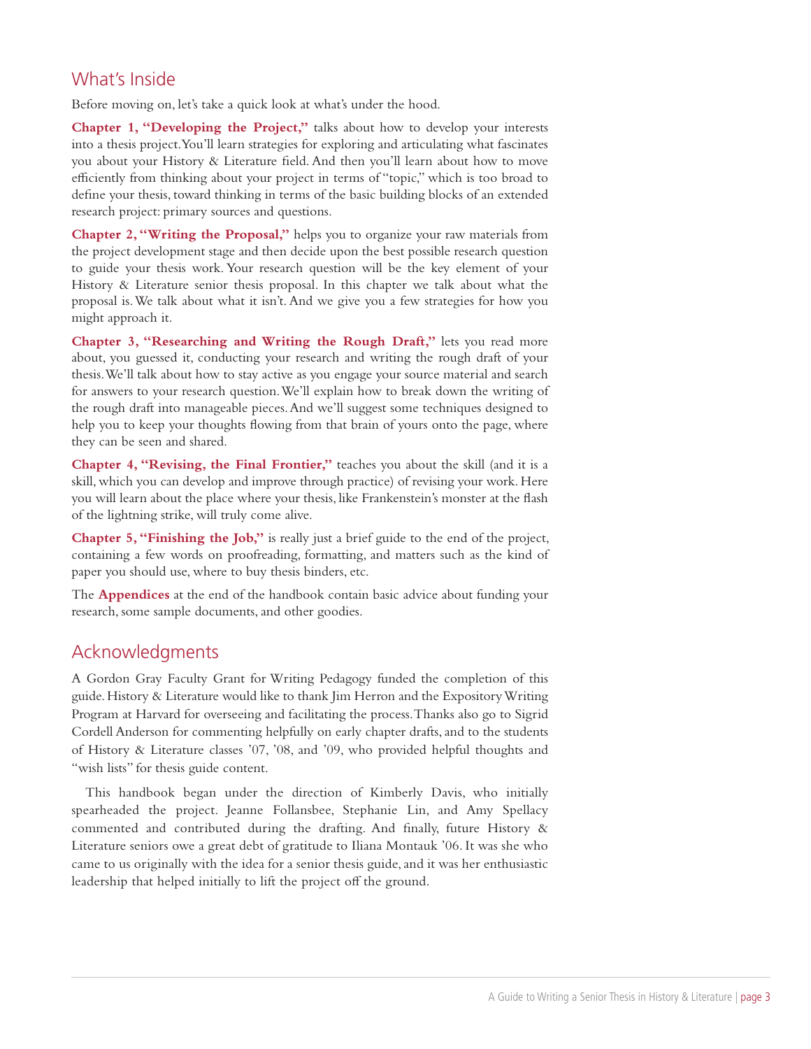## What's Inside

Before moving on, let's take a quick look at what's under the hood.

**Chapter 1, "Developing the Project,"** talks about how to develop your interests into a thesis project. You'll learn strategies for exploring and articulating what fascinates you about your History & Literature field. And then you'll learn about how to move efficiently from thinking about your project in terms of "topic," which is too broad to define your thesis, toward thinking in terms of the basic building blocks of an extended research project: primary sources and questions.

**Chapter 2, "Writing the Proposal,"** helps you to organize your raw materials from the project development stage and then decide upon the best possible research question to guide your thesis work. Your research question will be the key element of your History & Literature senior thesis proposal. In this chapter we talk about what the proposal is. We talk about what it isn't. And we give you a few strategies for how you might approach it.

**Chapter 3, "Researching and Writing the Rough Draft,"** lets you read more about, you guessed it, conducting your research and writing the rough draft of your thesis. We'll talk about how to stay active as you engage your source material and search for answers to your research question. We'll explain how to break down the writing of the rough draft into manageable pieces. And we'll suggest some techniques designed to help you to keep your thoughts flowing from that brain of yours onto the page, where they can be seen and shared.

**Chapter 4, "Revising, the Final Frontier,"** teaches you about the skill (and it is a skill, which you can develop and improve through practice) of revising your work. Here you will learn about the place where your thesis, like Frankenstein's monster at the flash of the lightning strike, will truly come alive.

**Chapter 5, "Finishing the Job,"** is really just a brief guide to the end of the project, containing a few words on proofreading, formatting, and matters such as the kind of paper you should use, where to buy thesis binders, etc.

The **Appendices** at the end of the handbook contain basic advice about funding your research, some sample documents, and other goodies.

## Acknowledgments

A Gordon Gray Faculty Grant for Writing Pedagogy funded the completion of this guide. History & Literature would like to thank Jim Herron and the Expository Writing Program at Harvard for overseeing and facilitating the process. Thanks also go to Sigrid Cordell Anderson for commenting helpfully on early chapter drafts, and to the students of History & Literature classes '07, '08, and '09, who provided helpful thoughts and "wish lists" for thesis guide content.

This handbook began under the direction of Kimberly Davis, who initially spearheaded the project. Jeanne Follansbee, Stephanie Lin, and Amy Spellacy commented and contributed during the drafting. And finally, future History & Literature seniors owe a great debt of gratitude to Iliana Montauk '06. It was she who came to us originally with the idea for a senior thesis guide, and it was her enthusiastic leadership that helped initially to lift the project off the ground.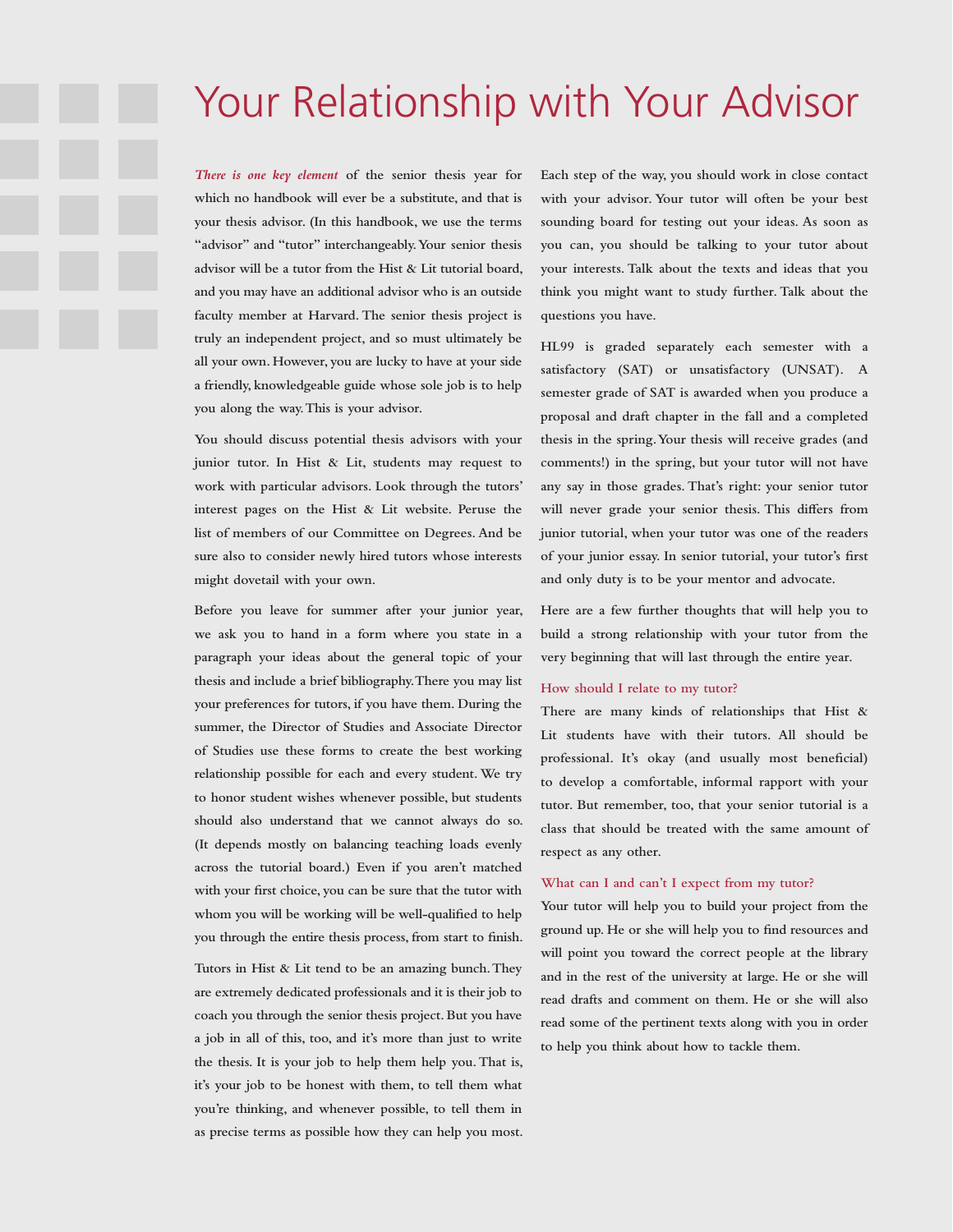# Your Relationship with Your Advisor

*There is one key element* of the senior thesis year for which no handbook will ever be a substitute, and that is your thesis advisor. (In this handbook, we use the terms "advisor" and "tutor" interchangeably. Your senior thesis advisor will be a tutor from the Hist & Lit tutorial board, and you may have an additional advisor who is an outside faculty member at Harvard. The senior thesis project is truly an independent project, and so must ultimately be all your own. However, you are lucky to have at your side a friendly, knowledgeable guide whose sole job is to help you along the way. This is your advisor.

You should discuss potential thesis advisors with your junior tutor. In Hist & Lit, students may request to work with particular advisors. Look through the tutors' interest pages on the Hist & Lit website. Peruse the list of members of our Committee on Degrees. And be sure also to consider newly hired tutors whose interests might dovetail with your own.

Before you leave for summer after your junior year, we ask you to hand in a form where you state in a paragraph your ideas about the general topic of your thesis and include a brief bibliography. There you may list your preferences for tutors, if you have them. During the summer, the Director of Studies and Associate Director of Studies use these forms to create the best working relationship possible for each and every student. We try to honor student wishes whenever possible, but students should also understand that we cannot always do so. (It depends mostly on balancing teaching loads evenly across the tutorial board.) Even if you aren't matched with your first choice, you can be sure that the tutor with whom you will be working will be well-qualified to help you through the entire thesis process, from start to finish.

Tutors in Hist & Lit tend to be an amazing bunch. They are extremely dedicated professionals and it is their job to coach you through the senior thesis project. But you have a job in all of this, too, and it's more than just to write the thesis. It is your job to help them help you. That is, it's your job to be honest with them, to tell them what you're thinking, and whenever possible, to tell them in as precise terms as possible how they can help you most. Each step of the way, you should work in close contact with your advisor. Your tutor will often be your best sounding board for testing out your ideas. As soon as you can, you should be talking to your tutor about your interests. Talk about the texts and ideas that you think you might want to study further. Talk about the questions you have.

HL99 is graded separately each semester with a satisfactory (SAT) or unsatisfactory (UNSAT). A semester grade of SAT is awarded when you produce a proposal and draft chapter in the fall and a completed thesis in the spring. Your thesis will receive grades (and comments!) in the spring, but your tutor will not have any say in those grades. That's right: your senior tutor will never grade your senior thesis. This differs from junior tutorial, when your tutor was one of the readers of your junior essay. In senior tutorial, your tutor's first and only duty is to be your mentor and advocate.

Here are a few further thoughts that will help you to build a strong relationship with your tutor from the very beginning that will last through the entire year.

### How should I relate to my tutor?

There are many kinds of relationships that Hist & Lit students have with their tutors. All should be professional. It's okay (and usually most beneficial) to develop a comfortable, informal rapport with your tutor. But remember, too, that your senior tutorial is a class that should be treated with the same amount of respect as any other.

### What can I and can't I expect from my tutor?

Your tutor will help you to build your project from the ground up. He or she will help you to find resources and will point you toward the correct people at the library and in the rest of the university at large. He or she will read drafts and comment on them. He or she will also read some of the pertinent texts along with you in order to help you think about how to tackle them.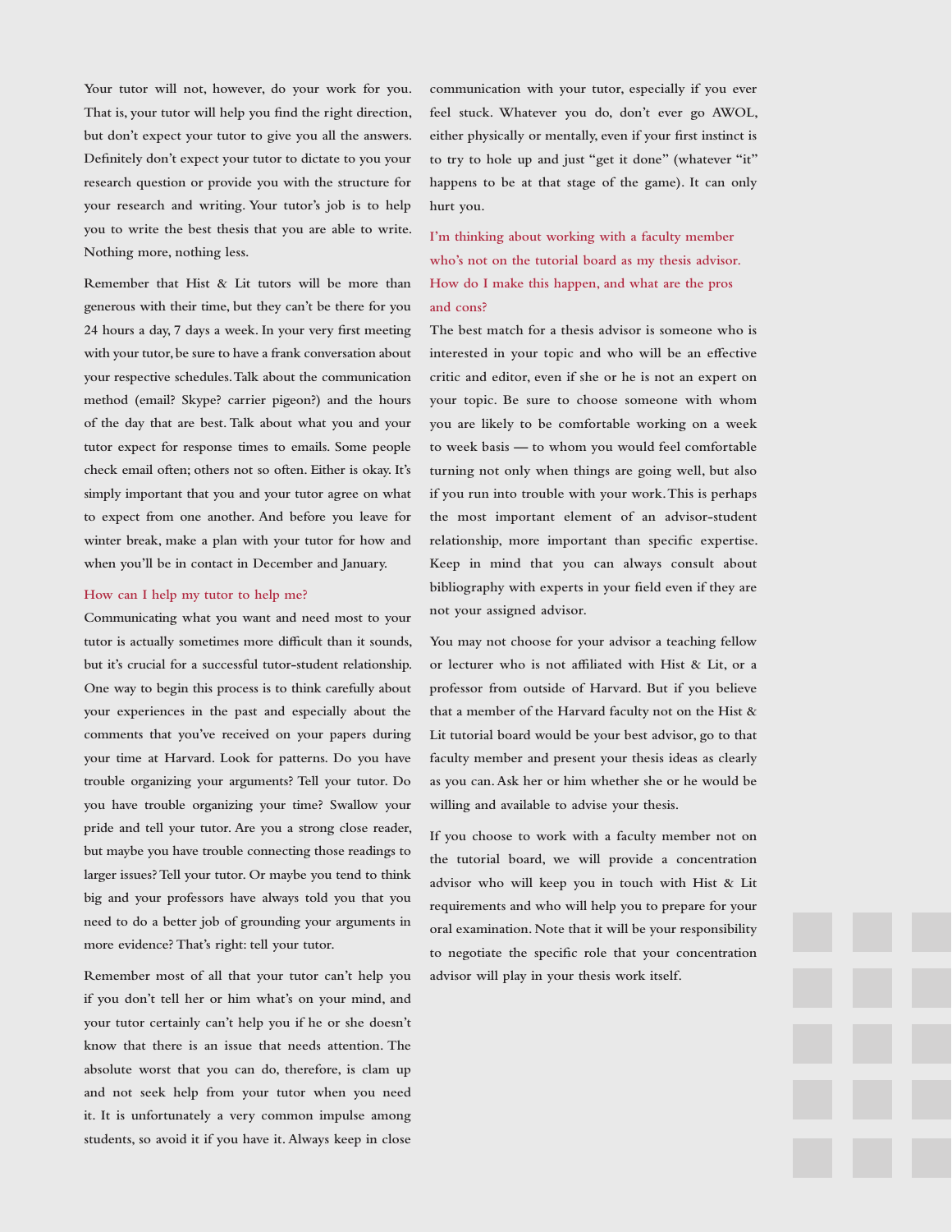Your tutor will not, however, do your work for you. That is, your tutor will help you find the right direction, but don't expect your tutor to give you all the answers. Definitely don't expect your tutor to dictate to you your research question or provide you with the structure for your research and writing. Your tutor's job is to help you to write the best thesis that you are able to write. Nothing more, nothing less.

Remember that Hist & Lit tutors will be more than generous with their time, but they can't be there for you 24 hours a day, 7 days a week. In your very first meeting with your tutor, be sure to have a frank conversation about your respective schedules. Talk about the communication method (email? Skype? carrier pigeon?) and the hours of the day that are best. Talk about what you and your tutor expect for response times to emails. Some people check email often; others not so often. Either is okay. It's simply important that you and your tutor agree on what to expect from one another. And before you leave for winter break, make a plan with your tutor for how and when you'll be in contact in December and January.

### How can I help my tutor to help me?

Communicating what you want and need most to your tutor is actually sometimes more difficult than it sounds, but it's crucial for a successful tutor-student relationship. One way to begin this process is to think carefully about your experiences in the past and especially about the comments that you've received on your papers during your time at Harvard. Look for patterns. Do you have trouble organizing your arguments? Tell your tutor. Do you have trouble organizing your time? Swallow your pride and tell your tutor. Are you a strong close reader, but maybe you have trouble connecting those readings to larger issues? Tell your tutor. Or maybe you tend to think big and your professors have always told you that you need to do a better job of grounding your arguments in more evidence? That's right: tell your tutor.

Remember most of all that your tutor can't help you if you don't tell her or him what's on your mind, and your tutor certainly can't help you if he or she doesn't know that there is an issue that needs attention. The absolute worst that you can do, therefore, is clam up and not seek help from your tutor when you need it. It is unfortunately a very common impulse among students, so avoid it if you have it. Always keep in close communication with your tutor, especially if you ever feel stuck. Whatever you do, don't ever go AWOL, either physically or mentally, even if your first instinct is to try to hole up and just "get it done" (whatever "it" happens to be at that stage of the game). It can only hurt you.

### I'm thinking about working with a faculty member who's not on the tutorial board as my thesis advisor. How do I make this happen, and what are the pros and cons?

The best match for a thesis advisor is someone who is interested in your topic and who will be an effective critic and editor, even if she or he is not an expert on your topic. Be sure to choose someone with whom you are likely to be comfortable working on a week to week basis — to whom you would feel comfortable turning not only when things are going well, but also if you run into trouble with your work. This is perhaps the most important element of an advisor-student relationship, more important than specific expertise. Keep in mind that you can always consult about bibliography with experts in your field even if they are not your assigned advisor.

You may not choose for your advisor a teaching fellow or lecturer who is not affiliated with Hist & Lit, or a professor from outside of Harvard. But if you believe that a member of the Harvard faculty not on the Hist & Lit tutorial board would be your best advisor, go to that faculty member and present your thesis ideas as clearly as you can. Ask her or him whether she or he would be willing and available to advise your thesis.

If you choose to work with a faculty member not on the tutorial board, we will provide a concentration advisor who will keep you in touch with Hist & Lit requirements and who will help you to prepare for your oral examination. Note that it will be your responsibility to negotiate the specific role that your concentration advisor will play in your thesis work itself.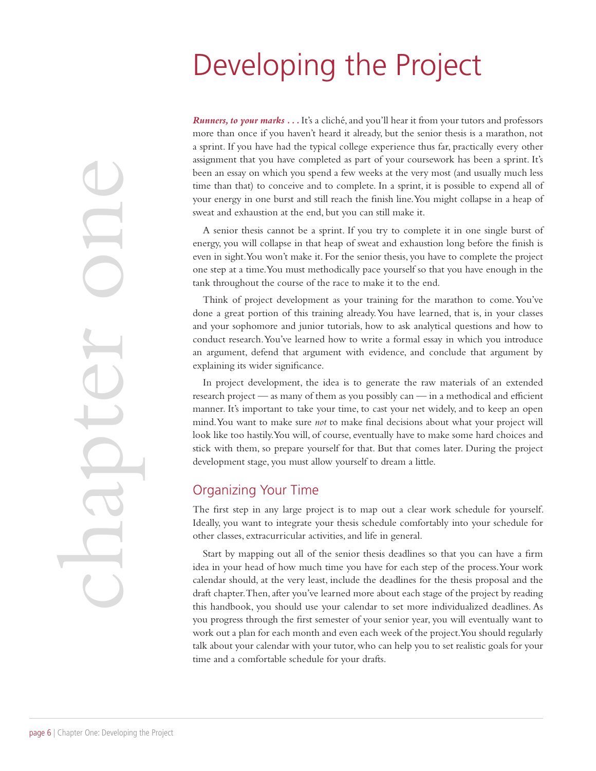# Developing the Project

***Runners, to your marks . . .*** It's a cliché, and you'll hear it from your tutors and professors more than once if you haven't heard it already, but the senior thesis is a marathon, not a sprint. If you have had the typical college experience thus far, practically every other assignment that you have completed as part of your coursework has been a sprint. It's been an essay on which you spend a few weeks at the very most (and usually much less time than that) to conceive and to complete. In a sprint, it is possible to expend all of your energy in one burst and still reach the finish line. You might collapse in a heap of sweat and exhaustion at the end, but you can still make it.

A senior thesis cannot be a sprint. If you try to complete it in one single burst of energy, you will collapse in that heap of sweat and exhaustion long before the finish is even in sight. You won't make it. For the senior thesis, you have to complete the project one step at a time. You must methodically pace yourself so that you have enough in the tank throughout the course of the race to make it to the end.

Think of project development as your training for the marathon to come. You've done a great portion of this training already. You have learned, that is, in your classes and your sophomore and junior tutorials, how to ask analytical questions and how to conduct research. You've learned how to write a formal essay in which you introduce an argument, defend that argument with evidence, and conclude that argument by explaining its wider significance.

In project development, the idea is to generate the raw materials of an extended research project — as many of them as you possibly can — in a methodical and efficient manner. It's important to take your time, to cast your net widely, and to keep an open mind. You want to make sure *not* to make final decisions about what your project will look like too hastily. You will, of course, eventually have to make some hard choices and stick with them, so prepare yourself for that. But that comes later. During the project development stage, you must allow yourself to dream a little.

## Organizing Your Time

The first step in any large project is to map out a clear work schedule for yourself. Ideally, you want to integrate your thesis schedule comfortably into your schedule for other classes, extracurricular activities, and life in general.

Start by mapping out all of the senior thesis deadlines so that you can have a firm idea in your head of how much time you have for each step of the process. Your work calendar should, at the very least, include the deadlines for the thesis proposal and the draft chapter. Then, after you've learned more about each stage of the project by reading this handbook, you should use your calendar to set more individualized deadlines. As you progress through the first semester of your senior year, you will eventually want to work out a plan for each month and even each week of the project. You should regularly talk about your calendar with your tutor, who can help you to set realistic goals for your time and a comfortable schedule for your drafts.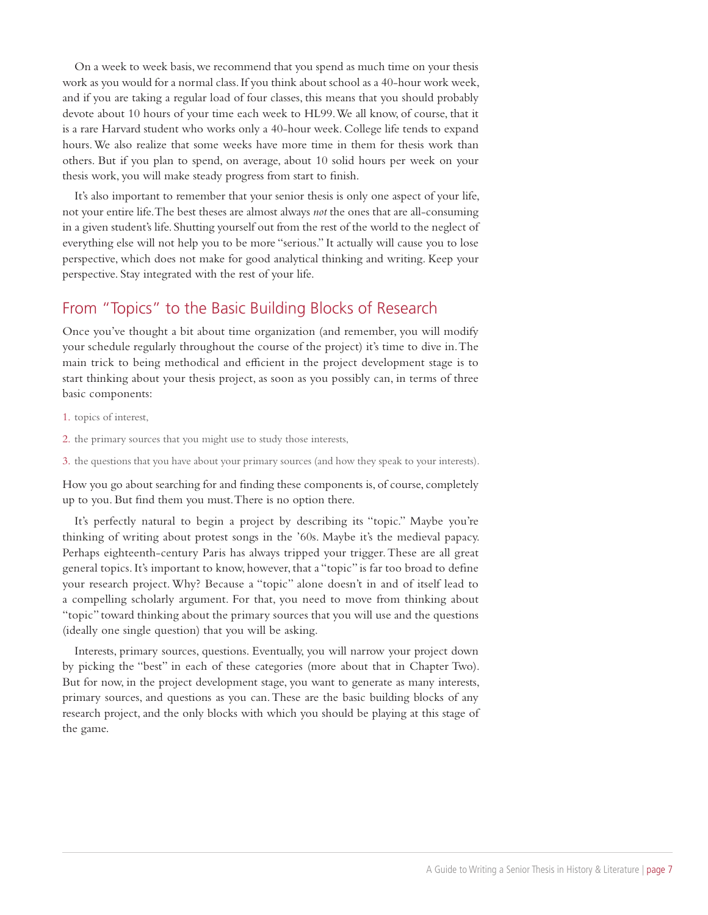On a week to week basis, we recommend that you spend as much time on your thesis work as you would for a normal class. If you think about school as a 40-hour work week, and if you are taking a regular load of four classes, this means that you should probably devote about 10 hours of your time each week to HL99. We all know, of course, that it is a rare Harvard student who works only a 40-hour week. College life tends to expand hours. We also realize that some weeks have more time in them for thesis work than others. But if you plan to spend, on average, about 10 solid hours per week on your thesis work, you will make steady progress from start to finish.

It's also important to remember that your senior thesis is only one aspect of your life, not your entire life. The best theses are almost always *not* the ones that are all-consuming in a given student's life. Shutting yourself out from the rest of the world to the neglect of everything else will not help you to be more "serious." It actually will cause you to lose perspective, which does not make for good analytical thinking and writing. Keep your perspective. Stay integrated with the rest of your life.

## From "Topics" to the Basic Building Blocks of Research

Once you've thought a bit about time organization (and remember, you will modify your schedule regularly throughout the course of the project) it's time to dive in. The main trick to being methodical and efficient in the project development stage is to start thinking about your thesis project, as soon as you possibly can, in terms of three basic components:

1. topics of interest,
2. the primary sources that you might use to study those interests,
3. the questions that you have about your primary sources (and how they speak to your interests).

How you go about searching for and finding these components is, of course, completely up to you. But find them you must. There is no option there.

It's perfectly natural to begin a project by describing its "topic." Maybe you're thinking of writing about protest songs in the '60s. Maybe it's the medieval papacy. Perhaps eighteenth-century Paris has always tripped your trigger. These are all great general topics. It's important to know, however, that a "topic" is far too broad to define your research project. Why? Because a "topic" alone doesn't in and of itself lead to a compelling scholarly argument. For that, you need to move from thinking about "topic" toward thinking about the primary sources that you will use and the questions (ideally one single question) that you will be asking.

Interests, primary sources, questions. Eventually, you will narrow your project down by picking the "best" in each of these categories (more about that in Chapter Two). But for now, in the project development stage, you want to generate as many interests, primary sources, and questions as you can. These are the basic building blocks of any research project, and the only blocks with which you should be playing at this stage of the game.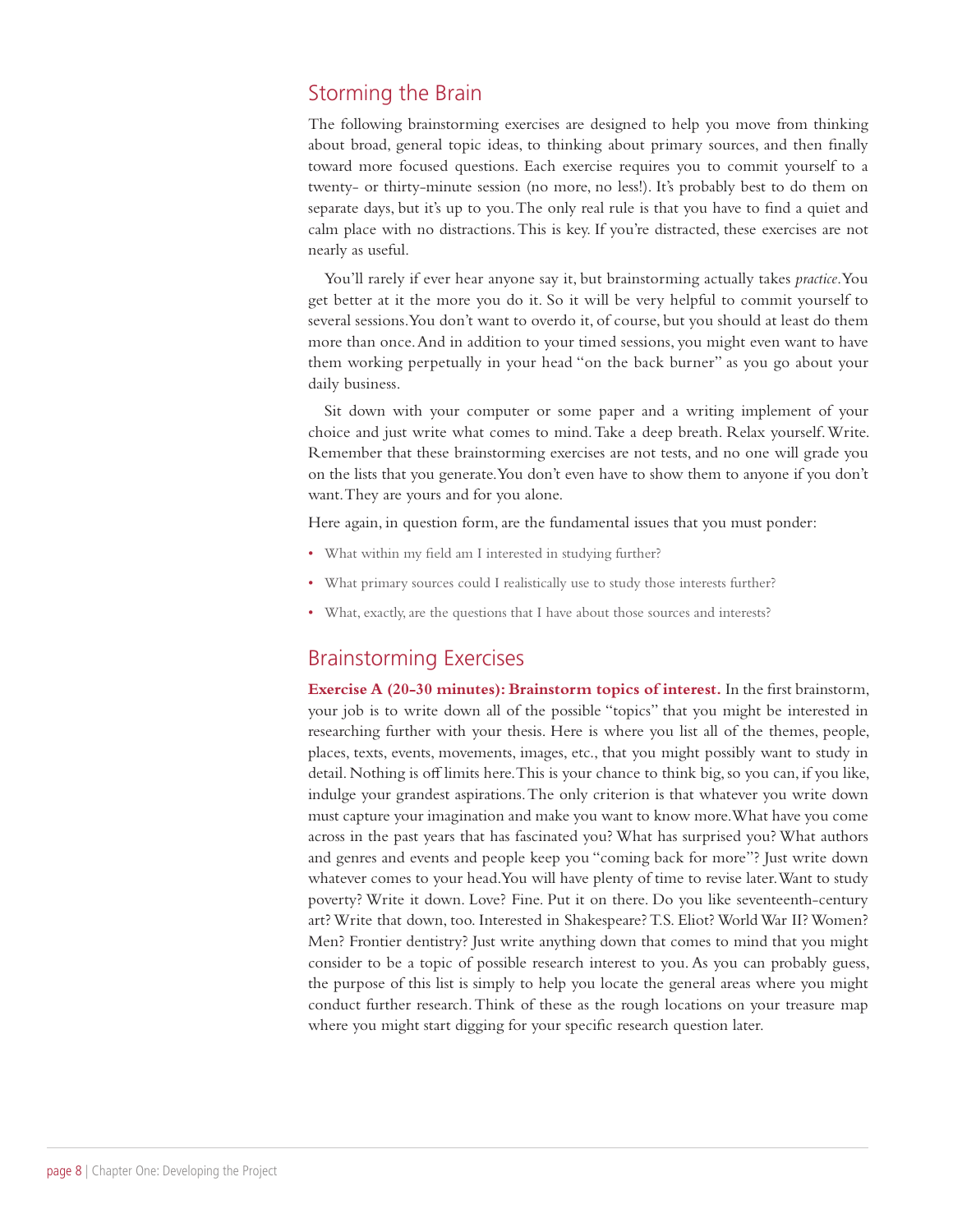## Storing the Brain

The following brainstorming exercises are designed to help you move from thinking about broad, general topic ideas, to thinking about primary sources, and then finally toward more focused questions. Each exercise requires you to commit yourself to a twenty- or thirty-minute session (no more, no less!). It's probably best to do them on separate days, but it's up to you. The only real rule is that you have to find a quiet and calm place with no distractions. This is key. If you're distracted, these exercises are not nearly as useful.

You'll rarely if ever hear anyone say it, but brainstorming actually takes *practice*. You get better at it the more you do it. So it will be very helpful to commit yourself to several sessions. You don't want to overdo it, of course, but you should at least do them more than once. And in addition to your timed sessions, you might even want to have them working perpetually in your head "on the back burner" as you go about your daily business.

Sit down with your computer or some paper and a writing implement of your choice and just write what comes to mind. Take a deep breath. Relax yourself. Write. Remember that these brainstorming exercises are not tests, and no one will grade you on the lists that you generate. You don't even have to show them to anyone if you don't want. They are yours and for you alone.

Here again, in question form, are the fundamental issues that you must ponder:

- What within my field am I interested in studying further?
- What primary sources could I realistically use to study those interests further?
- What, exactly, are the questions that I have about those sources and interests?

## Brainstorming Exercises

**Exercise A (20-30 minutes): Brainstorm topics of interest.** In the first brainstorm, your job is to write down all of the possible "topics" that you might be interested in researching further with your thesis. Here is where you list all of the themes, people, places, texts, events, movements, images, etc., that you might possibly want to study in detail. Nothing is off limits here. This is your chance to think big, so you can, if you like, indulge your grandest aspirations. The only criterion is that whatever you write down must capture your imagination and make you want to know more. What have you come across in the past years that has fascinated you? What has surprised you? What authors and genres and events and people keep you "coming back for more"? Just write down whatever comes to your head. You will have plenty of time to revise later. Want to study poverty? Write it down. Love? Fine. Put it on there. Do you like seventeenth-century art? Write that down, too. Interested in Shakespeare? T.S. Eliot? World War II? Women? Men? Frontier dentistry? Just write anything down that comes to mind that you might consider to be a topic of possible research interest to you. As you can probably guess, the purpose of this list is simply to help you locate the general areas where you might conduct further research. Think of these as the rough locations on your treasure map where you might start digging for your specific research question later.

## Storming the Brain

The following brainstorming exercises are designed to help you move from thinking about broad, general topic ideas, to thinking about primary sources, and then finally toward more focused questions. Each exercise requires you to commit yourself to a twenty- or thirty-minute session (no more, no less!). It's probably best to do them on separate days, but it's up to you. The only real rule is that you have to find a quiet and calm place with no distractions. This is key. If you're distracted, these exercises are not nearly as useful.

You'll rarely if ever hear anyone say it, but brainstorming actually takes *practice*. You get better at it the more you do it. So it will be very helpful to commit yourself to several sessions. You don't want to overdo it, of course, but you should at least do them more than once. And in addition to your timed sessions, you might even want to have them working perpetually in your head "on the back burner" as you go about your daily business.

Sit down with your computer or some paper and a writing implement of your choice and just write what comes to mind. Take a deep breath. Relax yourself. Write. Remember that these brainstorming exercises are not tests, and no one will grade you on the lists that you generate. You don't even have to show them to anyone if you don't want. They are yours and for you alone.

Here again, in question form, are the fundamental issues that you must ponder:

- What within my field am I interested in studying further?
- What primary sources could I realistically use to study those interests further?
- What, exactly, are the questions that I have about those sources and interests?

## Brainstorming Exercises

**Exercise A (20-30 minutes): Brainstorm topics of interest.** In the first brainstorm, your job is to write down all of the possible "topics" that you might be interested in researching further with your thesis. Here is where you list all of the themes, people, places, texts, events, movements, images, etc., that you might possibly want to study in detail. Nothing is off limits here. This is your chance to think big, so you can, if you like, indulge your grandest aspirations. The only criterion is that whatever you write down must capture your imagination and make you want to know more. What have you come across in the past years that has fascinated you? What has surprised you? What authors and genres and events and people keep you "coming back for more"? Just write down whatever comes to your head. You will have plenty of time to revise later. Want to study poverty? Write it down. Love? Fine. Put it on there. Do you like seventeenth-century art? Write that down, too. Interested in Shakespeare? T.S. Eliot? World War II? Women? Men? Frontier dentistry? Just write anything down that comes to mind that you might consider to be a topic of possible research interest to you. As you can probably guess, the purpose of this list is simply to help you locate the general areas where you might conduct further research. Think of these as the rough locations on your treasure map where you might start digging for your specific research question later.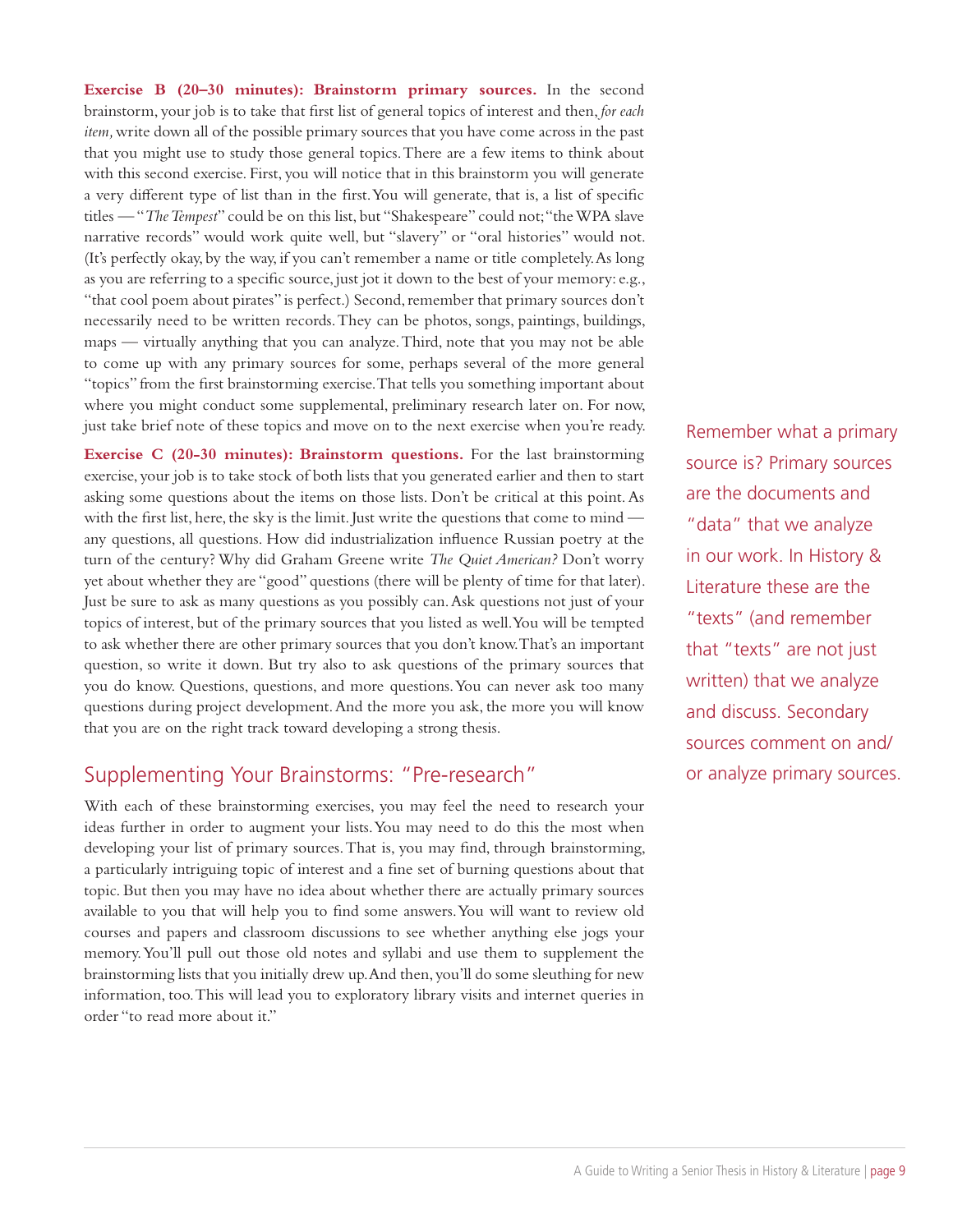**Exercise B (20–30 minutes): Brainstorm primary sources.** In the second brainstorm, your job is to take that first list of general topics of interest and then, *for each item,* write down all of the possible primary sources that you have come across in the past that you might use to study those general topics. There are a few items to think about with this second exercise. First, you will notice that in this brainstorm you will generate a very different type of list than in the first. You will generate, that is, a list of specific titles — "*The Tempest*" could be on this list, but "Shakespeare" could not; "the WPA slave narrative records" would work quite well, but "slavery" or "oral histories" would not. (It's perfectly okay, by the way, if you can't remember a name or title completely. As long as you are referring to a specific source, just jot it down to the best of your memory: e.g., "that cool poem about pirates" is perfect.) Second, remember that primary sources don't necessarily need to be written records. They can be photos, songs, paintings, buildings, maps — virtually anything that you can analyze. Third, note that you may not be able to come up with any primary sources for some, perhaps several of the more general "topics" from the first brainstorming exercise. That tells you something important about where you might conduct some supplemental, preliminary research later on. For now, just take brief note of these topics and move on to the next exercise when you're ready.

**Exercise C (20-30 minutes): Brainstorm questions.** For the last brainstorming exercise, your job is to take stock of both lists that you generated earlier and then to start asking some questions about the items on those lists. Don't be critical at this point. As with the first list, here, the sky is the limit. Just write the questions that come to mind — any questions, all questions. How did industrialization influence Russian poetry at the turn of the century? Why did Graham Greene write *The Quiet American?* Don't worry yet about whether they are "good" questions (there will be plenty of time for that later). Just be sure to ask as many questions as you possibly can. Ask questions not just of your topics of interest, but of the primary sources that you listed as well. You will be tempted to ask whether there are other primary sources that you don't know. That's an important question, so write it down. But try also to ask questions of the primary sources that you do know. Questions, questions, and more questions. You can never ask too many questions during project development. And the more you ask, the more you will know that you are on the right track toward developing a strong thesis.

Remember what a primary source is? Primary sources are the documents and "data" that we analyze in our work. In History & Literature these are the "texts" (and remember that "texts" are not just written) that we analyze and discuss. Secondary sources comment on and/or analyze primary sources.

## Supplementing Your Brainstorms: "Pre-research"

With each of these brainstorming exercises, you may feel the need to research your ideas further in order to augment your lists. You may need to do this the most when developing your list of primary sources. That is, you may find, through brainstorming, a particularly intriguing topic of interest and a fine set of burning questions about that topic. But then you may have no idea about whether there are actually primary sources available to you that will help you to find some answers. You will want to review old courses and papers and classroom discussions to see whether anything else jogs your memory. You'll pull out those old notes and syllabi and use them to supplement the brainstorming lists that you initially drew up. And then, you'll do some sleuthing for new information, too. This will lead you to exploratory library visits and internet queries in order "to read more about it."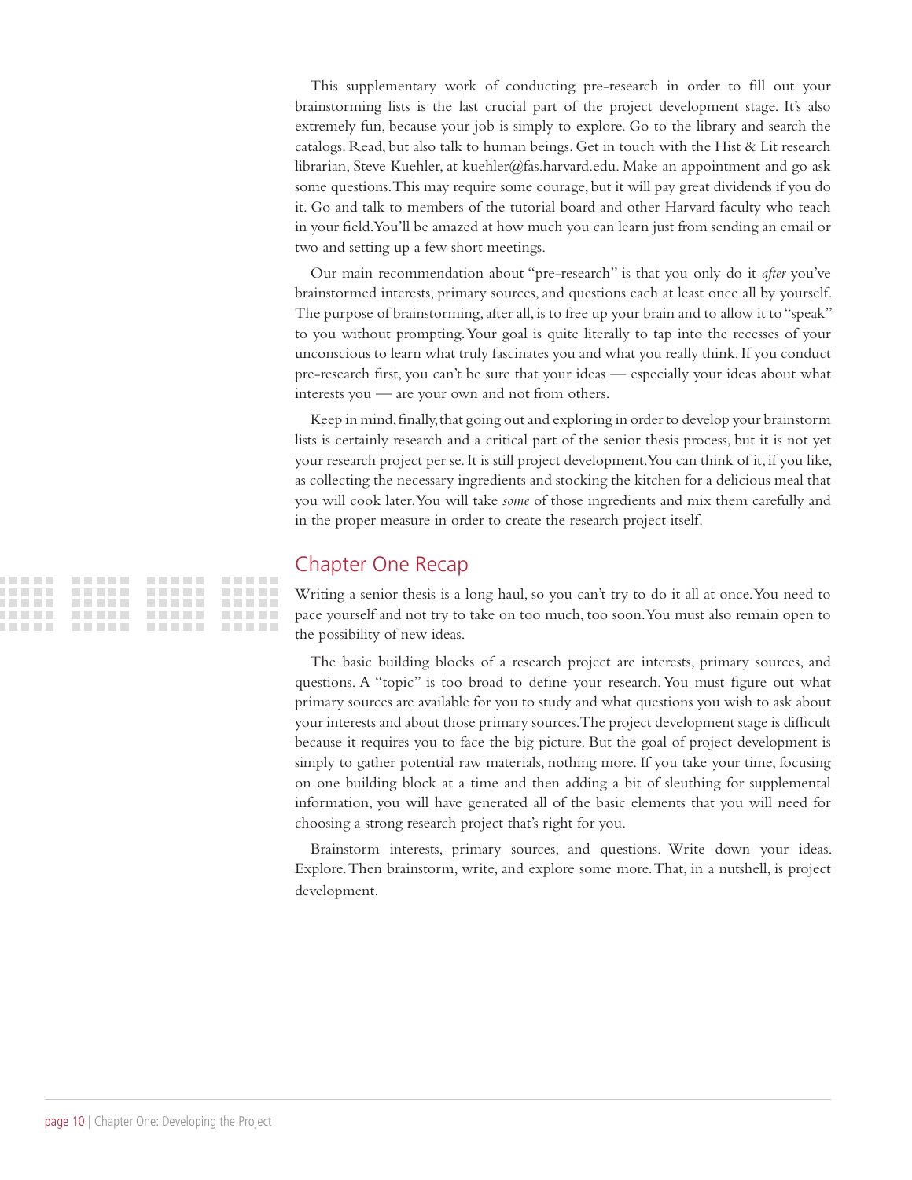This supplementary work of conducting pre-research in order to fill out your brainstorming lists is the last crucial part of the project development stage. It's also extremely fun, because your job is simply to explore. Go to the library and search the catalogs. Read, but also talk to human beings. Get in touch with the Hist & Lit research librarian, Steve Kuehler, at kuehler@fas.harvard.edu. Make an appointment and go ask some questions. This may require some courage, but it will pay great dividends if you do it. Go and talk to members of the tutorial board and other Harvard faculty who teach in your field. You'll be amazed at how much you can learn just from sending an email or two and setting up a few short meetings.

Our main recommendation about "pre-research" is that you only do it *after* you've brainstormed interests, primary sources, and questions each at least once all by yourself. The purpose of brainstorming, after all, is to free up your brain and to allow it to "speak" to you without prompting. Your goal is quite literally to tap into the recesses of your unconscious to learn what truly fascinates you and what you really think. If you conduct pre-research first, you can't be sure that your ideas — especially your ideas about what interests you — are your own and not from others.

Keep in mind, finally, that going out and exploring in order to develop your brainstorm lists is certainly research and a critical part of the senior thesis process, but it is not yet your research project per se. It is still project development. You can think of it, if you like, as collecting the necessary ingredients and stocking the kitchen for a delicious meal that you will cook later. You will take *some* of those ingredients and mix them carefully and in the proper measure in order to create the research project itself.

## Chapter One Recap

Writing a senior thesis is a long haul, so you can't try to do it all at once. You need to pace yourself and not try to take on too much, too soon. You must also remain open to the possibility of new ideas.

The basic building blocks of a research project are interests, primary sources, and questions. A "topic" is too broad to define your research. You must figure out what primary sources are available for you to study and what questions you wish to ask about your interests and about those primary sources. The project development stage is difficult because it requires you to face the big picture. But the goal of project development is simply to gather potential raw materials, nothing more. If you take your time, focusing on one building block at a time and then adding a bit of sleuthing for supplemental information, you will have generated all of the basic elements that you will need for choosing a strong research project that's right for you.

Brainstorm interests, primary sources, and questions. Write down your ideas. Explore. Then brainstorm, write, and explore some more. That, in a nutshell, is project development.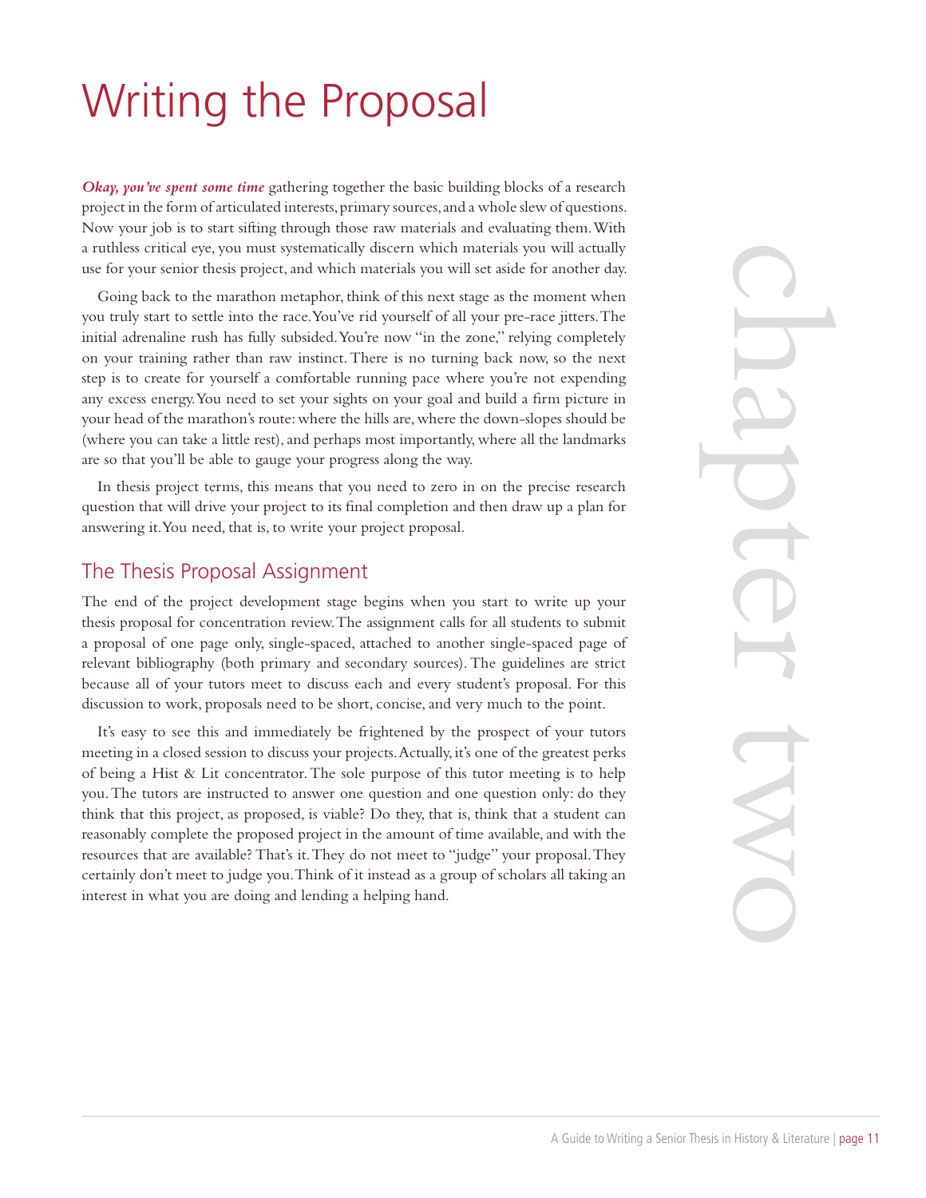# Writing the Proposal

***Okay, you've spent some time*** gathering together the basic building blocks of a research project in the form of articulated interests, primary sources, and a whole slew of questions. Now your job is to start sifting through those raw materials and evaluating them. With a ruthless critical eye, you must systematically discern which materials you will actually use for your senior thesis project, and which materials you will set aside for another day.

Going back to the marathon metaphor, think of this next stage as the moment when you truly start to settle into the race. You've rid yourself of all your pre-race jitters. The initial adrenaline rush has fully subsided. You're now "in the zone," relying completely on your training rather than raw instinct. There is no turning back now, so the next step is to create for yourself a comfortable running pace where you're not expending any excess energy. You need to set your sights on your goal and build a firm picture in your head of the marathon's route: where the hills are, where the down-slopes should be (where you can take a little rest), and perhaps most importantly, where all the landmarks are so that you'll be able to gauge your progress along the way.

In thesis project terms, this means that you need to zero in on the precise research question that will drive your project to its final completion and then draw up a plan for answering it. You need, that is, to write your project proposal.

## The Thesis Proposal Assignment

The end of the project development stage begins when you start to write up your thesis proposal for concentration review. The assignment calls for all students to submit a proposal of one page only, single-spaced, attached to another single-spaced page of relevant bibliography (both primary and secondary sources). The guidelines are strict because all of your tutors meet to discuss each and every student's proposal. For this discussion to work, proposals need to be short, concise, and very much to the point.

It's easy to see this and immediately be frightened by the prospect of your tutors meeting in a closed session to discuss your projects. Actually, it's one of the greatest perks of being a Hist & Lit concentrator. The sole purpose of this tutor meeting is to help you. The tutors are instructed to answer one question and one question only: do they think that this project, as proposed, is viable? Do they, that is, think that a student can reasonably complete the proposed project in the amount of time available, and with the resources that are available? That's it. They do not meet to "judge" your proposal. They certainly don't meet to judge you. Think of it instead as a group of scholars all taking an interest in what you are doing and lending a helping hand.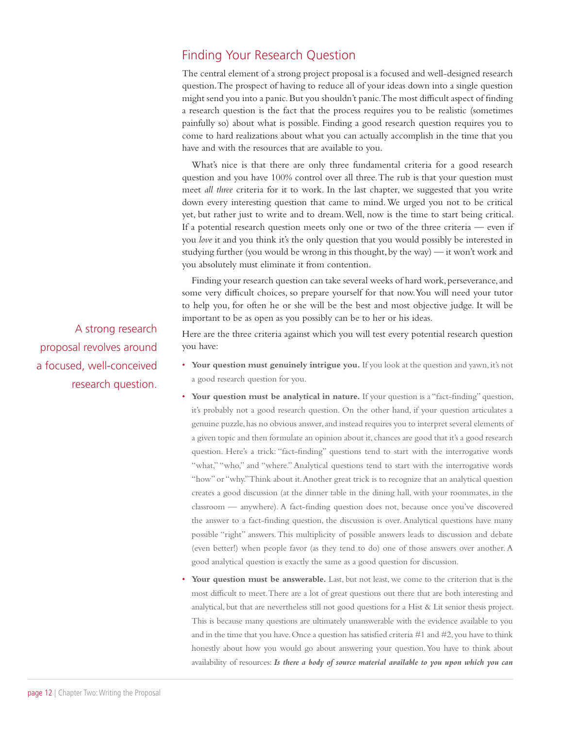## Finding Your Research Question

The central element of a strong project proposal is a focused and well-designed research question. The prospect of having to reduce all of your ideas down into a single question might send you into a panic. But you shouldn't panic. The most difficult aspect of finding a research question is the fact that the process requires you to be realistic (sometimes painfully so) about what is possible. Finding a good research question requires you to come to hard realizations about what you can actually accomplish in the time that you have and with the resources that are available to you.

What's nice is that there are only three fundamental criteria for a good research question and you have 100% control over all three. The rub is that your question must meet *all three* criteria for it to work. In the last chapter, we suggested that you write down every interesting question that came to mind. We urged you not to be critical yet, but rather just to write and to dream. Well, now is the time to start being critical. If a potential research question meets only one or two of the three criteria — even if you *love* it and you think it's the only question that you would possibly be interested in studying further (you would be wrong in this thought, by the way) — it won't work and you absolutely must eliminate it from contention.

Finding your research question can take several weeks of hard work, perseverance, and some very difficult choices, so prepare yourself for that now. You will need your tutor to help you, for often he or she will be the best and most objective judge. It will be important to be as open as you possibly can be to her or his ideas.

A strong research proposal revolves around a focused, well-conceived research question.

Here are the three criteria against which you will test every potential research question you have:

- **Your question must genuinely intrigue you.** If you look at the question and yawn, it's not a good research question for you.
- **Your question must be analytical in nature.** If your question is a "fact-finding" question, it's probably not a good research question. On the other hand, if your question articulates a genuine puzzle, has no obvious answer, and instead requires you to interpret several elements of a given topic and then formulate an opinion about it, chances are good that it's a good research question. Here's a trick: "fact-finding" questions tend to start with the interrogative words "what," "who," and "where." Analytical questions tend to start with the interrogative words "how" or "why." Think about it. Another great trick is to recognize that an analytical question creates a good discussion (at the dinner table in the dining hall, with your roommates, in the classroom — anywhere). A fact-finding question does not, because once you've discovered the answer to a fact-finding question, the discussion is over. Analytical questions have many possible "right" answers. This multiplicity of possible answers leads to discussion and debate (even better!) when people favor (as they tend to do) one of those answers over another. A good analytical question is exactly the same as a good question for discussion.
- **Your question must be answerable.** Last, but not least, we come to the criterion that is the most difficult to meet. There are a lot of great questions out there that are both interesting and analytical, but that are nevertheless still not good questions for a Hist & Lit senior thesis project. This is because many questions are ultimately unanswerable with the evidence available to you and in the time that you have. Once a question has satisfied criteria #1 and #2, you have to think honestly about how you would go about answering your question. You have to think about availability of resources: ***Is there a body of source material available to you upon which you can***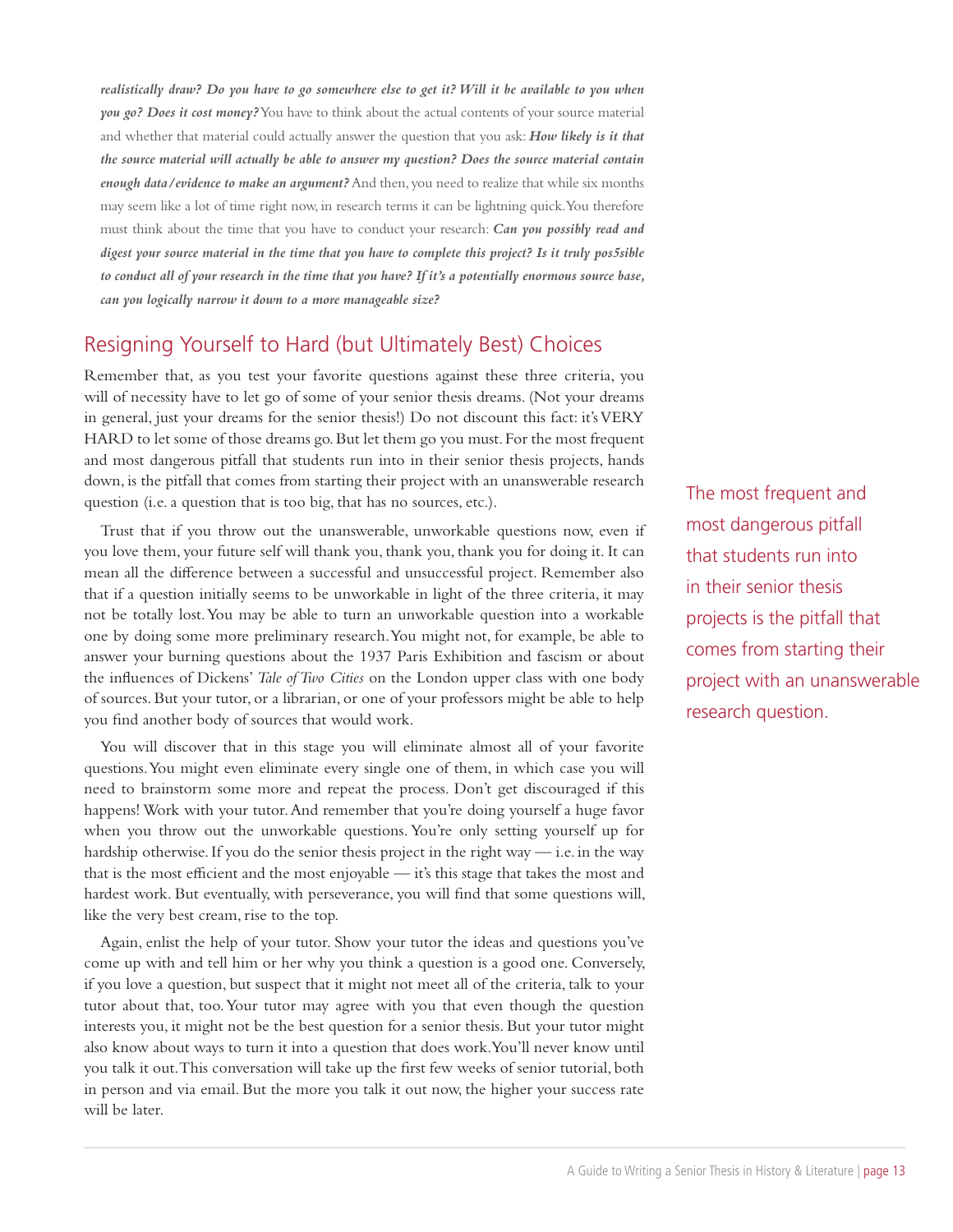***realistically draw? Do you have to go somewhere else to get it? Will it be available to you when you go? Does it cost money?*** You have to think about the actual contents of your source material and whether that material could actually answer the question that you ask: ***How likely is it that the source material will actually be able to answer my question? Does the source material contain enough data/evidence to make an argument?*** And then, you need to realize that while six months may seem like a lot of time right now, in research terms it can be lightning quick. You therefore must think about the time that you have to conduct your research: ***Can you possibly read and digest your source material in the time that you have to complete this project? Is it truly pos5sible to conduct all of your research in the time that you have? If it's a potentially enormous source base, can you logically narrow it down to a more manageable size?***

## Resigning Yourself to Hard (but Ultimately Best) Choices

Remember that, as you test your favorite questions against these three criteria, you will of necessity have to let go of some of your senior thesis dreams. (Not your dreams in general, just your dreams for the senior thesis!) Do not discount this fact: it's VERY HARD to let some of those dreams go. But let them go you must. For the most frequent and most dangerous pitfall that students run into in their senior thesis projects, hands down, is the pitfall that comes from starting their project with an unanswerable research question (i.e. a question that is too big, that has no sources, etc.).

> The most frequent and most dangerous pitfall that students run into in their senior thesis projects is the pitfall that comes from starting their project with an unanswerable research question.

Trust that if you throw out the unanswerable, unworkable questions now, even if you love them, your future self will thank you, thank you, thank you for doing it. It can mean all the difference between a successful and unsuccessful project. Remember also that if a question initially seems to be unworkable in light of the three criteria, it may not be totally lost. You may be able to turn an unworkable question into a workable one by doing some more preliminary research. You might not, for example, be able to answer your burning questions about the 1937 Paris Exhibition and fascism or about the influences of Dickens' *Tale of Two Cities* on the London upper class with one body of sources. But your tutor, or a librarian, or one of your professors might be able to help you find another body of sources that would work.

You will discover that in this stage you will eliminate almost all of your favorite questions. You might even eliminate every single one of them, in which case you will need to brainstorm some more and repeat the process. Don't get discouraged if this happens! Work with your tutor. And remember that you're doing yourself a huge favor when you throw out the unworkable questions. You're only setting yourself up for hardship otherwise. If you do the senior thesis project in the right way — i.e. in the way that is the most efficient and the most enjoyable — it's this stage that takes the most and hardest work. But eventually, with perseverance, you will find that some questions will, like the very best cream, rise to the top.

Again, enlist the help of your tutor. Show your tutor the ideas and questions you've come up with and tell him or her why you think a question is a good one. Conversely, if you love a question, but suspect that it might not meet all of the criteria, talk to your tutor about that, too. Your tutor may agree with you that even though the question interests you, it might not be the best question for a senior thesis. But your tutor might also know about ways to turn it into a question that does work. You'll never know until you talk it out. This conversation will take up the first few weeks of senior tutorial, both in person and via email. But the more you talk it out now, the higher your success rate will be later.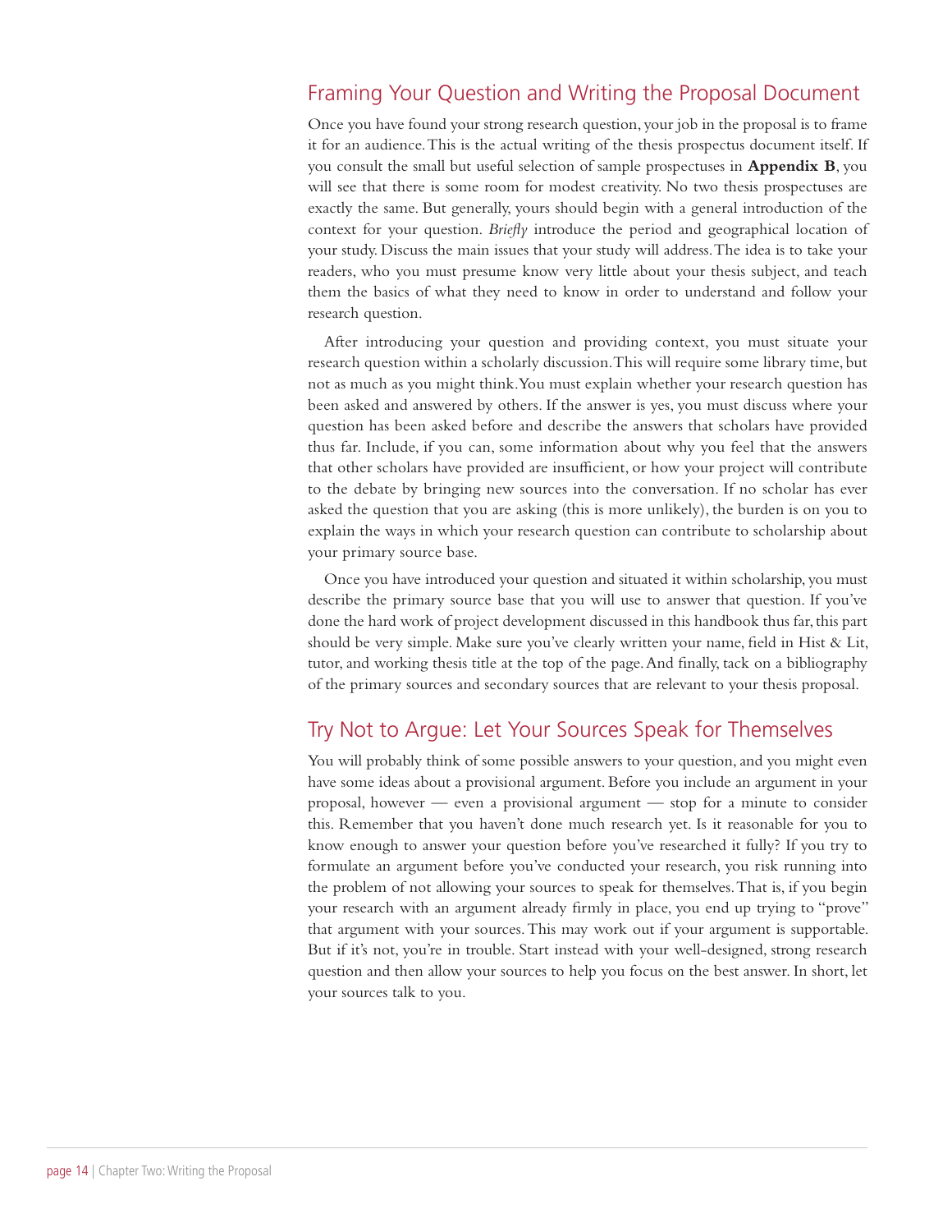## Framing Your Question and Writing the Proposal Document

Once you have found your strong research question, your job in the proposal is to frame it for an audience. This is the actual writing of the thesis prospectus document itself. If you consult the small but useful selection of sample prospectuses in **Appendix B**, you will see that there is some room for modest creativity. No two thesis prospectuses are exactly the same. But generally, yours should begin with a general introduction of the context for your question. *Briefly* introduce the period and geographical location of your study. Discuss the main issues that your study will address. The idea is to take your readers, who you must presume know very little about your thesis subject, and teach them the basics of what they need to know in order to understand and follow your research question.

After introducing your question and providing context, you must situate your research question within a scholarly discussion. This will require some library time, but not as much as you might think. You must explain whether your research question has been asked and answered by others. If the answer is yes, you must discuss where your question has been asked before and describe the answers that scholars have provided thus far. Include, if you can, some information about why you feel that the answers that other scholars have provided are insufficient, or how your project will contribute to the debate by bringing new sources into the conversation. If no scholar has ever asked the question that you are asking (this is more unlikely), the burden is on you to explain the ways in which your research question can contribute to scholarship about your primary source base.

Once you have introduced your question and situated it within scholarship, you must describe the primary source base that you will use to answer that question. If you've done the hard work of project development discussed in this handbook thus far, this part should be very simple. Make sure you've clearly written your name, field in Hist & Lit, tutor, and working thesis title at the top of the page. And finally, tack on a bibliography of the primary sources and secondary sources that are relevant to your thesis proposal.

## Try Not to Argue: Let Your Sources Speak for Themselves

You will probably think of some possible answers to your question, and you might even have some ideas about a provisional argument. Before you include an argument in your proposal, however — even a provisional argument — stop for a minute to consider this. Remember that you haven't done much research yet. Is it reasonable for you to know enough to answer your question before you've researched it fully? If you try to formulate an argument before you've conducted your research, you risk running into the problem of not allowing your sources to speak for themselves. That is, if you begin your research with an argument already firmly in place, you end up trying to "prove" that argument with your sources. This may work out if your argument is supportable. But if it's not, you're in trouble. Start instead with your well-designed, strong research question and then allow your sources to help you focus on the best answer. In short, let your sources talk to you.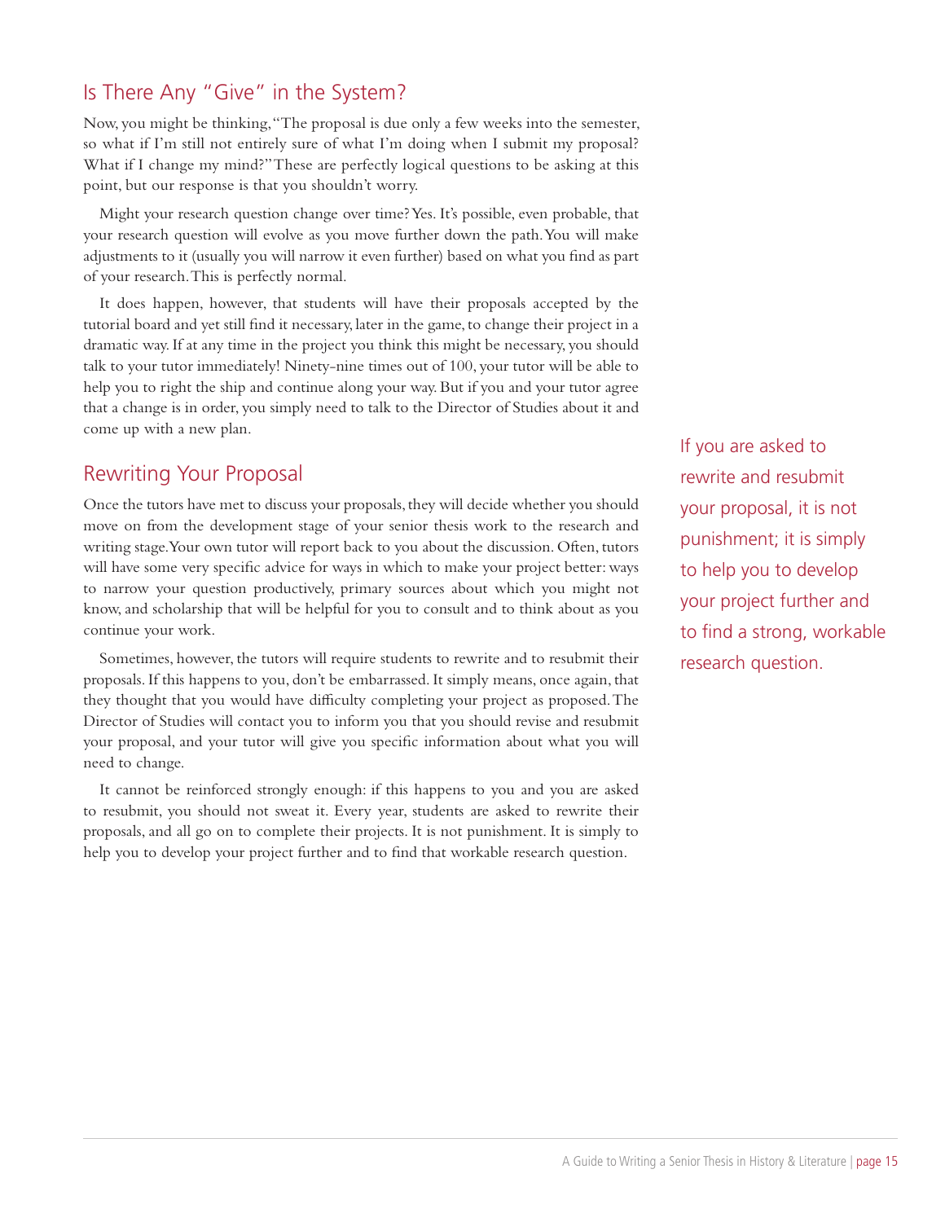## Is There Any "Give" in the System?

Now, you might be thinking, "The proposal is due only a few weeks into the semester, so what if I'm still not entirely sure of what I'm doing when I submit my proposal? What if I change my mind?" These are perfectly logical questions to be asking at this point, but our response is that you shouldn't worry.

Might your research question change over time? Yes. It's possible, even probable, that your research question will evolve as you move further down the path. You will make adjustments to it (usually you will narrow it even further) based on what you find as part of your research. This is perfectly normal.

It does happen, however, that students will have their proposals accepted by the tutorial board and yet still find it necessary, later in the game, to change their project in a dramatic way. If at any time in the project you think this might be necessary, you should talk to your tutor immediately! Ninety-nine times out of 100, your tutor will be able to help you to right the ship and continue along your way. But if you and your tutor agree that a change is in order, you simply need to talk to the Director of Studies about it and come up with a new plan.

## Rewriting Your Proposal

Once the tutors have met to discuss your proposals, they will decide whether you should move on from the development stage of your senior thesis work to the research and writing stage. Your own tutor will report back to you about the discussion. Often, tutors will have some very specific advice for ways in which to make your project better: ways to narrow your question productively, primary sources about which you might not know, and scholarship that will be helpful for you to consult and to think about as you continue your work.

Sometimes, however, the tutors will require students to rewrite and to resubmit their proposals. If this happens to you, don't be embarrassed. It simply means, once again, that they thought that you would have difficulty completing your project as proposed. The Director of Studies will contact you to inform you that you should revise and resubmit your proposal, and your tutor will give you specific information about what you will need to change.

It cannot be reinforced strongly enough: if this happens to you and you are asked to resubmit, you should not sweat it. Every year, students are asked to rewrite their proposals, and all go on to complete their projects. It is not punishment. It is simply to help you to develop your project further and to find that workable research question.

> If you are asked to rewrite and resubmit your proposal, it is not punishment; it is simply to help you to develop your project further and to find a strong, workable research question.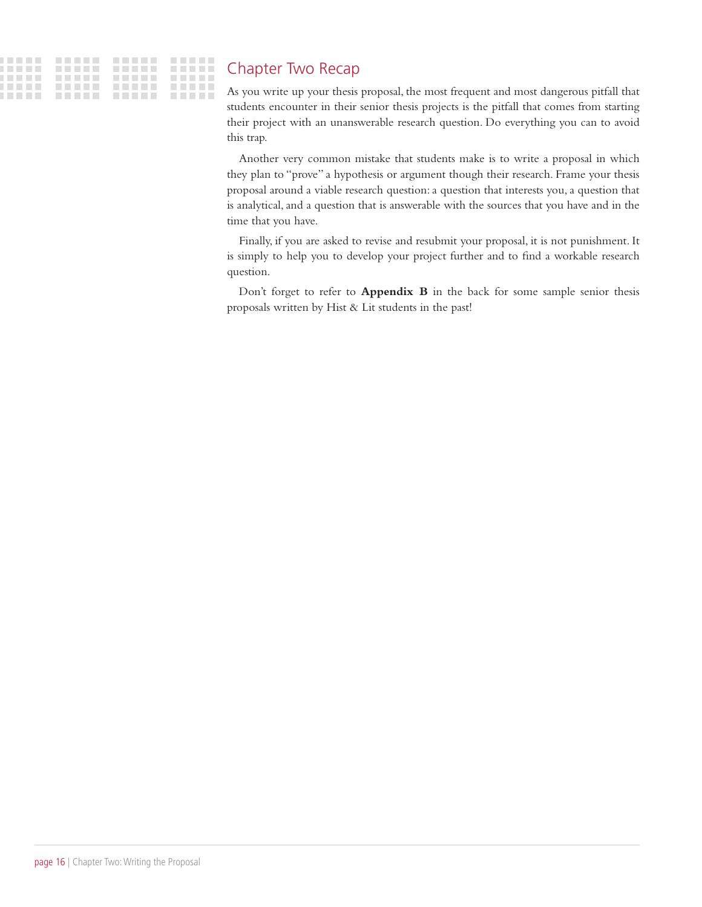## Chapter Two Recap

As you write up your thesis proposal, the most frequent and most dangerous pitfall that students encounter in their senior thesis projects is the pitfall that comes from starting their project with an unanswerable research question. Do everything you can to avoid this trap.

Another very common mistake that students make is to write a proposal in which they plan to "prove" a hypothesis or argument though their research. Frame your thesis proposal around a viable research question: a question that interests you, a question that is analytical, and a question that is answerable with the sources that you have and in the time that you have.

Finally, if you are asked to revise and resubmit your proposal, it is not punishment. It is simply to help you to develop your project further and to find a workable research question.

Don't forget to refer to **Appendix B** in the back for some sample senior thesis proposals written by Hist & Lit students in the past!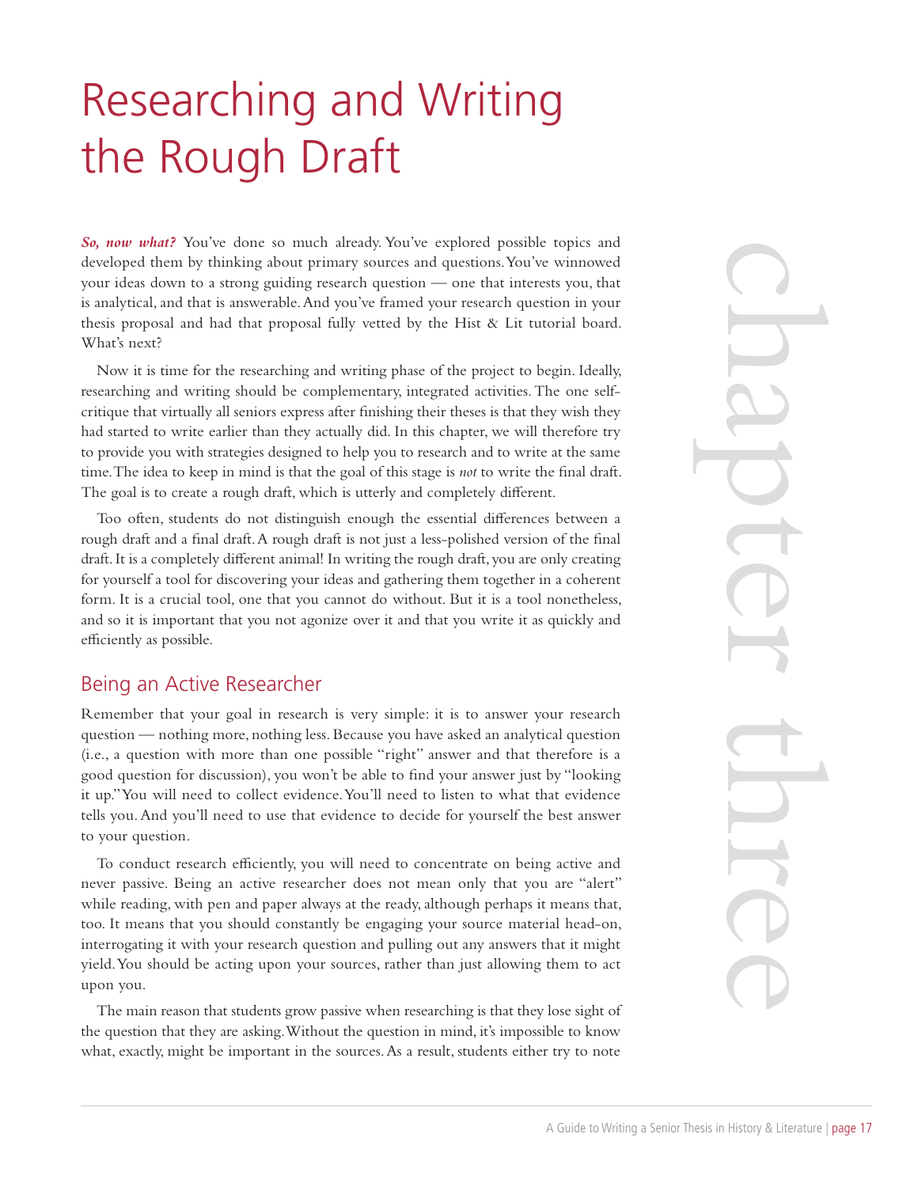# Researching and Writing the Rough Draft

*chapter three*

***So, now what?*** You've done so much already. You've explored possible topics and developed them by thinking about primary sources and questions. You've winnowed your ideas down to a strong guiding research question — one that interests you, that is analytical, and that is answerable. And you've framed your research question in your thesis proposal and had that proposal fully vetted by the Hist & Lit tutorial board. What's next?

Now it is time for the researching and writing phase of the project to begin. Ideally, researching and writing should be complementary, integrated activities. The one self-critique that virtually all seniors express after finishing their theses is that they wish they had started to write earlier than they actually did. In this chapter, we will therefore try to provide you with strategies designed to help you to research and to write at the same time. The idea to keep in mind is that the goal of this stage is *not* to write the final draft. The goal is to create a rough draft, which is utterly and completely different.

Too often, students do not distinguish enough the essential differences between a rough draft and a final draft. A rough draft is not just a less-polished version of the final draft. It is a completely different animal! In writing the rough draft, you are only creating for yourself a tool for discovering your ideas and gathering them together in a coherent form. It is a crucial tool, one that you cannot do without. But it is a tool nonetheless, and so it is important that you not agonize over it and that you write it as quickly and efficiently as possible.

## Being an Active Researcher

Remember that your goal in research is very simple: it is to answer your research question — nothing more, nothing less. Because you have asked an analytical question (i.e., a question with more than one possible "right" answer and that therefore is a good question for discussion), you won't be able to find your answer just by "looking it up." You will need to collect evidence. You'll need to listen to what that evidence tells you. And you'll need to use that evidence to decide for yourself the best answer to your question.

To conduct research efficiently, you will need to concentrate on being active and never passive. Being an active researcher does not mean only that you are "alert" while reading, with pen and paper always at the ready, although perhaps it means that, too. It means that you should constantly be engaging your source material head-on, interrogating it with your research question and pulling out any answers that it might yield. You should be acting upon your sources, rather than just allowing them to act upon you.

The main reason that students grow passive when researching is that they lose sight of the question that they are asking. Without the question in mind, it's impossible to know what, exactly, might be important in the sources. As a result, students either try to note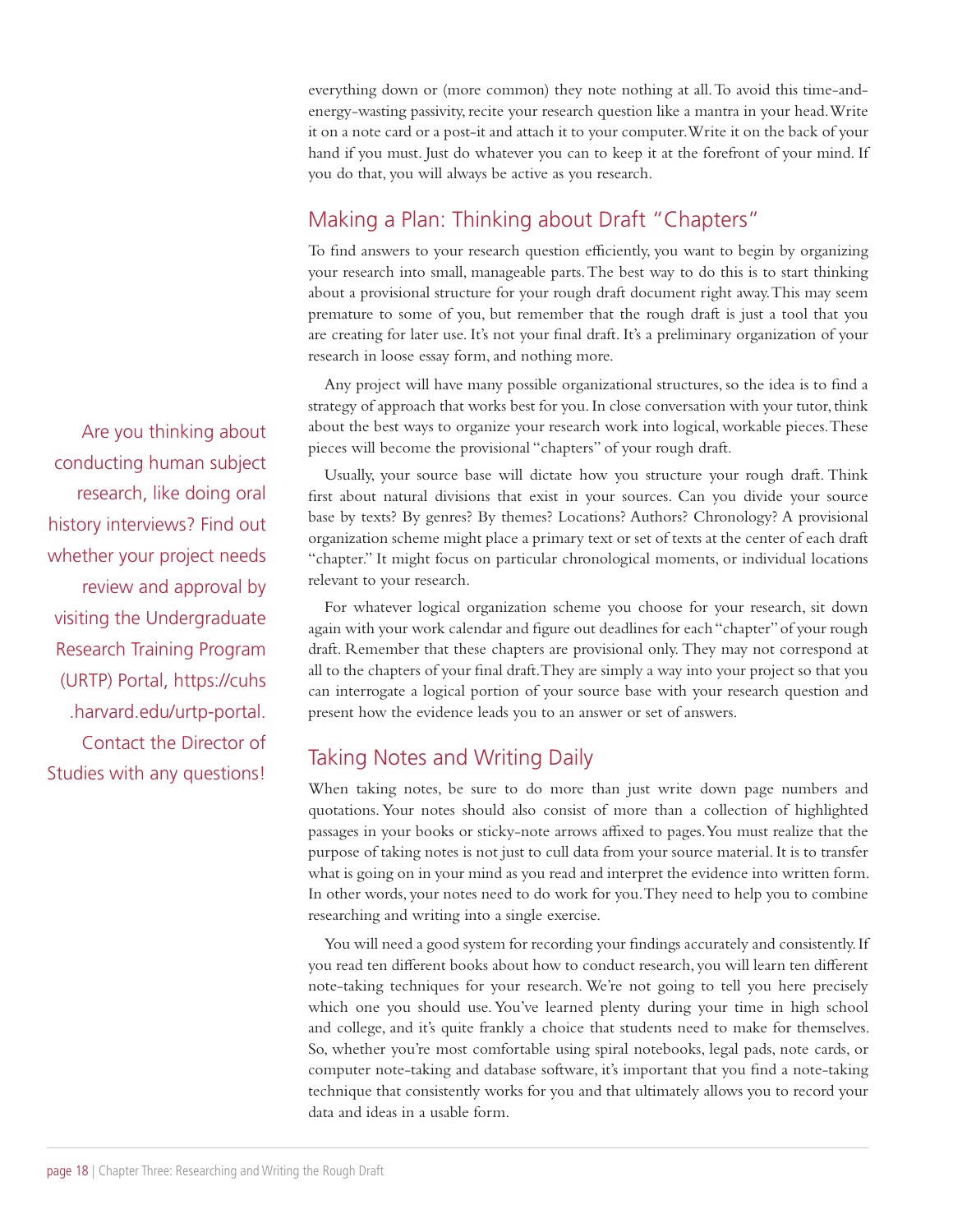everything down or (more common) they note nothing at all. To avoid this time-and-energy-wasting passivity, recite your research question like a mantra in your head. Write it on a note card or a post-it and attach it to your computer. Write it on the back of your hand if you must. Just do whatever you can to keep it at the forefront of your mind. If you do that, you will always be active as you research.

## Making a Plan: Thinking about Draft "Chapters"

To find answers to your research question efficiently, you want to begin by organizing your research into small, manageable parts. The best way to do this is to start thinking about a provisional structure for your rough draft document right away. This may seem premature to some of you, but remember that the rough draft is just a tool that you are creating for later use. It's not your final draft. It's a preliminary organization of your research in loose essay form, and nothing more.

Any project will have many possible organizational structures, so the idea is to find a strategy of approach that works best for you. In close conversation with your tutor, think about the best ways to organize your research work into logical, workable pieces. These pieces will become the provisional "chapters" of your rough draft.

Usually, your source base will dictate how you structure your rough draft. Think first about natural divisions that exist in your sources. Can you divide your source base by texts? By genres? By themes? Locations? Authors? Chronology? A provisional organization scheme might place a primary text or set of texts at the center of each draft "chapter." It might focus on particular chronological moments, or individual locations relevant to your research.

For whatever logical organization scheme you choose for your research, sit down again with your work calendar and figure out deadlines for each "chapter" of your rough draft. Remember that these chapters are provisional only. They may not correspond at all to the chapters of your final draft. They are simply a way into your project so that you can interrogate a logical portion of your source base with your research question and present how the evidence leads you to an answer or set of answers.

Are you thinking about conducting human subject research, like doing oral history interviews? Find out whether your project needs review and approval by visiting the Undergraduate Research Training Program (URTP) Portal, https://cuhs.harvard.edu/urtp-portal. Contact the Director of Studies with any questions!

## Taking Notes and Writing Daily

When taking notes, be sure to do more than just write down page numbers and quotations. Your notes should also consist of more than a collection of highlighted passages in your books or sticky-note arrows affixed to pages. You must realize that the purpose of taking notes is not just to cull data from your source material. It is to transfer what is going on in your mind as you read and interpret the evidence into written form. In other words, your notes need to do work for you. They need to help you to combine researching and writing into a single exercise.

You will need a good system for recording your findings accurately and consistently. If you read ten different books about how to conduct research, you will learn ten different note-taking techniques for your research. We're not going to tell you here precisely which one you should use. You've learned plenty during your time in high school and college, and it's quite frankly a choice that students need to make for themselves. So, whether you're most comfortable using spiral notebooks, legal pads, note cards, or computer note-taking and database software, it's important that you find a note-taking technique that consistently works for you and that ultimately allows you to record your data and ideas in a usable form.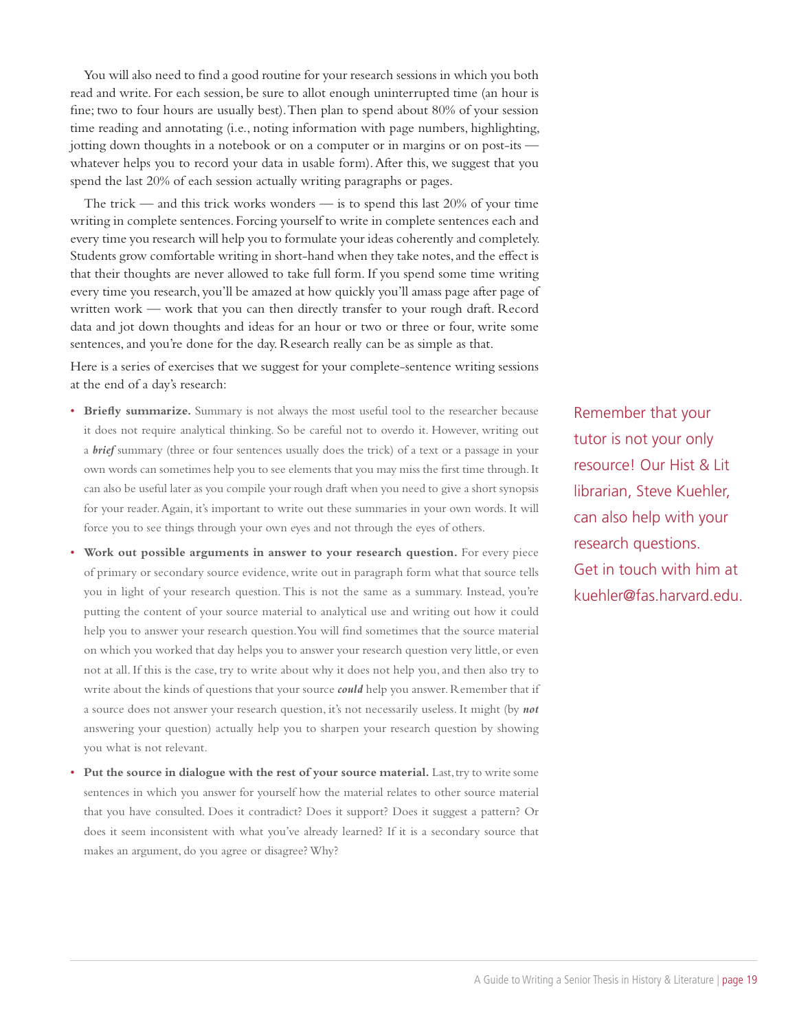You will also need to find a good routine for your research sessions in which you both read and write. For each session, be sure to allot enough uninterrupted time (an hour is fine; two to four hours are usually best). Then plan to spend about 80% of your session time reading and annotating (i.e., noting information with page numbers, highlighting, jotting down thoughts in a notebook or on a computer or in margins or on post-its — whatever helps you to record your data in usable form). After this, we suggest that you spend the last 20% of each session actually writing paragraphs or pages.

The trick — and this trick works wonders — is to spend this last 20% of your time writing in complete sentences. Forcing yourself to write in complete sentences each and every time you research will help you to formulate your ideas coherently and completely. Students grow comfortable writing in short-hand when they take notes, and the effect is that their thoughts are never allowed to take full form. If you spend some time writing every time you research, you'll be amazed at how quickly you'll amass page after page of written work — work that you can then directly transfer to your rough draft. Record data and jot down thoughts and ideas for an hour or two or three or four, write some sentences, and you're done for the day. Research really can be as simple as that.

Here is a series of exercises that we suggest for your complete-sentence writing sessions at the end of a day's research:

- **Briefly summarize.** Summary is not always the most useful tool to the researcher because it does not require analytical thinking. So be careful not to overdo it. However, writing out a ***brief*** summary (three or four sentences usually does the trick) of a text or a passage in your own words can sometimes help you to see elements that you may miss the first time through. It can also be useful later as you compile your rough draft when you need to give a short synopsis for your reader. Again, it's important to write out these summaries in your own words. It will force you to see things through your own eyes and not through the eyes of others.
- **Work out possible arguments in answer to your research question.** For every piece of primary or secondary source evidence, write out in paragraph form what that source tells you in light of your research question. This is not the same as a summary. Instead, you're putting the content of your source material to analytical use and writing out how it could help you to answer your research question. You will find sometimes that the source material on which you worked that day helps you to answer your research question very little, or even not at all. If this is the case, try to write about why it does not help you, and then also try to write about the kinds of questions that your source ***could*** help you answer. Remember that if a source does not answer your research question, it's not necessarily useless. It might (by ***not*** answering your question) actually help you to sharpen your research question by showing you what is not relevant.
- **Put the source in dialogue with the rest of your source material.** Last, try to write some sentences in which you answer for yourself how the material relates to other source material that you have consulted. Does it contradict? Does it support? Does it suggest a pattern? Or does it seem inconsistent with what you've already learned? If it is a secondary source that makes an argument, do you agree or disagree? Why?

Remember that your tutor is not your only resource! Our Hist & Lit librarian, Steve Kuehler, can also help with your research questions. Get in touch with him at kuehler@fas.harvard.edu.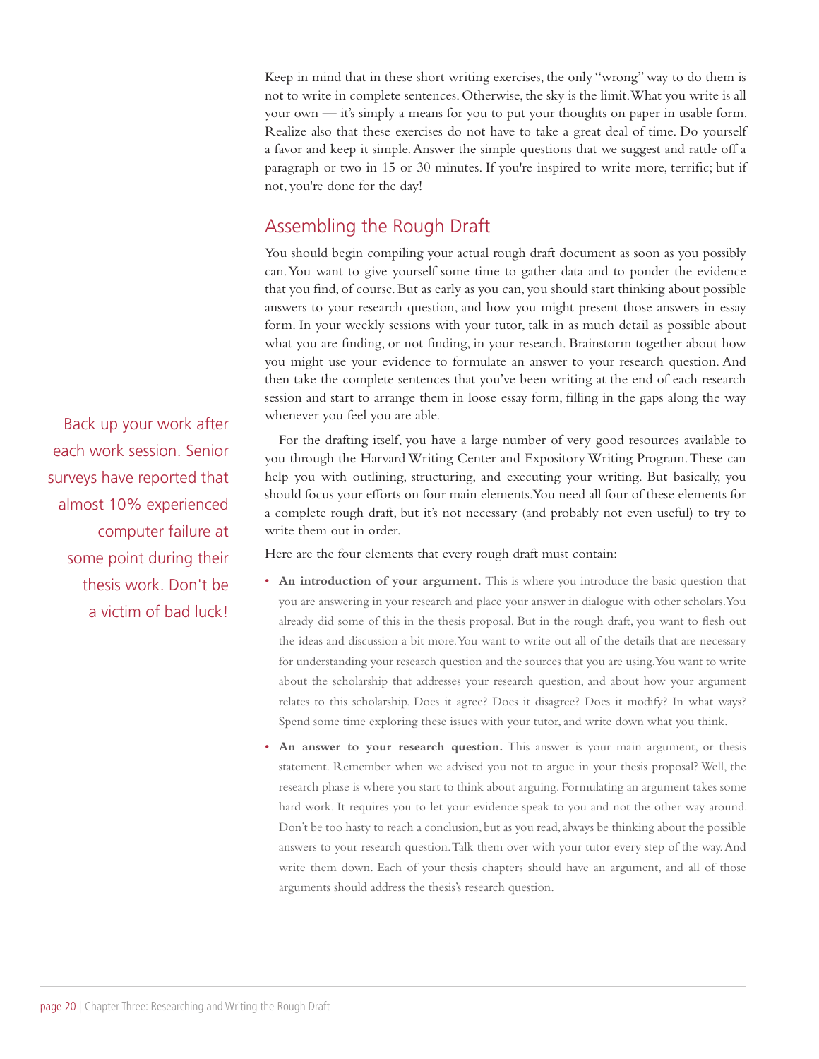Keep in mind that in these short writing exercises, the only "wrong" way to do them is not to write in complete sentences. Otherwise, the sky is the limit. What you write is all your own — it's simply a means for you to put your thoughts on paper in usable form. Realize also that these exercises do not have to take a great deal of time. Do yourself a favor and keep it simple. Answer the simple questions that we suggest and rattle off a paragraph or two in 15 or 30 minutes. If you're inspired to write more, terrific; but if not, you're done for the day!

## Assembling the Rough Draft

You should begin compiling your actual rough draft document as soon as you possibly can. You want to give yourself some time to gather data and to ponder the evidence that you find, of course. But as early as you can, you should start thinking about possible answers to your research question, and how you might present those answers in essay form. In your weekly sessions with your tutor, talk in as much detail as possible about what you are finding, or not finding, in your research. Brainstorm together about how you might use your evidence to formulate an answer to your research question. And then take the complete sentences that you've been writing at the end of each research session and start to arrange them in loose essay form, filling in the gaps along the way whenever you feel you are able.

Back up your work after each work session. Senior surveys have reported that almost 10% experienced computer failure at some point during their thesis work. Don't be a victim of bad luck!

For the drafting itself, you have a large number of very good resources available to you through the Harvard Writing Center and Expository Writing Program. These can help you with outlining, structuring, and executing your writing. But basically, you should focus your efforts on four main elements. You need all four of these elements for a complete rough draft, but it's not necessary (and probably not even useful) to try to write them out in order.

Here are the four elements that every rough draft must contain:

- **An introduction of your argument.** This is where you introduce the basic question that you are answering in your research and place your answer in dialogue with other scholars. You already did some of this in the thesis proposal. But in the rough draft, you want to flesh out the ideas and discussion a bit more. You want to write out all of the details that are necessary for understanding your research question and the sources that you are using. You want to write about the scholarship that addresses your research question, and about how your argument relates to this scholarship. Does it agree? Does it disagree? Does it modify? In what ways? Spend some time exploring these issues with your tutor, and write down what you think.
- **An answer to your research question.** This answer is your main argument, or thesis statement. Remember when we advised you not to argue in your thesis proposal? Well, the research phase is where you start to think about arguing. Formulating an argument takes some hard work. It requires you to let your evidence speak to you and not the other way around. Don't be too hasty to reach a conclusion, but as you read, always be thinking about the possible answers to your research question. Talk them over with your tutor every step of the way. And write them down. Each of your thesis chapters should have an argument, and all of those arguments should address the thesis's research question.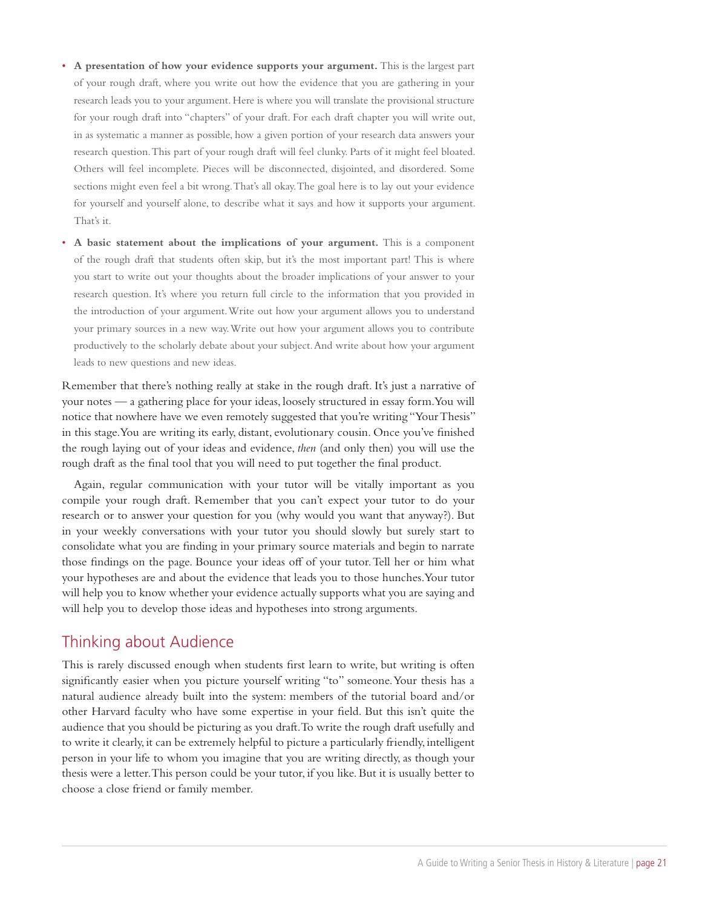- **A presentation of how your evidence supports your argument.** This is the largest part of your rough draft, where you write out how the evidence that you are gathering in your research leads you to your argument. Here is where you will translate the provisional structure for your rough draft into "chapters" of your draft. For each draft chapter you will write out, in as systematic a manner as possible, how a given portion of your research data answers your research question. This part of your rough draft will feel clunky. Parts of it might feel bloated. Others will feel incomplete. Pieces will be disconnected, disjointed, and disordered. Some sections might even feel a bit wrong. That's all okay. The goal here is to lay out your evidence for yourself and yourself alone, to describe what it says and how it supports your argument. That's it.
- **A basic statement about the implications of your argument.** This is a component of the rough draft that students often skip, but it's the most important part! This is where you start to write out your thoughts about the broader implications of your answer to your research question. It's where you return full circle to the information that you provided in the introduction of your argument. Write out how your argument allows you to understand your primary sources in a new way. Write out how your argument allows you to contribute productively to the scholarly debate about your subject. And write about how your argument leads to new questions and new ideas.

Remember that there's nothing really at stake in the rough draft. It's just a narrative of your notes — a gathering place for your ideas, loosely structured in essay form. You will notice that nowhere have we even remotely suggested that you're writing "Your Thesis" in this stage. You are writing its early, distant, evolutionary cousin. Once you've finished the rough laying out of your ideas and evidence, *then* (and only then) you will use the rough draft as the final tool that you will need to put together the final product.

Again, regular communication with your tutor will be vitally important as you compile your rough draft. Remember that you can't expect your tutor to do your research or to answer your question for you (why would you want that anyway?). But in your weekly conversations with your tutor you should slowly but surely start to consolidate what you are finding in your primary source materials and begin to narrate those findings on the page. Bounce your ideas off of your tutor. Tell her or him what your hypotheses are and about the evidence that leads you to those hunches. Your tutor will help you to know whether your evidence actually supports what you are saying and will help you to develop those ideas and hypotheses into strong arguments.

## Thinking about Audience

This is rarely discussed enough when students first learn to write, but writing is often significantly easier when you picture yourself writing "to" someone. Your thesis has a natural audience already built into the system: members of the tutorial board and/or other Harvard faculty who have some expertise in your field. But this isn't quite the audience that you should be picturing as you draft. To write the rough draft usefully and to write it clearly, it can be extremely helpful to picture a particularly friendly, intelligent person in your life to whom you imagine that you are writing directly, as though your thesis were a letter. This person could be your tutor, if you like. But it is usually better to choose a close friend or family member.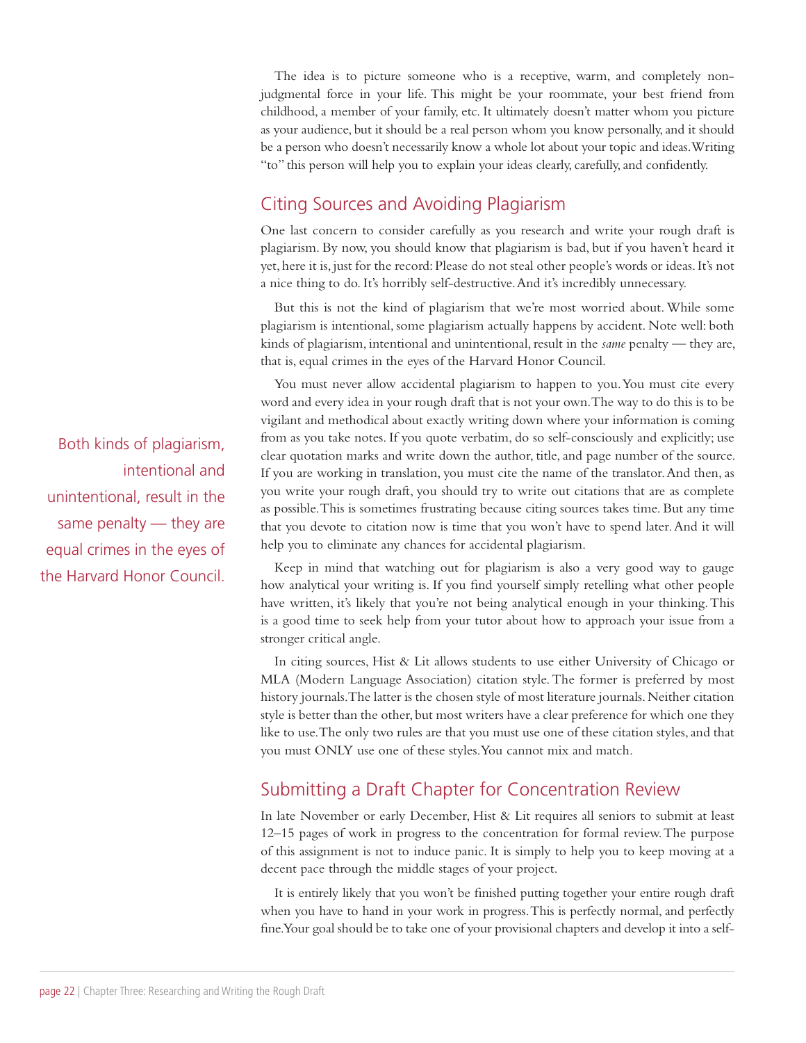The idea is to picture someone who is a receptive, warm, and completely non-judgmental force in your life. This might be your roommate, your best friend from childhood, a member of your family, etc. It ultimately doesn't matter whom you picture as your audience, but it should be a real person whom you know personally, and it should be a person who doesn't necessarily know a whole lot about your topic and ideas. Writing "to" this person will help you to explain your ideas clearly, carefully, and confidently.

## Citing Sources and Avoiding Plagiarism

One last concern to consider carefully as you research and write your rough draft is plagiarism. By now, you should know that plagiarism is bad, but if you haven't heard it yet, here it is, just for the record: Please do not steal other people's words or ideas. It's not a nice thing to do. It's horribly self-destructive. And it's incredibly unnecessary.

But this is not the kind of plagiarism that we're most worried about. While some plagiarism is intentional, some plagiarism actually happens by accident. Note well: both kinds of plagiarism, intentional and unintentional, result in the *same* penalty — they are, that is, equal crimes in the eyes of the Harvard Honor Council.

> Both kinds of plagiarism, intentional and unintentional, result in the same penalty — they are equal crimes in the eyes of the Harvard Honor Council.

You must never allow accidental plagiarism to happen to you. You must cite every word and every idea in your rough draft that is not your own. The way to do this is to be vigilant and methodical about exactly writing down where your information is coming from as you take notes. If you quote verbatim, do so self-consciously and explicitly; use clear quotation marks and write down the author, title, and page number of the source. If you are working in translation, you must cite the name of the translator. And then, as you write your rough draft, you should try to write out citations that are as complete as possible. This is sometimes frustrating because citing sources takes time. But any time that you devote to citation now is time that you won't have to spend later. And it will help you to eliminate any chances for accidental plagiarism.

Keep in mind that watching out for plagiarism is also a very good way to gauge how analytical your writing is. If you find yourself simply retelling what other people have written, it's likely that you're not being analytical enough in your thinking. This is a good time to seek help from your tutor about how to approach your issue from a stronger critical angle.

In citing sources, Hist & Lit allows students to use either University of Chicago or MLA (Modern Language Association) citation style. The former is preferred by most history journals. The latter is the chosen style of most literature journals. Neither citation style is better than the other, but most writers have a clear preference for which one they like to use. The only two rules are that you must use one of these citation styles, and that you must ONLY use one of these styles. You cannot mix and match.

## Submitting a Draft Chapter for Concentration Review

In late November or early December, Hist & Lit requires all seniors to submit at least 12–15 pages of work in progress to the concentration for formal review. The purpose of this assignment is not to induce panic. It is simply to help you to keep moving at a decent pace through the middle stages of your project.

It is entirely likely that you won't be finished putting together your entire rough draft when you have to hand in your work in progress. This is perfectly normal, and perfectly fine. Your goal should be to take one of your provisional chapters and develop it into a self-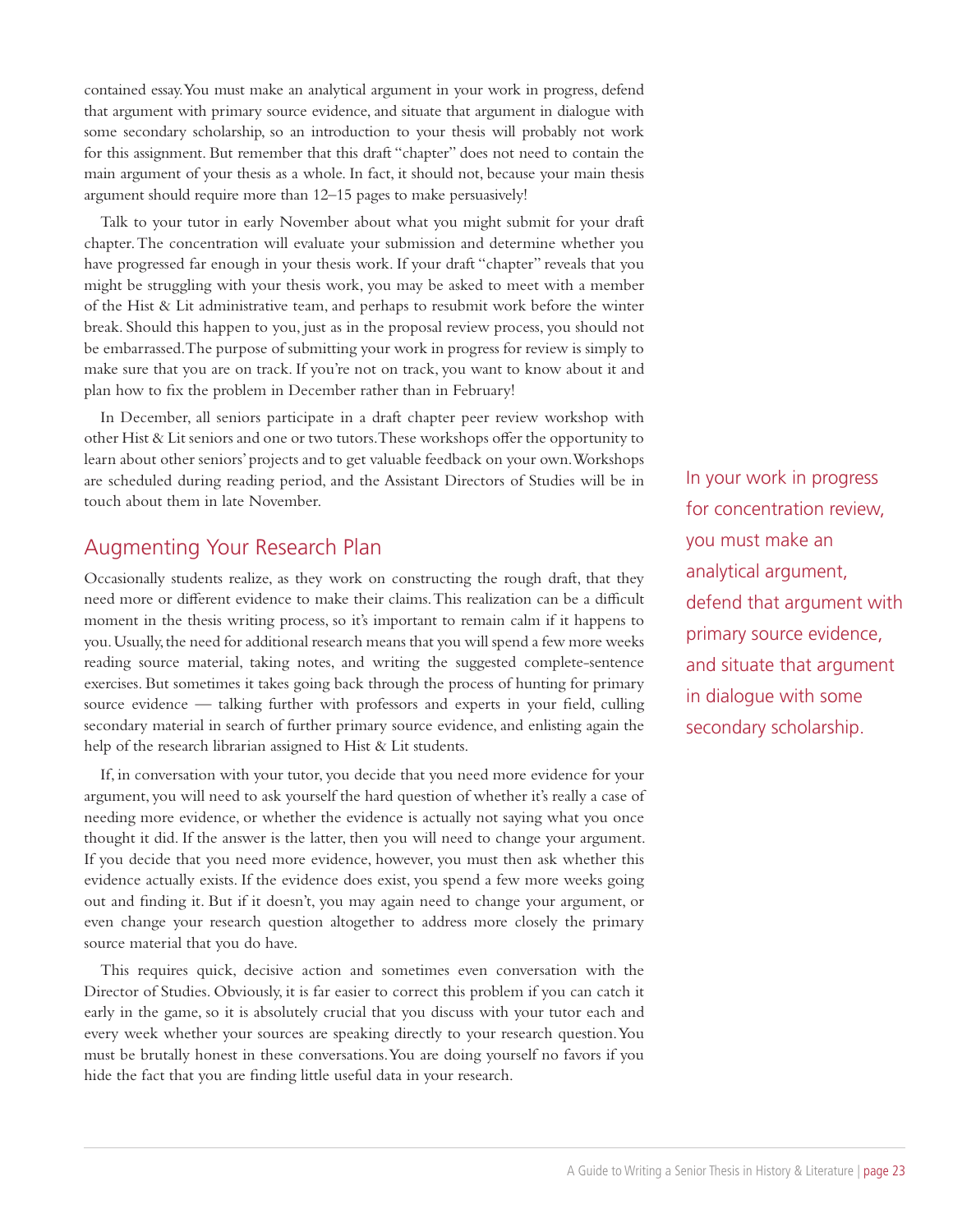contained essay. You must make an analytical argument in your work in progress, defend that argument with primary source evidence, and situate that argument in dialogue with some secondary scholarship, so an introduction to your thesis will probably not work for this assignment. But remember that this draft "chapter" does not need to contain the main argument of your thesis as a whole. In fact, it should not, because your main thesis argument should require more than 12–15 pages to make persuasively!

Talk to your tutor in early November about what you might submit for your draft chapter. The concentration will evaluate your submission and determine whether you have progressed far enough in your thesis work. If your draft "chapter" reveals that you might be struggling with your thesis work, you may be asked to meet with a member of the Hist & Lit administrative team, and perhaps to resubmit work before the winter break. Should this happen to you, just as in the proposal review process, you should not be embarrassed. The purpose of submitting your work in progress for review is simply to make sure that you are on track. If you're not on track, you want to know about it and plan how to fix the problem in December rather than in February!

In December, all seniors participate in a draft chapter peer review workshop with other Hist & Lit seniors and one or two tutors. These workshops offer the opportunity to learn about other seniors' projects and to get valuable feedback on your own. Workshops are scheduled during reading period, and the Assistant Directors of Studies will be in touch about them in late November.

> In your work in progress for concentration review, you must make an analytical argument, defend that argument with primary source evidence, and situate that argument in dialogue with some secondary scholarship.

## Augmenting Your Research Plan

Occasionally students realize, as they work on constructing the rough draft, that they need more or different evidence to make their claims. This realization can be a difficult moment in the thesis writing process, so it's important to remain calm if it happens to you. Usually, the need for additional research means that you will spend a few more weeks reading source material, taking notes, and writing the suggested complete-sentence exercises. But sometimes it takes going back through the process of hunting for primary source evidence — talking further with professors and experts in your field, culling secondary material in search of further primary source evidence, and enlisting again the help of the research librarian assigned to Hist & Lit students.

If, in conversation with your tutor, you decide that you need more evidence for your argument, you will need to ask yourself the hard question of whether it's really a case of needing more evidence, or whether the evidence is actually not saying what you once thought it did. If the answer is the latter, then you will need to change your argument. If you decide that you need more evidence, however, you must then ask whether this evidence actually exists. If the evidence does exist, you spend a few more weeks going out and finding it. But if it doesn't, you may again need to change your argument, or even change your research question altogether to address more closely the primary source material that you do have.

This requires quick, decisive action and sometimes even conversation with the Director of Studies. Obviously, it is far easier to correct this problem if you can catch it early in the game, so it is absolutely crucial that you discuss with your tutor each and every week whether your sources are speaking directly to your research question. You must be brutally honest in these conversations. You are doing yourself no favors if you hide the fact that you are finding little useful data in your research.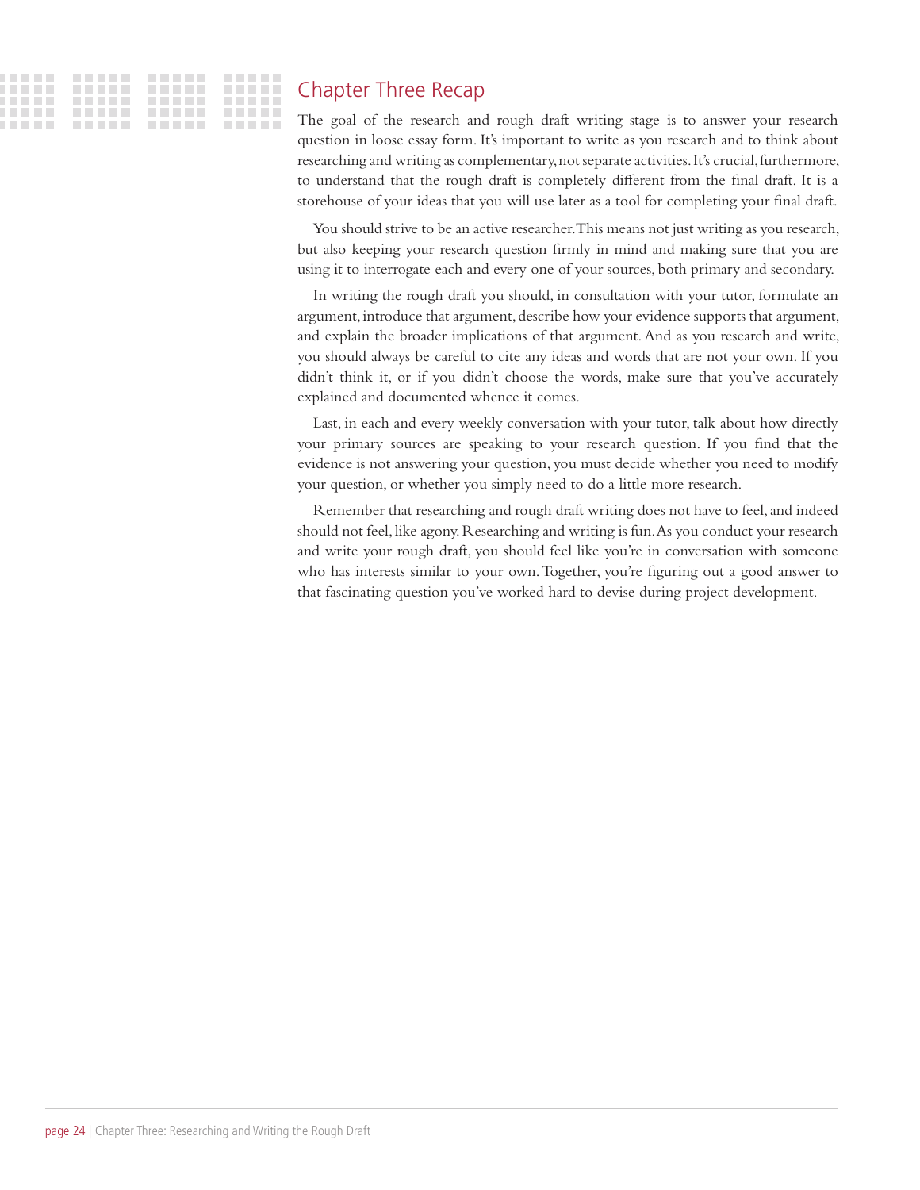## Chapter Three Recap

The goal of the research and rough draft writing stage is to answer your research question in loose essay form. It's important to write as you research and to think about researching and writing as complementary, not separate activities. It's crucial, furthermore, to understand that the rough draft is completely different from the final draft. It is a storehouse of your ideas that you will use later as a tool for completing your final draft.

You should strive to be an active researcher. This means not just writing as you research, but also keeping your research question firmly in mind and making sure that you are using it to interrogate each and every one of your sources, both primary and secondary.

In writing the rough draft you should, in consultation with your tutor, formulate an argument, introduce that argument, describe how your evidence supports that argument, and explain the broader implications of that argument. And as you research and write, you should always be careful to cite any ideas and words that are not your own. If you didn't think it, or if you didn't choose the words, make sure that you've accurately explained and documented whence it comes.

Last, in each and every weekly conversation with your tutor, talk about how directly your primary sources are speaking to your research question. If you find that the evidence is not answering your question, you must decide whether you need to modify your question, or whether you simply need to do a little more research.

Remember that researching and rough draft writing does not have to feel, and indeed should not feel, like agony. Researching and writing is fun. As you conduct your research and write your rough draft, you should feel like you're in conversation with someone who has interests similar to your own. Together, you're figuring out a good answer to that fascinating question you've worked hard to devise during project development.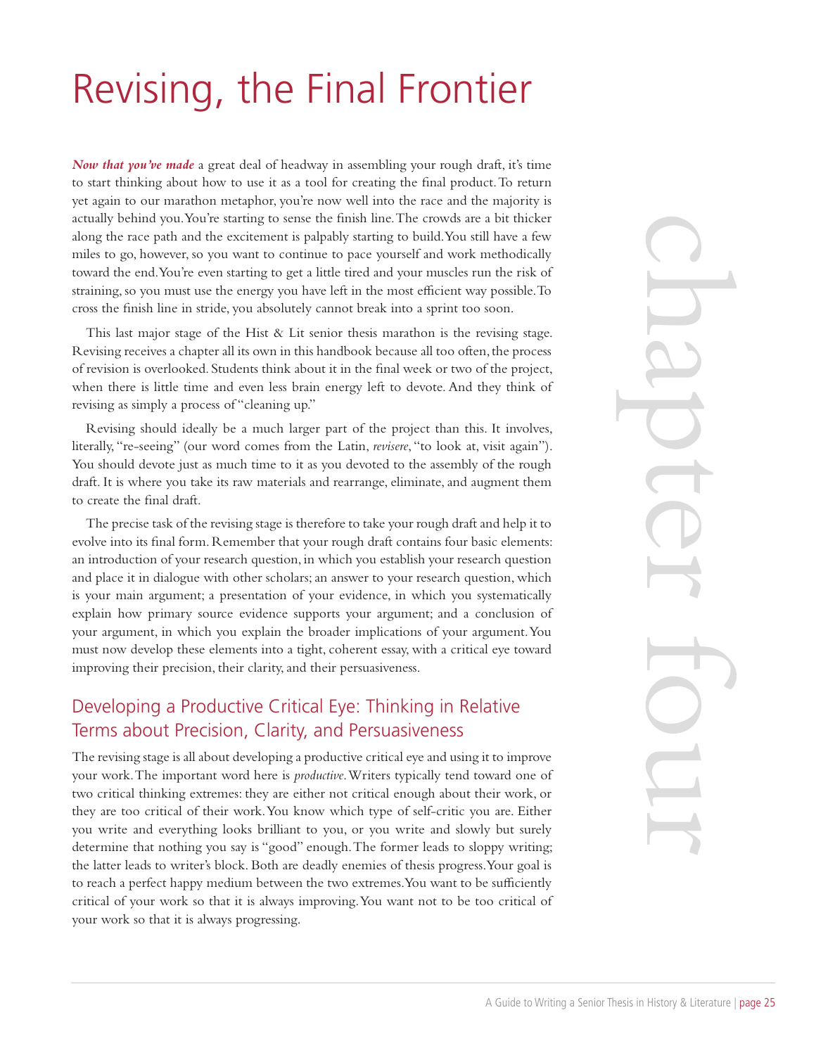# Revising, the Final Frontier

***Now that you've made*** a great deal of headway in assembling your rough draft, it's time to start thinking about how to use it as a tool for creating the final product. To return yet again to our marathon metaphor, you're now well into the race and the majority is actually behind you. You're starting to sense the finish line. The crowds are a bit thicker along the race path and the excitement is palpably starting to build. You still have a few miles to go, however, so you want to continue to pace yourself and work methodically toward the end. You're even starting to get a little tired and your muscles run the risk of straining, so you must use the energy you have left in the most efficient way possible. To cross the finish line in stride, you absolutely cannot break into a sprint too soon.

This last major stage of the Hist & Lit senior thesis marathon is the revising stage. Revising receives a chapter all its own in this handbook because all too often, the process of revision is overlooked. Students think about it in the final week or two of the project, when there is little time and even less brain energy left to devote. And they think of revising as simply a process of "cleaning up."

Revising should ideally be a much larger part of the project than this. It involves, literally, "re-seeing" (our word comes from the Latin, *revisere*, "to look at, visit again"). You should devote just as much time to it as you devoted to the assembly of the rough draft. It is where you take its raw materials and rearrange, eliminate, and augment them to create the final draft.

The precise task of the revising stage is therefore to take your rough draft and help it to evolve into its final form. Remember that your rough draft contains four basic elements: an introduction of your research question, in which you establish your research question and place it in dialogue with other scholars; an answer to your research question, which is your main argument; a presentation of your evidence, in which you systematically explain how primary source evidence supports your argument; and a conclusion of your argument, in which you explain the broader implications of your argument. You must now develop these elements into a tight, coherent essay, with a critical eye toward improving their precision, their clarity, and their persuasiveness.

## Developing a Productive Critical Eye: Thinking in Relative Terms about Precision, Clarity, and Persuasiveness

The revising stage is all about developing a productive critical eye and using it to improve your work. The important word here is *productive*. Writers typically tend toward one of two critical thinking extremes: they are either not critical enough about their work, or they are too critical of their work. You know which type of self-critic you are. Either you write and everything looks brilliant to you, or you write and slowly but surely determine that nothing you say is "good" enough. The former leads to sloppy writing; the latter leads to writer's block. Both are deadly enemies of thesis progress. Your goal is to reach a perfect happy medium between the two extremes. You want to be sufficiently critical of your work so that it is always improving. You want not to be too critical of your work so that it is always progressing.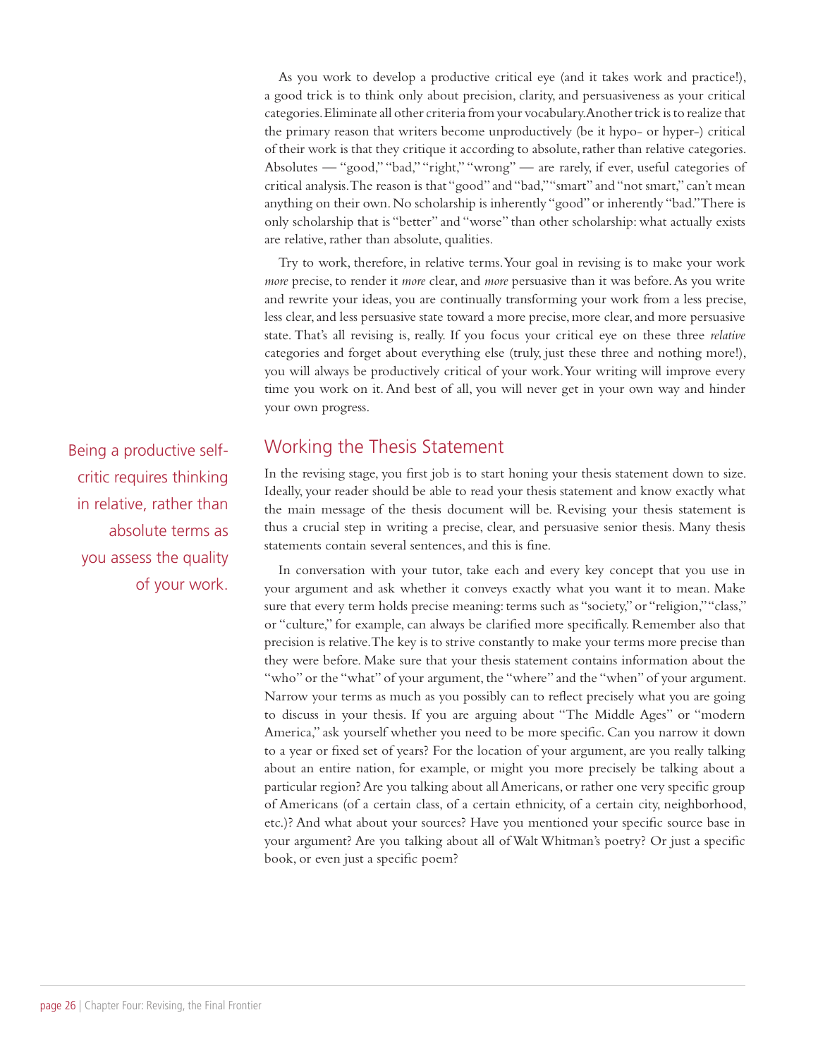As you work to develop a productive critical eye (and it takes work and practice!), a good trick is to think only about precision, clarity, and persuasiveness as your critical categories. Eliminate all other criteria from your vocabulary. Another trick is to realize that the primary reason that writers become unproductively (be it hypo- or hyper-) critical of their work is that they critique it according to absolute, rather than relative categories. Absolutes — "good," "bad," "right," "wrong" — are rarely, if ever, useful categories of critical analysis. The reason is that "good" and "bad," "smart" and "not smart," can't mean anything on their own. No scholarship is inherently "good" or inherently "bad." There is only scholarship that is "better" and "worse" than other scholarship: what actually exists are relative, rather than absolute, qualities.

Try to work, therefore, in relative terms. Your goal in revising is to make your work *more* precise, to render it *more* clear, and *more* persuasive than it was before. As you write and rewrite your ideas, you are continually transforming your work from a less precise, less clear, and less persuasive state toward a more precise, more clear, and more persuasive state. That's all revising is, really. If you focus your critical eye on these three *relative* categories and forget about everything else (truly, just these three and nothing more!), you will always be productively critical of your work. Your writing will improve every time you work on it. And best of all, you will never get in your own way and hinder your own progress.

> Being a productive self-critic requires thinking in relative, rather than absolute terms as you assess the quality of your work.

## Working the Thesis Statement

In the revising stage, you first job is to start honing your thesis statement down to size. Ideally, your reader should be able to read your thesis statement and know exactly what the main message of the thesis document will be. Revising your thesis statement is thus a crucial step in writing a precise, clear, and persuasive senior thesis. Many thesis statements contain several sentences, and this is fine.

In conversation with your tutor, take each and every key concept that you use in your argument and ask whether it conveys exactly what you want it to mean. Make sure that every term holds precise meaning: terms such as "society," or "religion," "class," or "culture," for example, can always be clarified more specifically. Remember also that precision is relative. The key is to strive constantly to make your terms more precise than they were before. Make sure that your thesis statement contains information about the "who" or the "what" of your argument, the "where" and the "when" of your argument. Narrow your terms as much as you possibly can to reflect precisely what you are going to discuss in your thesis. If you are arguing about "The Middle Ages" or "modern America," ask yourself whether you need to be more specific. Can you narrow it down to a year or fixed set of years? For the location of your argument, are you really talking about an entire nation, for example, or might you more precisely be talking about a particular region? Are you talking about all Americans, or rather one very specific group of Americans (of a certain class, of a certain ethnicity, of a certain city, neighborhood, etc.)? And what about your sources? Have you mentioned your specific source base in your argument? Are you talking about all of Walt Whitman's poetry? Or just a specific book, or even just a specific poem?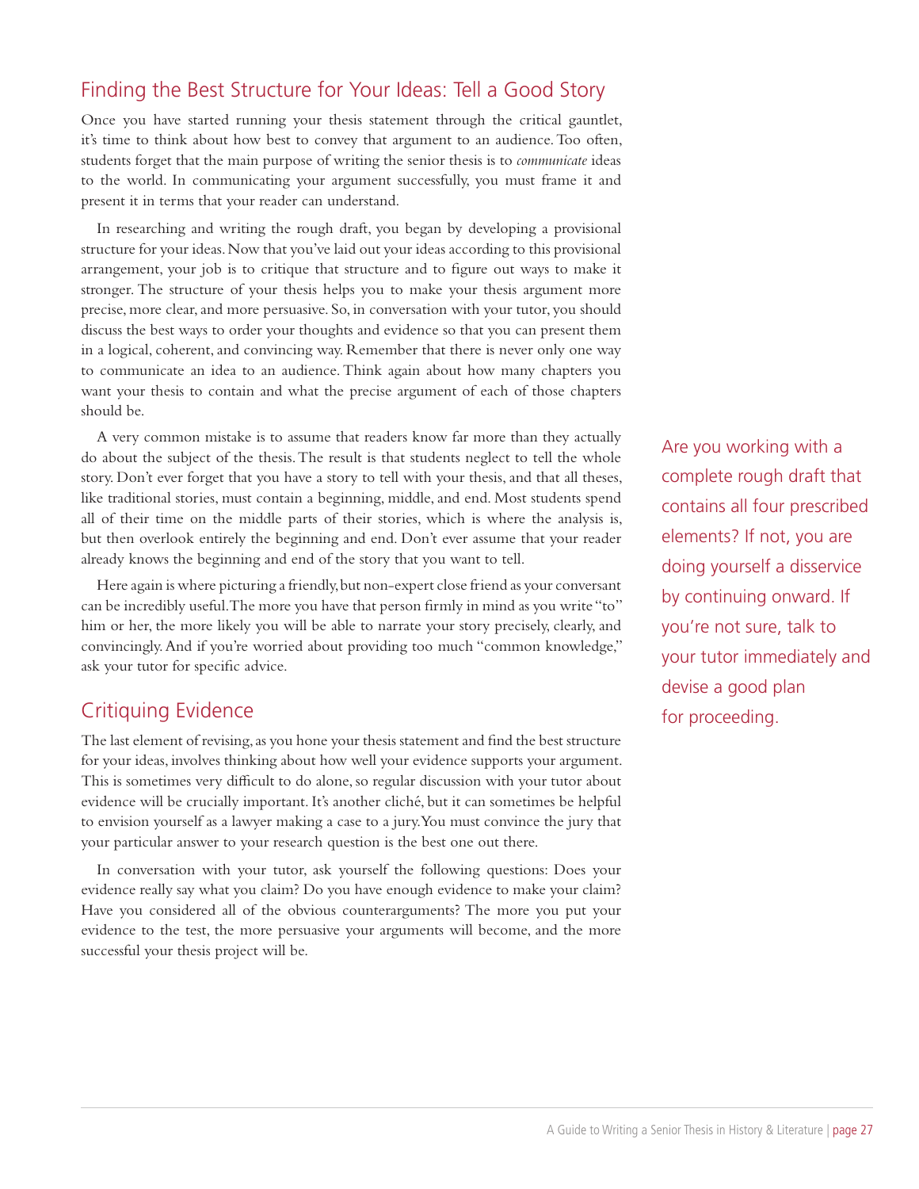## Finding the Best Structure for Your Ideas: Tell a Good Story

Once you have started running your thesis statement through the critical gauntlet, it's time to think about how best to convey that argument to an audience. Too often, students forget that the main purpose of writing the senior thesis is to *communicate* ideas to the world. In communicating your argument successfully, you must frame it and present it in terms that your reader can understand.

In researching and writing the rough draft, you began by developing a provisional structure for your ideas. Now that you've laid out your ideas according to this provisional arrangement, your job is to critique that structure and to figure out ways to make it stronger. The structure of your thesis helps you to make your thesis argument more precise, more clear, and more persuasive. So, in conversation with your tutor, you should discuss the best ways to order your thoughts and evidence so that you can present them in a logical, coherent, and convincing way. Remember that there is never only one way to communicate an idea to an audience. Think again about how many chapters you want your thesis to contain and what the precise argument of each of those chapters should be.

A very common mistake is to assume that readers know far more than they actually do about the subject of the thesis. The result is that students neglect to tell the whole story. Don't ever forget that you have a story to tell with your thesis, and that all theses, like traditional stories, must contain a beginning, middle, and end. Most students spend all of their time on the middle parts of their stories, which is where the analysis is, but then overlook entirely the beginning and end. Don't ever assume that your reader already knows the beginning and end of the story that you want to tell.

Here again is where picturing a friendly, but non-expert close friend as your conversant can be incredibly useful. The more you have that person firmly in mind as you write "to" him or her, the more likely you will be able to narrate your story precisely, clearly, and convincingly. And if you're worried about providing too much "common knowledge," ask your tutor for specific advice.

Are you working with a complete rough draft that contains all four prescribed elements? If not, you are doing yourself a disservice by continuing onward. If you're not sure, talk to your tutor immediately and devise a good plan for proceeding.

## Critiquing Evidence

The last element of revising, as you hone your thesis statement and find the best structure for your ideas, involves thinking about how well your evidence supports your argument. This is sometimes very difficult to do alone, so regular discussion with your tutor about evidence will be crucially important. It's another cliché, but it can sometimes be helpful to envision yourself as a lawyer making a case to a jury. You must convince the jury that your particular answer to your research question is the best one out there.

In conversation with your tutor, ask yourself the following questions: Does your evidence really say what you claim? Do you have enough evidence to make your claim? Have you considered all of the obvious counterarguments? The more you put your evidence to the test, the more persuasive your arguments will become, and the more successful your thesis project will be.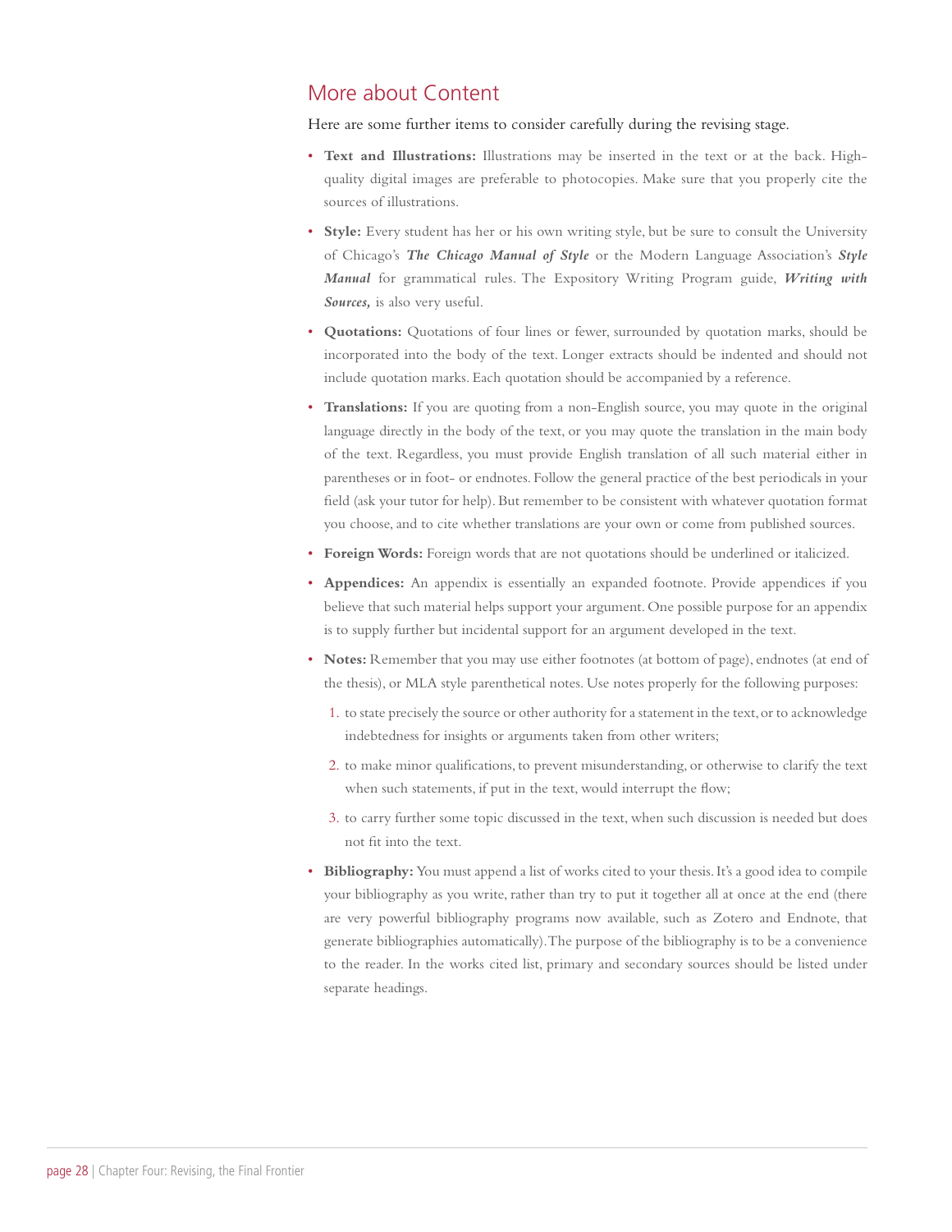## More about Content

Here are some further items to consider carefully during the revising stage.

- **Text and Illustrations:** Illustrations may be inserted in the text or at the back. High-quality digital images are preferable to photocopies. Make sure that you properly cite the sources of illustrations.
- **Style:** Every student has her or his own writing style, but be sure to consult the University of Chicago's ***The Chicago Manual of Style*** or the Modern Language Association's ***Style Manual*** for grammatical rules. The Expository Writing Program guide, ***Writing with Sources,*** is also very useful.
- **Quotations:** Quotations of four lines or fewer, surrounded by quotation marks, should be incorporated into the body of the text. Longer extracts should be indented and should not include quotation marks. Each quotation should be accompanied by a reference.
- **Translations:** If you are quoting from a non-English source, you may quote in the original language directly in the body of the text, or you may quote the translation in the main body of the text. Regardless, you must provide English translation of all such material either in parentheses or in foot- or endnotes. Follow the general practice of the best periodicals in your field (ask your tutor for help). But remember to be consistent with whatever quotation format you choose, and to cite whether translations are your own or come from published sources.
- **Foreign Words:** Foreign words that are not quotations should be underlined or italicized.
- **Appendices:** An appendix is essentially an expanded footnote. Provide appendices if you believe that such material helps support your argument. One possible purpose for an appendix is to supply further but incidental support for an argument developed in the text.
- **Notes:** Remember that you may use either footnotes (at bottom of page), endnotes (at end of the thesis), or MLA style parenthetical notes. Use notes properly for the following purposes:
  1. to state precisely the source or other authority for a statement in the text, or to acknowledge indebtedness for insights or arguments taken from other writers;
  2. to make minor qualifications, to prevent misunderstanding, or otherwise to clarify the text when such statements, if put in the text, would interrupt the flow;
  3. to carry further some topic discussed in the text, when such discussion is needed but does not fit into the text.
- **Bibliography:** You must append a list of works cited to your thesis. It's a good idea to compile your bibliography as you write, rather than try to put it together all at once at the end (there are very powerful bibliography programs now available, such as Zotero and Endnote, that generate bibliographies automatically). The purpose of the bibliography is to be a convenience to the reader. In the works cited list, primary and secondary sources should be listed under separate headings.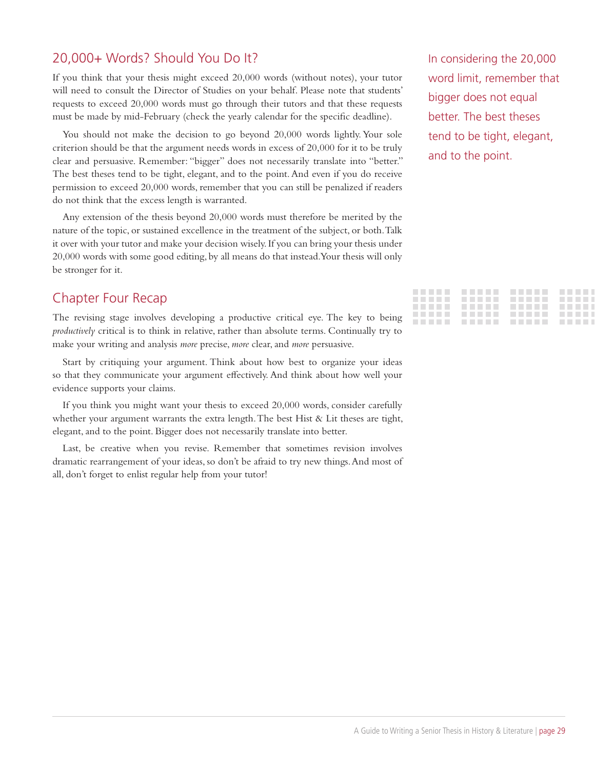## 20,000+ Words? Should You Do It?

If you think that your thesis might exceed 20,000 words (without notes), your tutor will need to consult the Director of Studies on your behalf. Please note that students' requests to exceed 20,000 words must go through their tutors and that these requests must be made by mid-February (check the yearly calendar for the specific deadline).

You should not make the decision to go beyond 20,000 words lightly. Your sole criterion should be that the argument needs words in excess of 20,000 for it to be truly clear and persuasive. Remember: "bigger" does not necessarily translate into "better." The best theses tend to be tight, elegant, and to the point. And even if you do receive permission to exceed 20,000 words, remember that you can still be penalized if readers do not think that the excess length is warranted.

Any extension of the thesis beyond 20,000 words must therefore be merited by the nature of the topic, or sustained excellence in the treatment of the subject, or both. Talk it over with your tutor and make your decision wisely. If you can bring your thesis under 20,000 words with some good editing, by all means do that instead. Your thesis will only be stronger for it.

In considering the 20,000 word limit, remember that bigger does not equal better. The best theses tend to be tight, elegant, and to the point.

## Chapter Four Recap

The revising stage involves developing a productive critical eye. The key to being *productively* critical is to think in relative, rather than absolute terms. Continually try to make your writing and analysis *more* precise, *more* clear, and *more* persuasive.

Start by critiquing your argument. Think about how best to organize your ideas so that they communicate your argument effectively. And think about how well your evidence supports your claims.

If you think you might want your thesis to exceed 20,000 words, consider carefully whether your argument warrants the extra length. The best Hist & Lit theses are tight, elegant, and to the point. Bigger does not necessarily translate into better.

Last, be creative when you revise. Remember that sometimes revision involves dramatic rearrangement of your ideas, so don't be afraid to try new things. And most of all, don't forget to enlist regular help from your tutor!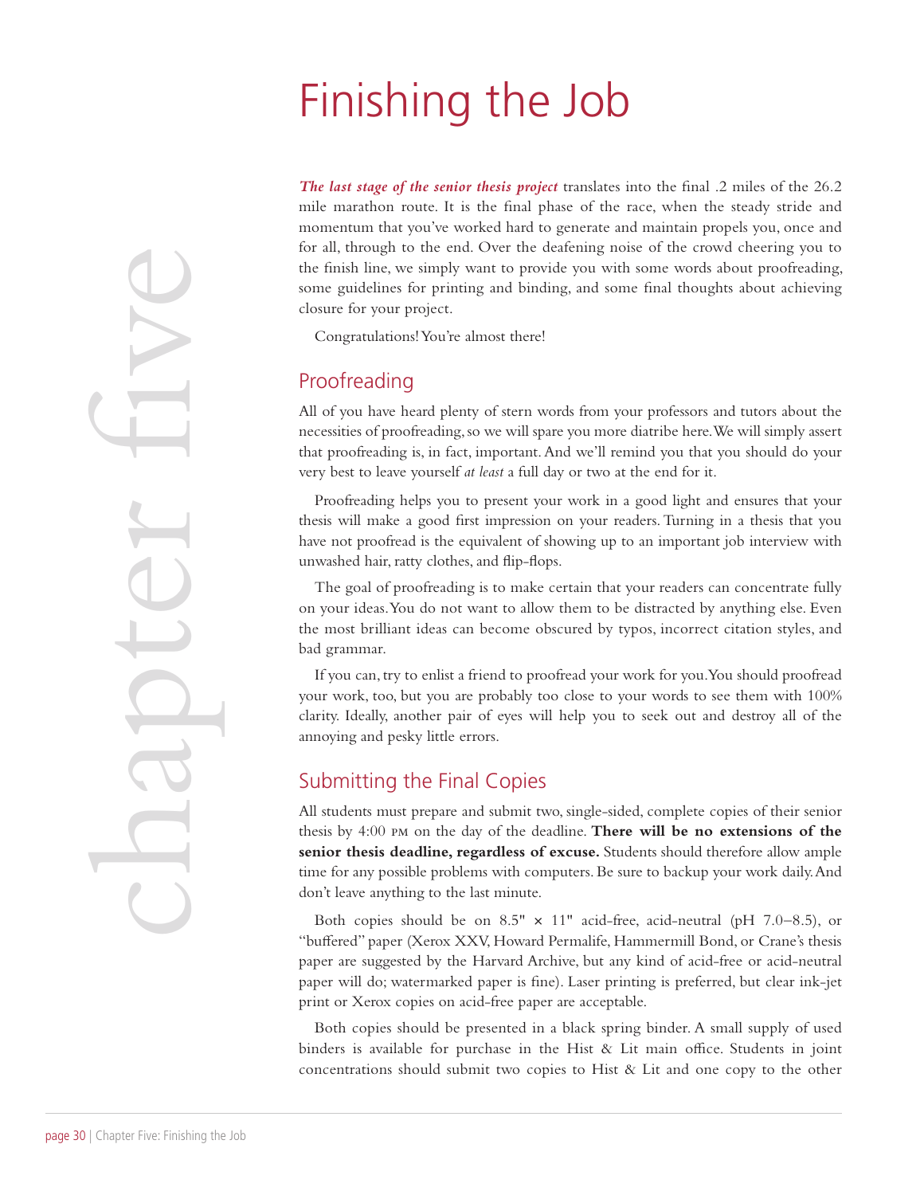# Finishing the Job

***The last stage of the senior thesis project*** translates into the final .2 miles of the 26.2 mile marathon route. It is the final phase of the race, when the steady stride and momentum that you've worked hard to generate and maintain propels you, once and for all, through to the end. Over the deafening noise of the crowd cheering you to the finish line, we simply want to provide you with some words about proofreading, some guidelines for printing and binding, and some final thoughts about achieving closure for your project.

Congratulations! You're almost there!

## Proofreading

All of you have heard plenty of stern words from your professors and tutors about the necessities of proofreading, so we will spare you more diatribe here. We will simply assert that proofreading is, in fact, important. And we'll remind you that you should do your very best to leave yourself *at least* a full day or two at the end for it.

Proofreading helps you to present your work in a good light and ensures that your thesis will make a good first impression on your readers. Turning in a thesis that you have not proofread is the equivalent of showing up to an important job interview with unwashed hair, ratty clothes, and flip-flops.

The goal of proofreading is to make certain that your readers can concentrate fully on your ideas. You do not want to allow them to be distracted by anything else. Even the most brilliant ideas can become obscured by typos, incorrect citation styles, and bad grammar.

If you can, try to enlist a friend to proofread your work for you. You should proofread your work, too, but you are probably too close to your words to see them with 100% clarity. Ideally, another pair of eyes will help you to seek out and destroy all of the annoying and pesky little errors.

## Submitting the Final Copies

All students must prepare and submit two, single-sided, complete copies of their senior thesis by 4:00 PM on the day of the deadline. **There will be no extensions of the senior thesis deadline, regardless of excuse.** Students should therefore allow ample time for any possible problems with computers. Be sure to backup your work daily. And don't leave anything to the last minute.

Both copies should be on 8.5" × 11" acid-free, acid-neutral (pH 7.0–8.5), or "buffered" paper (Xerox XXV, Howard Permalife, Hammermill Bond, or Crane's thesis paper are suggested by the Harvard Archive, but any kind of acid-free or acid-neutral paper will do; watermarked paper is fine). Laser printing is preferred, but clear ink-jet print or Xerox copies on acid-free paper are acceptable.

Both copies should be presented in a black spring binder. A small supply of used binders is available for purchase in the Hist & Lit main office. Students in joint concentrations should submit two copies to Hist & Lit and one copy to the other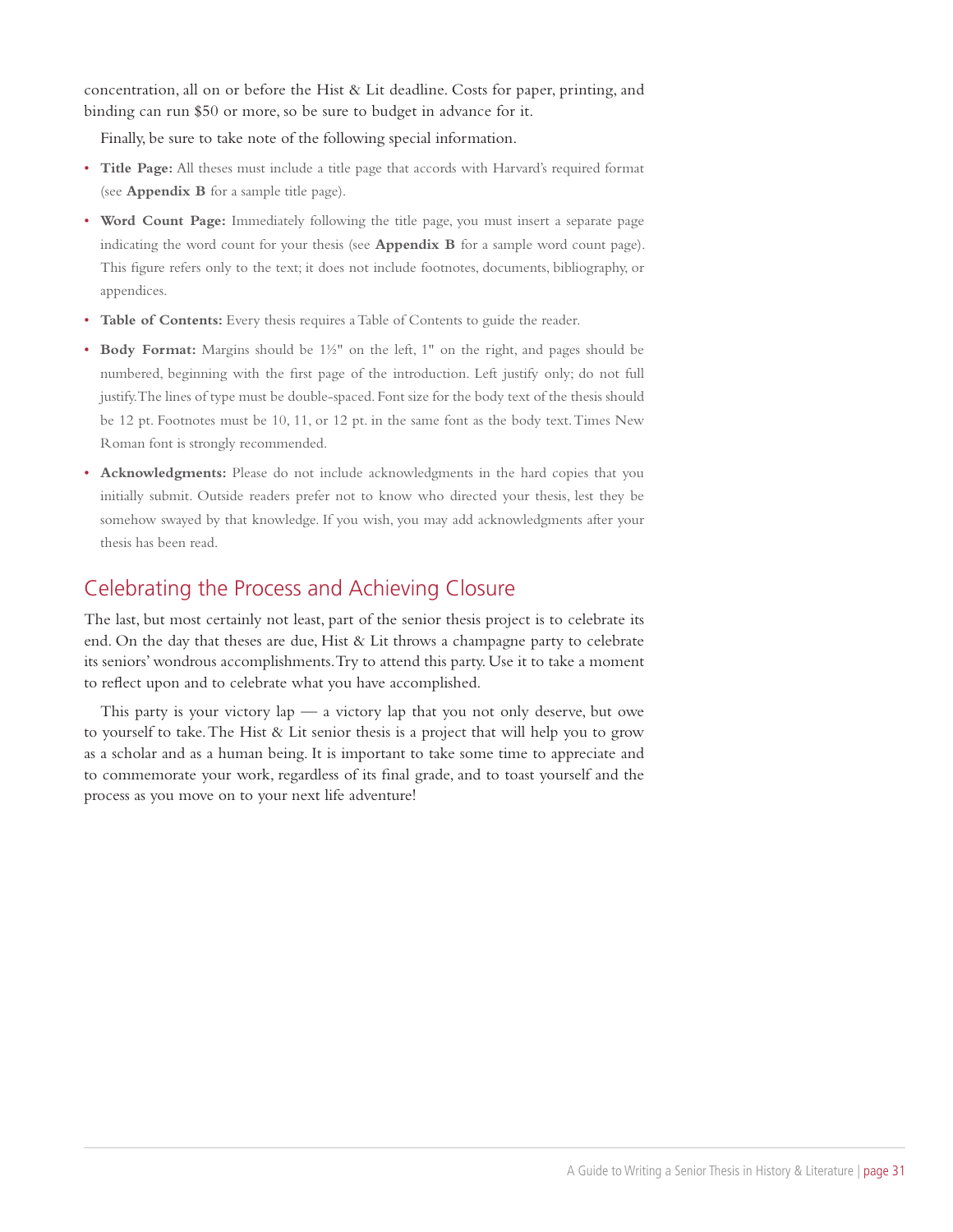concentration, all on or before the Hist & Lit deadline. Costs for paper, printing, and binding can run $50 or more, so be sure to budget in advance for it.

Finally, be sure to take note of the following special information.

- **Title Page:** All theses must include a title page that accords with Harvard's required format (see **Appendix B** for a sample title page).
- **Word Count Page:** Immediately following the title page, you must insert a separate page indicating the word count for your thesis (see **Appendix B** for a sample word count page). This figure refers only to the text; it does not include footnotes, documents, bibliography, or appendices.
- **Table of Contents:** Every thesis requires a Table of Contents to guide the reader.
- **Body Format:** Margins should be 1½" on the left, 1" on the right, and pages should be numbered, beginning with the first page of the introduction. Left justify only; do not full justify. The lines of type must be double-spaced. Font size for the body text of the thesis should be 12 pt. Footnotes must be 10, 11, or 12 pt. in the same font as the body text. Times New Roman font is strongly recommended.
- **Acknowledgments:** Please do not include acknowledgments in the hard copies that you initially submit. Outside readers prefer not to know who directed your thesis, lest they be somehow swayed by that knowledge. If you wish, you may add acknowledgments after your thesis has been read.

## Celebrating the Process and Achieving Closure

The last, but most certainly not least, part of the senior thesis project is to celebrate its end. On the day that theses are due, Hist & Lit throws a champagne party to celebrate its seniors' wondrous accomplishments. Try to attend this party. Use it to take a moment to reflect upon and to celebrate what you have accomplished.

This party is your victory lap — a victory lap that you not only deserve, but owe to yourself to take. The Hist & Lit senior thesis is a project that will help you to grow as a scholar and as a human being. It is important to take some time to appreciate and to commemorate your work, regardless of its final grade, and to toast yourself and the process as you move on to your next life adventure!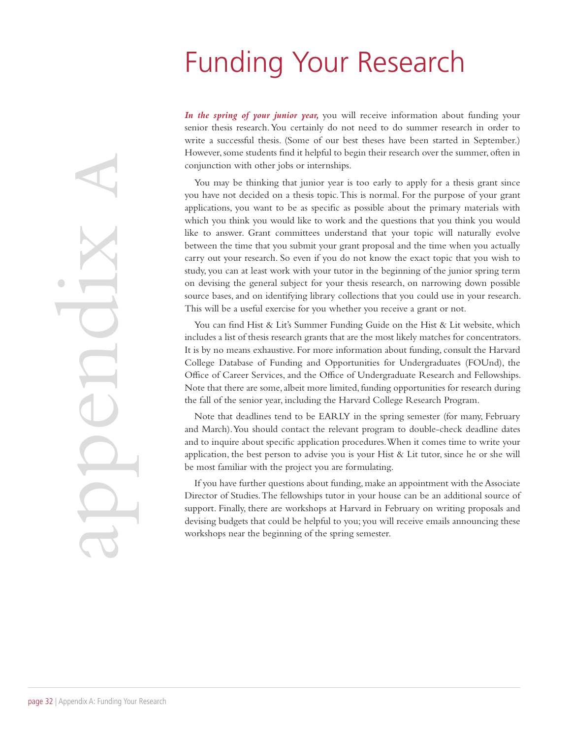# Funding Your Research

***In the spring of your junior year,*** you will receive information about funding your senior thesis research. You certainly do not need to do summer research in order to write a successful thesis. (Some of our best theses have been started in September.) However, some students find it helpful to begin their research over the summer, often in conjunction with other jobs or internships.

You may be thinking that junior year is too early to apply for a thesis grant since you have not decided on a thesis topic. This is normal. For the purpose of your grant applications, you want to be as specific as possible about the primary materials with which you think you would like to work and the questions that you think you would like to answer. Grant committees understand that your topic will naturally evolve between the time that you submit your grant proposal and the time when you actually carry out your research. So even if you do not know the exact topic that you wish to study, you can at least work with your tutor in the beginning of the junior spring term on devising the general subject for your thesis research, on narrowing down possible source bases, and on identifying library collections that you could use in your research. This will be a useful exercise for you whether you receive a grant or not.

You can find Hist & Lit's Summer Funding Guide on the Hist & Lit website, which includes a list of thesis research grants that are the most likely matches for concentrators. It is by no means exhaustive. For more information about funding, consult the Harvard College Database of Funding and Opportunities for Undergraduates (FOUnd), the Office of Career Services, and the Office of Undergraduate Research and Fellowships. Note that there are some, albeit more limited, funding opportunities for research during the fall of the senior year, including the Harvard College Research Program.

Note that deadlines tend to be EARLY in the spring semester (for many, February and March). You should contact the relevant program to double-check deadline dates and to inquire about specific application procedures. When it comes time to write your application, the best person to advise you is your Hist & Lit tutor, since he or she will be most familiar with the project you are formulating.

If you have further questions about funding, make an appointment with the Associate Director of Studies. The fellowships tutor in your house can be an additional source of support. Finally, there are workshops at Harvard in February on writing proposals and devising budgets that could be helpful to you; you will receive emails announcing these workshops near the beginning of the spring semester.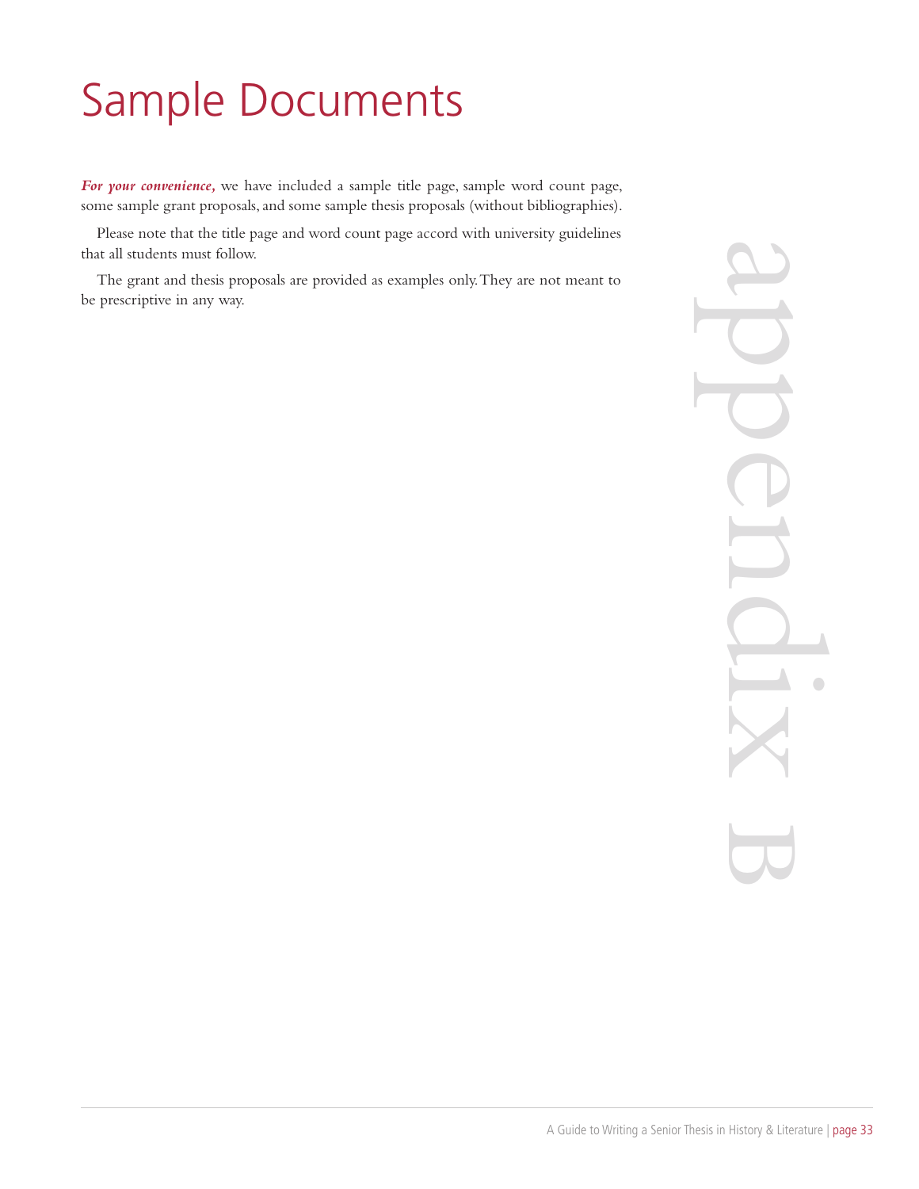# Sample Documents

***For your convenience,*** we have included a sample title page, sample word count page, some sample grant proposals, and some sample thesis proposals (without bibliographies).

Please note that the title page and word count page accord with university guidelines that all students must follow.

The grant and thesis proposals are provided as examples only. They are not meant to be prescriptive in any way.

appendix B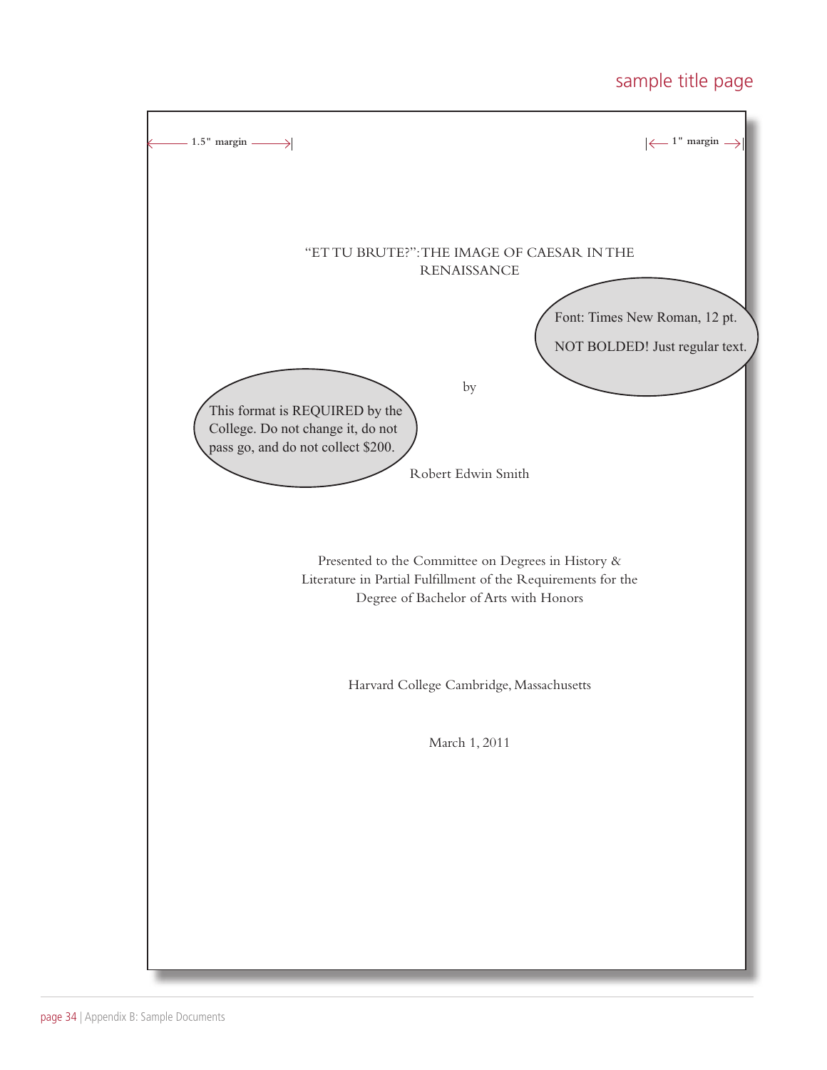## sample title page

1.5" margin — 1" margin

"ET TU BRUTE?": THE IMAGE OF CAESAR IN THE RENAISSANCE

> Font: Times New Roman, 12 pt.
>
> NOT BOLDED! Just regular text.

by

> This format is REQUIRED by the College. Do not change it, do not pass go, and do not collect $200.

Robert Edwin Smith

Presented to the Committee on Degrees in History & Literature in Partial Fulfillment of the Requirements for the Degree of Bachelor of Arts with Honors

Harvard College Cambridge, Massachusetts

March 1, 2011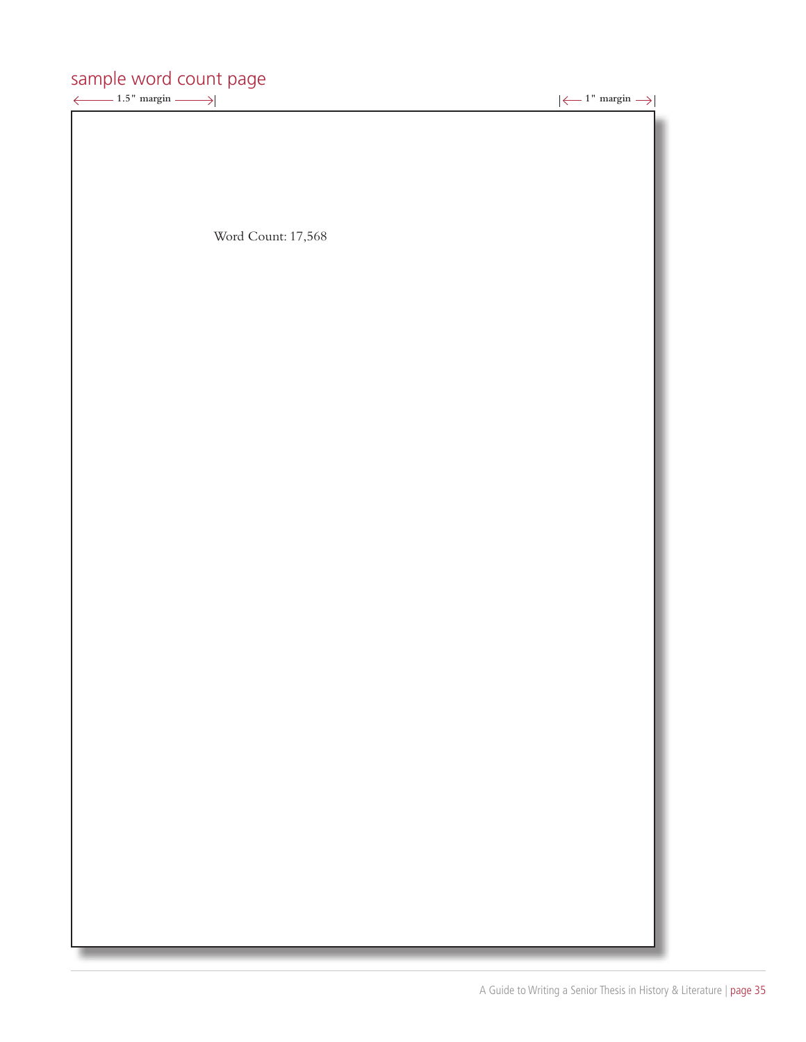## sample word count page

1.5" margin

1" margin

Word Count: 17,568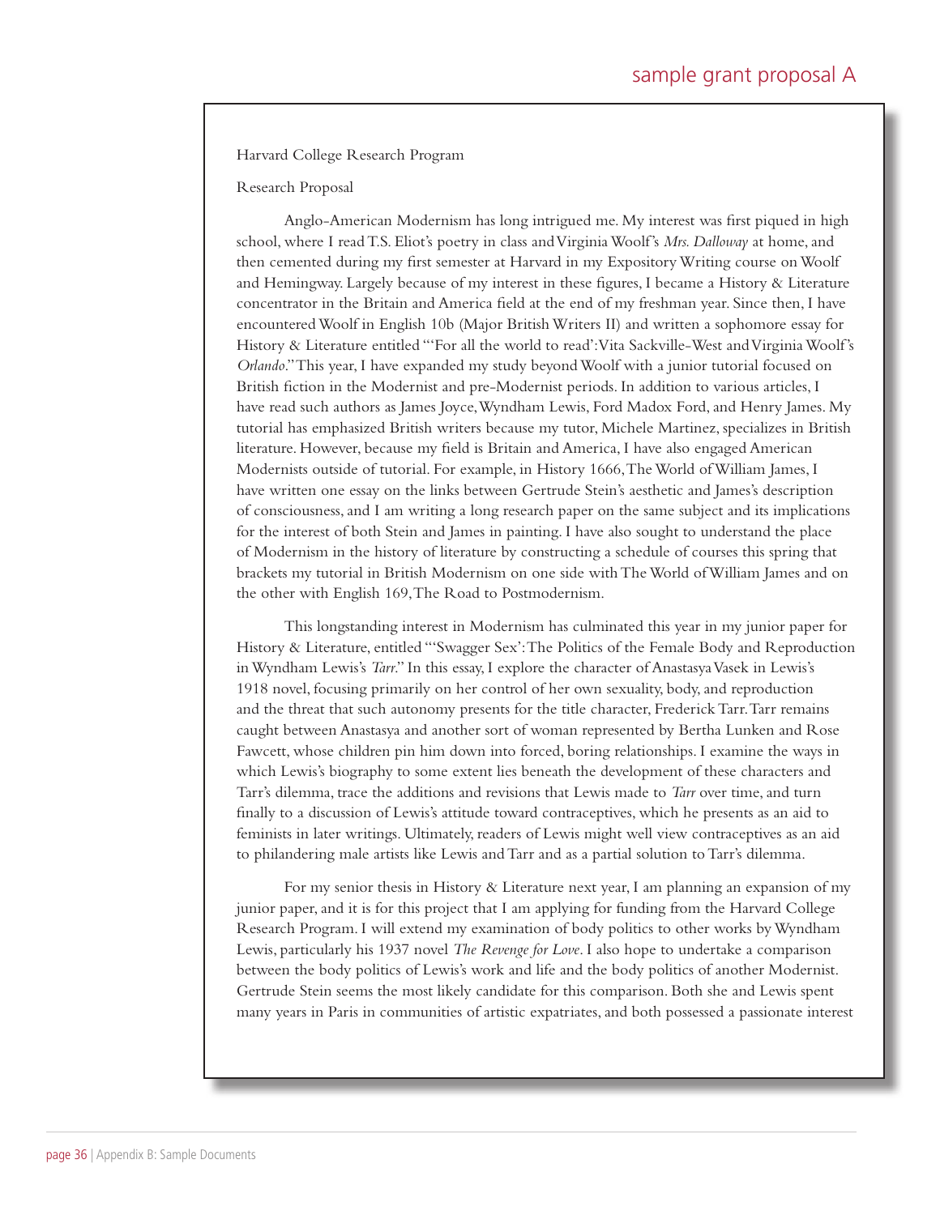Harvard College Research Program

Research Proposal

Anglo-American Modernism has long intrigued me. My interest was first piqued in high school, where I read T.S. Eliot's poetry in class and Virginia Woolf's *Mrs. Dalloway* at home, and then cemented during my first semester at Harvard in my Expository Writing course on Woolf and Hemingway. Largely because of my interest in these figures, I became a History & Literature concentrator in the Britain and America field at the end of my freshman year. Since then, I have encountered Woolf in English 10b (Major British Writers II) and written a sophomore essay for History & Literature entitled "'For all the world to read': Vita Sackville-West and Virginia Woolf's *Orlando*." This year, I have expanded my study beyond Woolf with a junior tutorial focused on British fiction in the Modernist and pre-Modernist periods. In addition to various articles, I have read such authors as James Joyce, Wyndham Lewis, Ford Madox Ford, and Henry James. My tutorial has emphasized British writers because my tutor, Michele Martinez, specializes in British literature. However, because my field is Britain and America, I have also engaged American Modernists outside of tutorial. For example, in History 1666, The World of William James, I have written one essay on the links between Gertrude Stein's aesthetic and James's description of consciousness, and I am writing a long research paper on the same subject and its implications for the interest of both Stein and James in painting. I have also sought to understand the place of Modernism in the history of literature by constructing a schedule of courses this spring that brackets my tutorial in British Modernism on one side with The World of William James and on the other with English 169, The Road to Postmodernism.

This longstanding interest in Modernism has culminated this year in my junior paper for History & Literature, entitled "'Swagger Sex': The Politics of the Female Body and Reproduction in Wyndham Lewis's *Tarr*." In this essay, I explore the character of Anastasya Vasek in Lewis's 1918 novel, focusing primarily on her control of her own sexuality, body, and reproduction and the threat that such autonomy presents for the title character, Frederick Tarr. Tarr remains caught between Anastasya and another sort of woman represented by Bertha Lunken and Rose Fawcett, whose children pin him down into forced, boring relationships. I examine the ways in which Lewis's biography to some extent lies beneath the development of these characters and Tarr's dilemma, trace the additions and revisions that Lewis made to *Tarr* over time, and turn finally to a discussion of Lewis's attitude toward contraceptives, which he presents as an aid to feminists in later writings. Ultimately, readers of Lewis might well view contraceptives as an aid to philandering male artists like Lewis and Tarr and as a partial solution to Tarr's dilemma.

For my senior thesis in History & Literature next year, I am planning an expansion of my junior paper, and it is for this project that I am applying for funding from the Harvard College Research Program. I will extend my examination of body politics to other works by Wyndham Lewis, particularly his 1937 novel *The Revenge for Love*. I also hope to undertake a comparison between the body politics of Lewis's work and life and the body politics of another Modernist. Gertrude Stein seems the most likely candidate for this comparison. Both she and Lewis spent many years in Paris in communities of artistic expatriates, and both possessed a passionate interest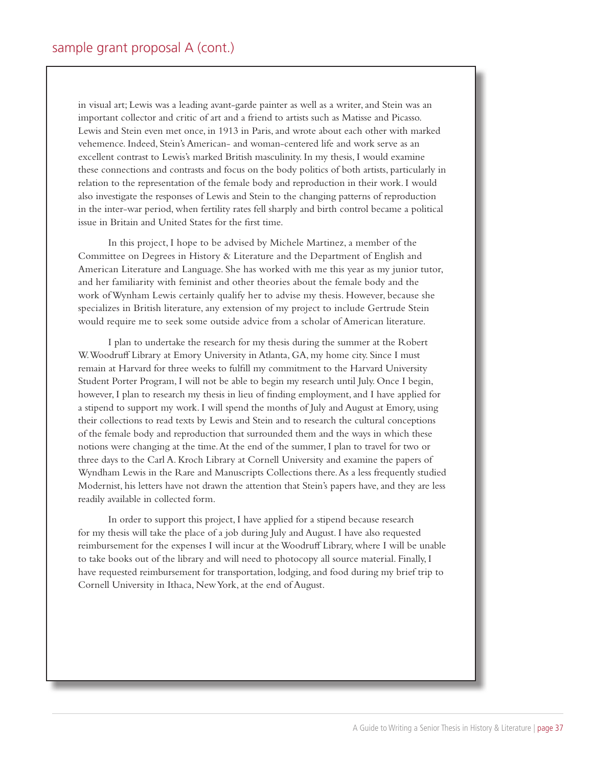## sample grant proposal A (cont.)

in visual art; Lewis was a leading avant-garde painter as well as a writer, and Stein was an important collector and critic of art and a friend to artists such as Matisse and Picasso. Lewis and Stein even met once, in 1913 in Paris, and wrote about each other with marked vehemence. Indeed, Stein's American- and woman-centered life and work serve as an excellent contrast to Lewis's marked British masculinity. In my thesis, I would examine these connections and contrasts and focus on the body politics of both artists, particularly in relation to the representation of the female body and reproduction in their work. I would also investigate the responses of Lewis and Stein to the changing patterns of reproduction in the inter-war period, when fertility rates fell sharply and birth control became a political issue in Britain and United States for the first time.

In this project, I hope to be advised by Michele Martinez, a member of the Committee on Degrees in History & Literature and the Department of English and American Literature and Language. She has worked with me this year as my junior tutor, and her familiarity with feminist and other theories about the female body and the work of Wynham Lewis certainly qualify her to advise my thesis. However, because she specializes in British literature, any extension of my project to include Gertrude Stein would require me to seek some outside advice from a scholar of American literature.

I plan to undertake the research for my thesis during the summer at the Robert W. Woodruff Library at Emory University in Atlanta, GA, my home city. Since I must remain at Harvard for three weeks to fulfill my commitment to the Harvard University Student Porter Program, I will not be able to begin my research until July. Once I begin, however, I plan to research my thesis in lieu of finding employment, and I have applied for a stipend to support my work. I will spend the months of July and August at Emory, using their collections to read texts by Lewis and Stein and to research the cultural conceptions of the female body and reproduction that surrounded them and the ways in which these notions were changing at the time. At the end of the summer, I plan to travel for two or three days to the Carl A. Kroch Library at Cornell University and examine the papers of Wyndham Lewis in the Rare and Manuscripts Collections there. As a less frequently studied Modernist, his letters have not drawn the attention that Stein's papers have, and they are less readily available in collected form.

In order to support this project, I have applied for a stipend because research for my thesis will take the place of a job during July and August. I have also requested reimbursement for the expenses I will incur at the Woodruff Library, where I will be unable to take books out of the library and will need to photocopy all source material. Finally, I have requested reimbursement for transportation, lodging, and food during my brief trip to Cornell University in Ithaca, New York, at the end of August.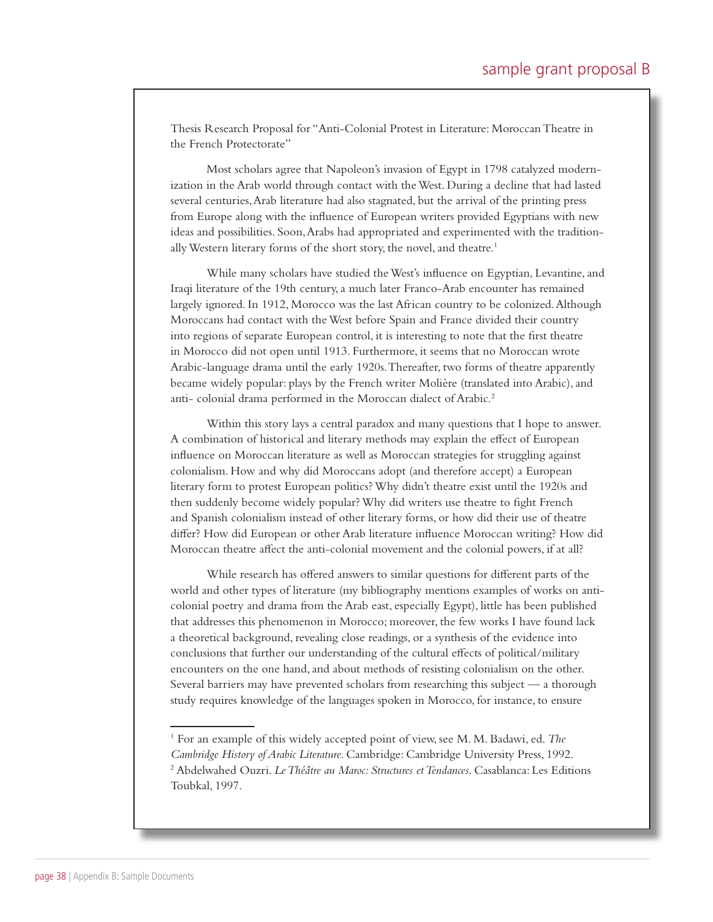Thesis Research Proposal for "Anti-Colonial Protest in Literature: Moroccan Theatre in the French Protectorate"

Most scholars agree that Napoleon's invasion of Egypt in 1798 catalyzed modernization in the Arab world through contact with the West. During a decline that had lasted several centuries, Arab literature had also stagnated, but the arrival of the printing press from Europe along with the influence of European writers provided Egyptians with new ideas and possibilities. Soon, Arabs had appropriated and experimented with the traditionally Western literary forms of the short story, the novel, and theatre.[1]

While many scholars have studied the West's influence on Egyptian, Levantine, and Iraqi literature of the 19th century, a much later Franco-Arab encounter has remained largely ignored. In 1912, Morocco was the last African country to be colonized. Although Moroccans had contact with the West before Spain and France divided their country into regions of separate European control, it is interesting to note that the first theatre in Morocco did not open until 1913. Furthermore, it seems that no Moroccan wrote Arabic-language drama until the early 1920s. Thereafter, two forms of theatre apparently became widely popular: plays by the French writer Molière (translated into Arabic), and anti- colonial drama performed in the Moroccan dialect of Arabic.[2]

Within this story lays a central paradox and many questions that I hope to answer. A combination of historical and literary methods may explain the effect of European influence on Moroccan literature as well as Moroccan strategies for struggling against colonialism. How and why did Moroccans adopt (and therefore accept) a European literary form to protest European politics? Why didn't theatre exist until the 1920s and then suddenly become widely popular? Why did writers use theatre to fight French and Spanish colonialism instead of other literary forms, or how did their use of theatre differ? How did European or other Arab literature influence Moroccan writing? How did Moroccan theatre affect the anti-colonial movement and the colonial powers, if at all?

While research has offered answers to similar questions for different parts of the world and other types of literature (my bibliography mentions examples of works on anti-colonial poetry and drama from the Arab east, especially Egypt), little has been published that addresses this phenomenon in Morocco; moreover, the few works I have found lack a theoretical background, revealing close readings, or a synthesis of the evidence into conclusions that further our understanding of the cultural effects of political/military encounters on the one hand, and about methods of resisting colonialism on the other. Several barriers may have prevented scholars from researching this subject — a thorough study requires knowledge of the languages spoken in Morocco, for instance, to ensure

---

[1] For an example of this widely accepted point of view, see M. M. Badawi, ed. *The Cambridge History of Arabic Literature*. Cambridge: Cambridge University Press, 1992.

[2] Abdelwahed Ouzri. *Le Théâtre au Maroc: Structures et Tendances*. Casablanca: Les Editions Toubkal, 1997.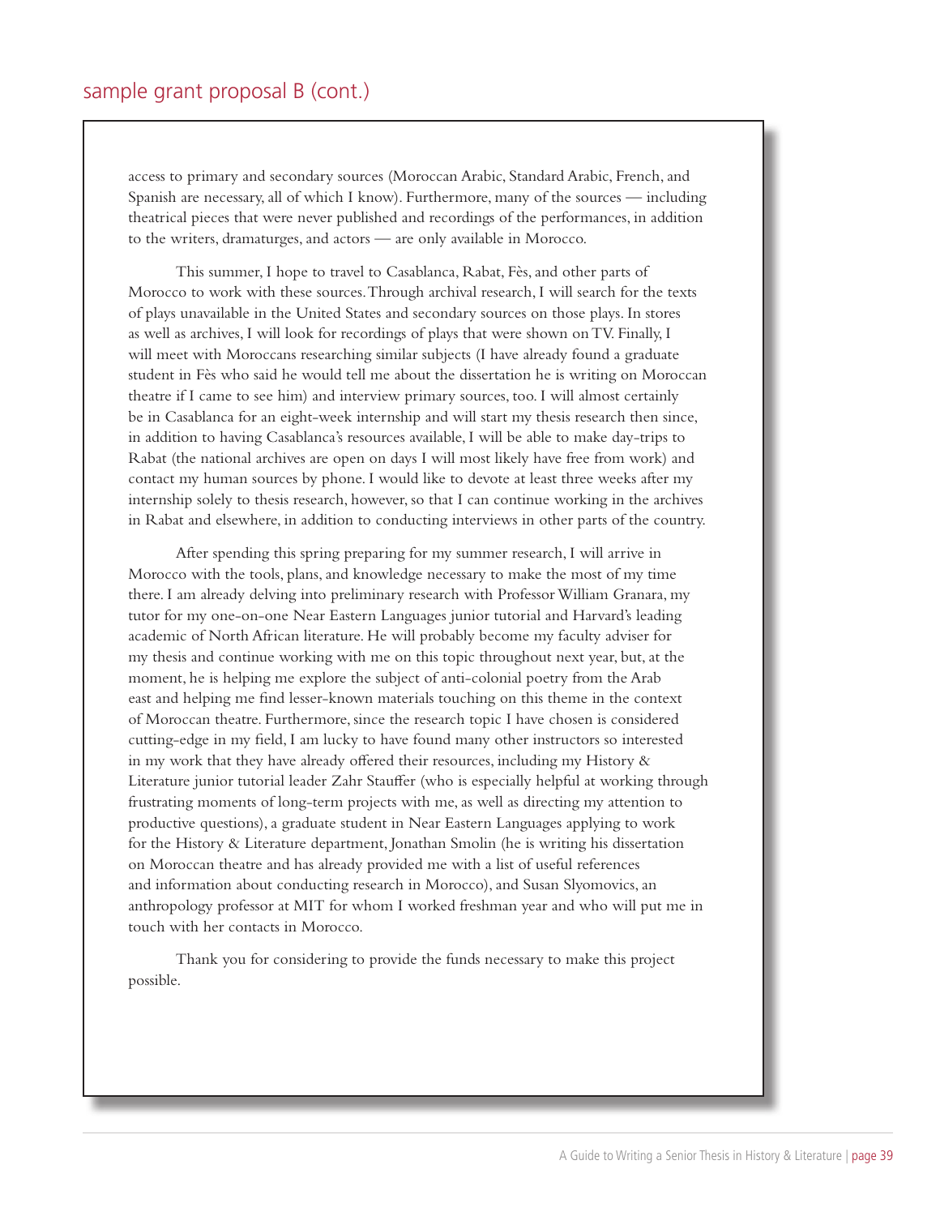## sample grant proposal B (cont.)

access to primary and secondary sources (Moroccan Arabic, Standard Arabic, French, and Spanish are necessary, all of which I know). Furthermore, many of the sources — including theatrical pieces that were never published and recordings of the performances, in addition to the writers, dramaturges, and actors — are only available in Morocco.

This summer, I hope to travel to Casablanca, Rabat, Fès, and other parts of Morocco to work with these sources. Through archival research, I will search for the texts of plays unavailable in the United States and secondary sources on those plays. In stores as well as archives, I will look for recordings of plays that were shown on TV. Finally, I will meet with Moroccans researching similar subjects (I have already found a graduate student in Fès who said he would tell me about the dissertation he is writing on Moroccan theatre if I came to see him) and interview primary sources, too. I will almost certainly be in Casablanca for an eight-week internship and will start my thesis research then since, in addition to having Casablanca's resources available, I will be able to make day-trips to Rabat (the national archives are open on days I will most likely have free from work) and contact my human sources by phone. I would like to devote at least three weeks after my internship solely to thesis research, however, so that I can continue working in the archives in Rabat and elsewhere, in addition to conducting interviews in other parts of the country.

After spending this spring preparing for my summer research, I will arrive in Morocco with the tools, plans, and knowledge necessary to make the most of my time there. I am already delving into preliminary research with Professor William Granara, my tutor for my one-on-one Near Eastern Languages junior tutorial and Harvard's leading academic of North African literature. He will probably become my faculty adviser for my thesis and continue working with me on this topic throughout next year, but, at the moment, he is helping me explore the subject of anti-colonial poetry from the Arab east and helping me find lesser-known materials touching on this theme in the context of Moroccan theatre. Furthermore, since the research topic I have chosen is considered cutting-edge in my field, I am lucky to have found many other instructors so interested in my work that they have already offered their resources, including my History & Literature junior tutorial leader Zahr Stauffer (who is especially helpful at working through frustrating moments of long-term projects with me, as well as directing my attention to productive questions), a graduate student in Near Eastern Languages applying to work for the History & Literature department, Jonathan Smolin (he is writing his dissertation on Moroccan theatre and has already provided me with a list of useful references and information about conducting research in Morocco), and Susan Slyomovics, an anthropology professor at MIT for whom I worked freshman year and who will put me in touch with her contacts in Morocco.

Thank you for considering to provide the funds necessary to make this project possible.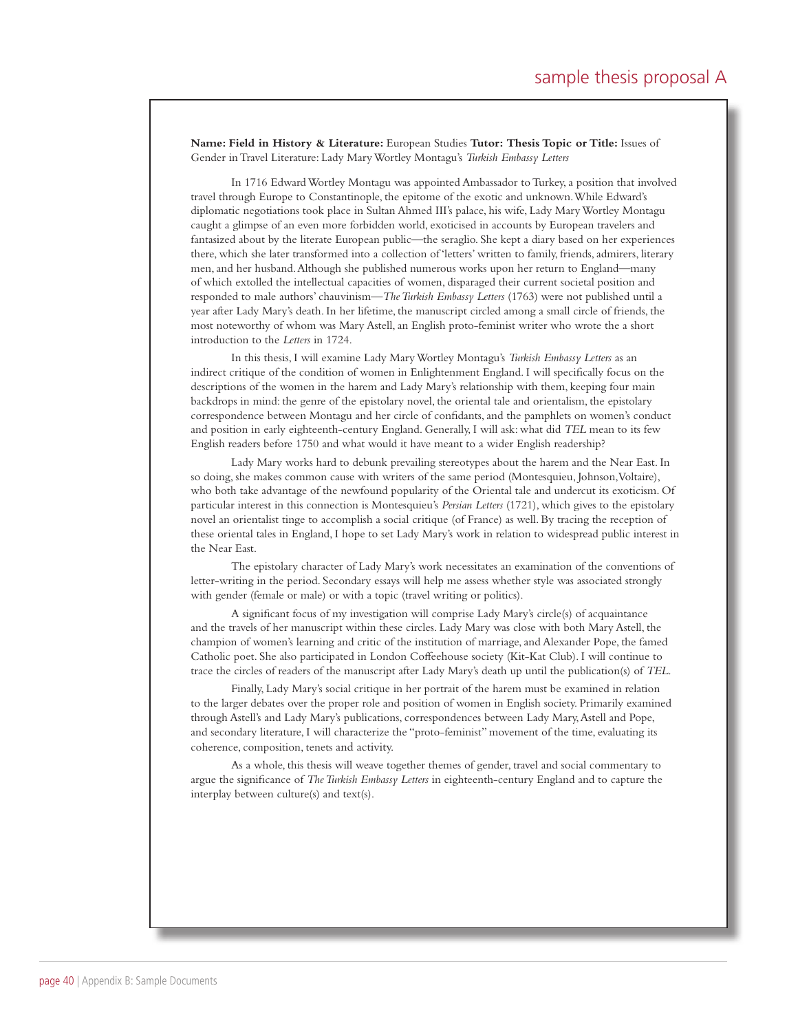# sample thesis proposal A

**Name: Field in History & Literature:** European Studies **Tutor: Thesis Topic or Title:** Issues of Gender in Travel Literature: Lady Mary Wortley Montagu's *Turkish Embassy Letters*

In 1716 Edward Wortley Montagu was appointed Ambassador to Turkey, a position that involved travel through Europe to Constantinople, the epitome of the exotic and unknown. While Edward's diplomatic negotiations took place in Sultan Ahmed III's palace, his wife, Lady Mary Wortley Montagu caught a glimpse of an even more forbidden world, exoticised in accounts by European travelers and fantasized about by the literate European public—the seraglio. She kept a diary based on her experiences there, which she later transformed into a collection of 'letters' written to family, friends, admirers, literary men, and her husband. Although she published numerous works upon her return to England—many of which extolled the intellectual capacities of women, disparaged their current societal position and responded to male authors' chauvinism—*The Turkish Embassy Letters* (1763) were not published until a year after Lady Mary's death. In her lifetime, the manuscript circled among a small circle of friends, the most noteworthy of whom was Mary Astell, an English proto-feminist writer who wrote the a short introduction to the *Letters* in 1724.

In this thesis, I will examine Lady Mary Wortley Montagu's *Turkish Embassy Letters* as an indirect critique of the condition of women in Enlightenment England. I will specifically focus on the descriptions of the women in the harem and Lady Mary's relationship with them, keeping four main backdrops in mind: the genre of the epistolary novel, the oriental tale and orientalism, the epistolary correspondence between Montagu and her circle of confidants, and the pamphlets on women's conduct and position in early eighteenth-century England. Generally, I will ask: what did *TEL* mean to its few English readers before 1750 and what would it have meant to a wider English readership?

Lady Mary works hard to debunk prevailing stereotypes about the harem and the Near East. In so doing, she makes common cause with writers of the same period (Montesquieu, Johnson, Voltaire), who both take advantage of the newfound popularity of the Oriental tale and undercut its exoticism. Of particular interest in this connection is Montesquieu's *Persian Letters* (1721), which gives to the epistolary novel an orientalist tinge to accomplish a social critique (of France) as well. By tracing the reception of these oriental tales in England, I hope to set Lady Mary's work in relation to widespread public interest in the Near East.

The epistolary character of Lady Mary's work necessitates an examination of the conventions of letter-writing in the period. Secondary essays will help me assess whether style was associated strongly with gender (female or male) or with a topic (travel writing or politics).

A significant focus of my investigation will comprise Lady Mary's circle(s) of acquaintance and the travels of her manuscript within these circles. Lady Mary was close with both Mary Astell, the champion of women's learning and critic of the institution of marriage, and Alexander Pope, the famed Catholic poet. She also participated in London Coffeehouse society (Kit-Kat Club). I will continue to trace the circles of readers of the manuscript after Lady Mary's death up until the publication(s) of *TEL*.

Finally, Lady Mary's social critique in her portrait of the harem must be examined in relation to the larger debates over the proper role and position of women in English society. Primarily examined through Astell's and Lady Mary's publications, correspondences between Lady Mary, Astell and Pope, and secondary literature, I will characterize the "proto-feminist" movement of the time, evaluating its coherence, composition, tenets and activity.

As a whole, this thesis will weave together themes of gender, travel and social commentary to argue the significance of *The Turkish Embassy Letters* in eighteenth-century England and to capture the interplay between culture(s) and text(s).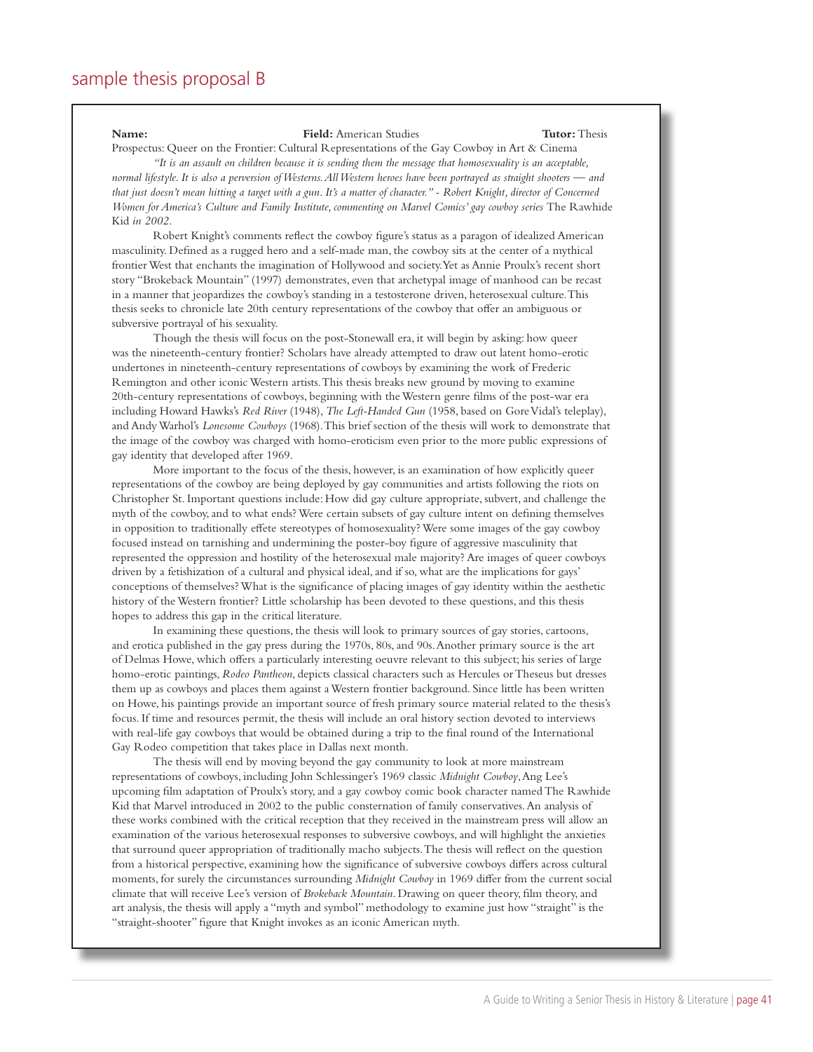## sample thesis proposal B

**Name:** **Field:** American Studies **Tutor:** Thesis

Prospectus: Queer on the Frontier: Cultural Representations of the Gay Cowboy in Art & Cinema

*"It is an assault on children because it is sending them the message that homosexuality is an acceptable, normal lifestyle. It is also a perversion of Westerns. All Western heroes have been portrayed as straight shooters — and that just doesn't mean hitting a target with a gun. It's a matter of character." - Robert Knight, director of Concerned Women for America's Culture and Family Institute, commenting on Marvel Comics' gay cowboy series* The Rawhide Kid *in 2002.*

Robert Knight's comments reflect the cowboy figure's status as a paragon of idealized American masculinity. Defined as a rugged hero and a self-made man, the cowboy sits at the center of a mythical frontier West that enchants the imagination of Hollywood and society. Yet as Annie Proulx's recent short story "Brokeback Mountain" (1997) demonstrates, even that archetypal image of manhood can be recast in a manner that jeopardizes the cowboy's standing in a testosterone driven, heterosexual culture. This thesis seeks to chronicle late 20th century representations of the cowboy that offer an ambiguous or subversive portrayal of his sexuality.

Though the thesis will focus on the post-Stonewall era, it will begin by asking: how queer was the nineteenth-century frontier? Scholars have already attempted to draw out latent homo-erotic undertones in nineteenth-century representations of cowboys by examining the work of Frederic Remington and other iconic Western artists. This thesis breaks new ground by moving to examine 20th-century representations of cowboys, beginning with the Western genre films of the post-war era including Howard Hawks's *Red River* (1948), *The Left-Handed Gun* (1958, based on Gore Vidal's teleplay), and Andy Warhol's *Lonesome Cowboys* (1968). This brief section of the thesis will work to demonstrate that the image of the cowboy was charged with homo-eroticism even prior to the more public expressions of gay identity that developed after 1969.

More important to the focus of the thesis, however, is an examination of how explicitly queer representations of the cowboy are being deployed by gay communities and artists following the riots on Christopher St. Important questions include: How did gay culture appropriate, subvert, and challenge the myth of the cowboy, and to what ends? Were certain subsets of gay culture intent on defining themselves in opposition to traditionally effete stereotypes of homosexuality? Were some images of the gay cowboy focused instead on tarnishing and undermining the poster-boy figure of aggressive masculinity that represented the oppression and hostility of the heterosexual male majority? Are images of queer cowboys driven by a fetishization of a cultural and physical ideal, and if so, what are the implications for gays' conceptions of themselves? What is the significance of placing images of gay identity within the aesthetic history of the Western frontier? Little scholarship has been devoted to these questions, and this thesis hopes to address this gap in the critical literature.

In examining these questions, the thesis will look to primary sources of gay stories, cartoons, and erotica published in the gay press during the 1970s, 80s, and 90s. Another primary source is the art of Delmas Howe, which offers a particularly interesting oeuvre relevant to this subject; his series of large homo-erotic paintings, *Rodeo Pantheon*, depicts classical characters such as Hercules or Theseus but dresses them up as cowboys and places them against a Western frontier background. Since little has been written on Howe, his paintings provide an important source of fresh primary source material related to the thesis's focus. If time and resources permit, the thesis will include an oral history section devoted to interviews with real-life gay cowboys that would be obtained during a trip to the final round of the International Gay Rodeo competition that takes place in Dallas next month.

The thesis will end by moving beyond the gay community to look at more mainstream representations of cowboys, including John Schlessinger's 1969 classic *Midnight Cowboy*, Ang Lee's upcoming film adaptation of Proulx's story, and a gay cowboy comic book character named The Rawhide Kid that Marvel introduced in 2002 to the public consternation of family conservatives. An analysis of these works combined with the critical reception that they received in the mainstream press will allow an examination of the various heterosexual responses to subversive cowboys, and will highlight the anxieties that surround queer appropriation of traditionally macho subjects. The thesis will reflect on the question from a historical perspective, examining how the significance of subversive cowboys differs across cultural moments, for surely the circumstances surrounding *Midnight Cowboy* in 1969 differ from the current social climate that will receive Lee's version of *Brokeback Mountain*. Drawing on queer theory, film theory, and art analysis, the thesis will apply a "myth and symbol" methodology to examine just how "straight" is the "straight-shooter" figure that Knight invokes as an iconic American myth.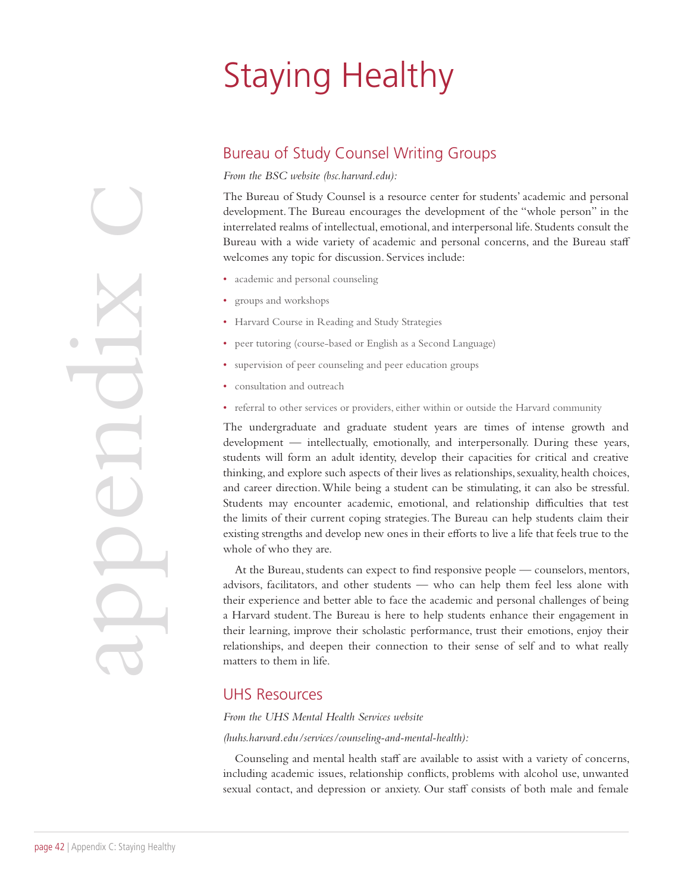# Staying Healthy

## Bureau of Study Counsel Writing Groups

*From the BSC website (bsc.harvard.edu):*

The Bureau of Study Counsel is a resource center for students' academic and personal development. The Bureau encourages the development of the "whole person" in the interrelated realms of intellectual, emotional, and interpersonal life. Students consult the Bureau with a wide variety of academic and personal concerns, and the Bureau staff welcomes any topic for discussion. Services include:

- academic and personal counseling
- groups and workshops
- Harvard Course in Reading and Study Strategies
- peer tutoring (course-based or English as a Second Language)
- supervision of peer counseling and peer education groups
- consultation and outreach
- referral to other services or providers, either within or outside the Harvard community

The undergraduate and graduate student years are times of intense growth and development — intellectually, emotionally, and interpersonally. During these years, students will form an adult identity, develop their capacities for critical and creative thinking, and explore such aspects of their lives as relationships, sexuality, health choices, and career direction. While being a student can be stimulating, it can also be stressful. Students may encounter academic, emotional, and relationship difficulties that test the limits of their current coping strategies. The Bureau can help students claim their existing strengths and develop new ones in their efforts to live a life that feels true to the whole of who they are.

At the Bureau, students can expect to find responsive people — counselors, mentors, advisors, facilitators, and other students — who can help them feel less alone with their experience and better able to face the academic and personal challenges of being a Harvard student. The Bureau is here to help students enhance their engagement in their learning, improve their scholastic performance, trust their emotions, enjoy their relationships, and deepen their connection to their sense of self and to what really matters to them in life.

## UHS Resources

*From the UHS Mental Health Services website*

*(huhs.harvard.edu/services/counseling-and-mental-health):*

Counseling and mental health staff are available to assist with a variety of concerns, including academic issues, relationship conflicts, problems with alcohol use, unwanted sexual contact, and depression or anxiety. Our staff consists of both male and female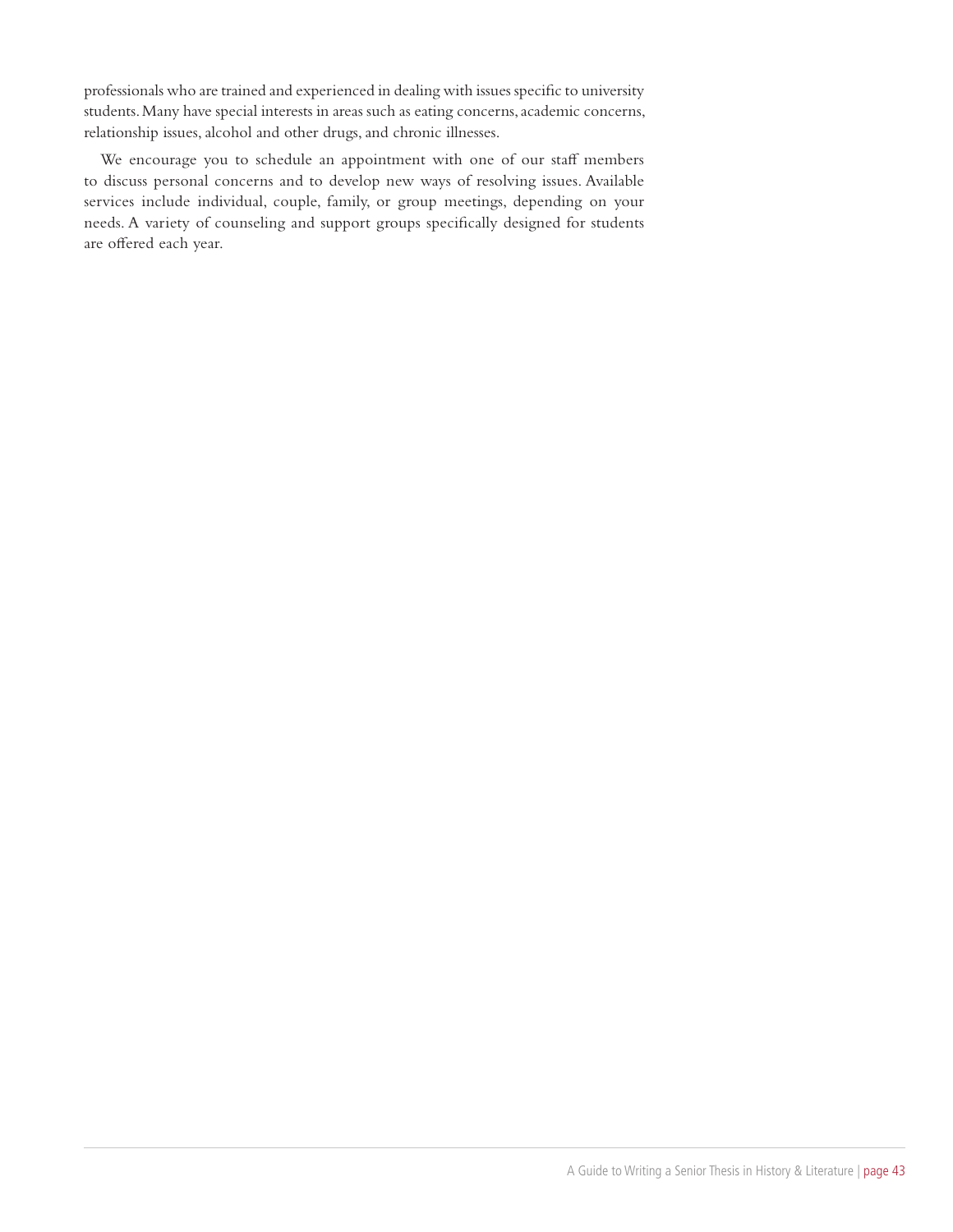professionals who are trained and experienced in dealing with issues specific to university students. Many have special interests in areas such as eating concerns, academic concerns, relationship issues, alcohol and other drugs, and chronic illnesses.

We encourage you to schedule an appointment with one of our staff members to discuss personal concerns and to develop new ways of resolving issues. Available services include individual, couple, family, or group meetings, depending on your needs. A variety of counseling and support groups specifically designed for students are offered each year.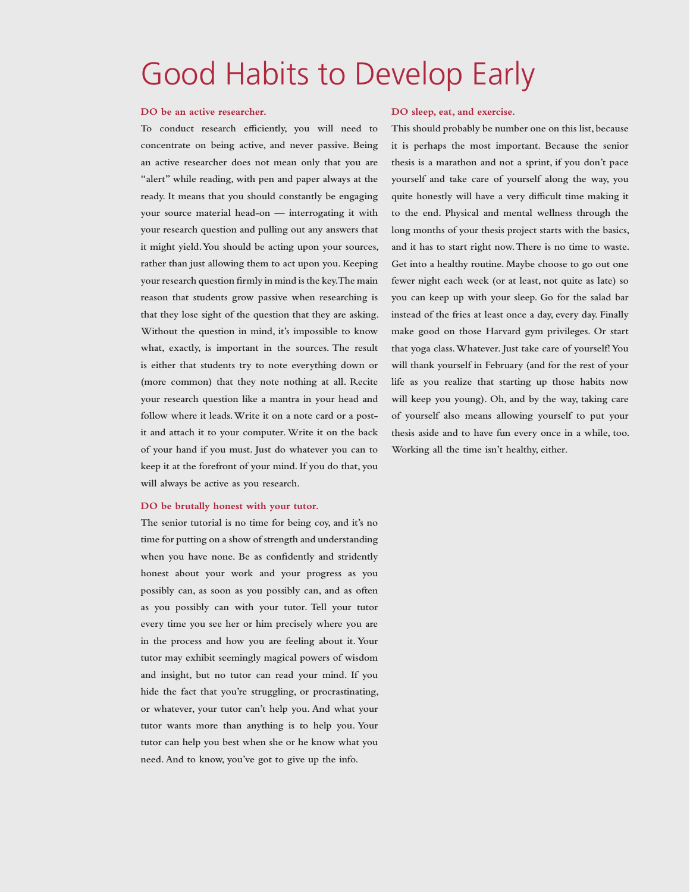# Good Habits to Develop Early

**DO be an active researcher.**

To conduct research efficiently, you will need to concentrate on being active, and never passive. Being an active researcher does not mean only that you are "alert" while reading, with pen and paper always at the ready. It means that you should constantly be engaging your source material head-on — interrogating it with your research question and pulling out any answers that it might yield. You should be acting upon your sources, rather than just allowing them to act upon you. Keeping your research question firmly in mind is the key. The main reason that students grow passive when researching is that they lose sight of the question that they are asking. Without the question in mind, it's impossible to know what, exactly, is important in the sources. The result is either that students try to note everything down or (more common) that they note nothing at all. Recite your research question like a mantra in your head and follow where it leads. Write it on a note card or a post-it and attach it to your computer. Write it on the back of your hand if you must. Just do whatever you can to keep it at the forefront of your mind. If you do that, you will always be active as you research.

**DO be brutally honest with your tutor.**

The senior tutorial is no time for being coy, and it's no time for putting on a show of strength and understanding when you have none. Be as confidently and stridently honest about your work and your progress as you possibly can, as soon as you possibly can, and as often as you possibly can with your tutor. Tell your tutor every time you see her or him precisely where you are in the process and how you are feeling about it. Your tutor may exhibit seemingly magical powers of wisdom and insight, but no tutor can read your mind. If you hide the fact that you're struggling, or procrastinating, or whatever, your tutor can't help you. And what your tutor wants more than anything is to help you. Your tutor can help you best when she or he know what you need. And to know, you've got to give up the info.

**DO sleep, eat, and exercise.**

This should probably be number one on this list, because it is perhaps the most important. Because the senior thesis is a marathon and not a sprint, if you don't pace yourself and take care of yourself along the way, you quite honestly will have a very difficult time making it to the end. Physical and mental wellness through the long months of your thesis project starts with the basics, and it has to start right now. There is no time to waste. Get into a healthy routine. Maybe choose to go out one fewer night each week (or at least, not quite as late) so you can keep up with your sleep. Go for the salad bar instead of the fries at least once a day, every day. Finally make good on those Harvard gym privileges. Or start that yoga class. Whatever. Just take care of yourself! You will thank yourself in February (and for the rest of your life as you realize that starting up those habits now will keep you young). Oh, and by the way, taking care of yourself also means allowing yourself to put your thesis aside and to have fun every once in a while, too. Working all the time isn't healthy, either.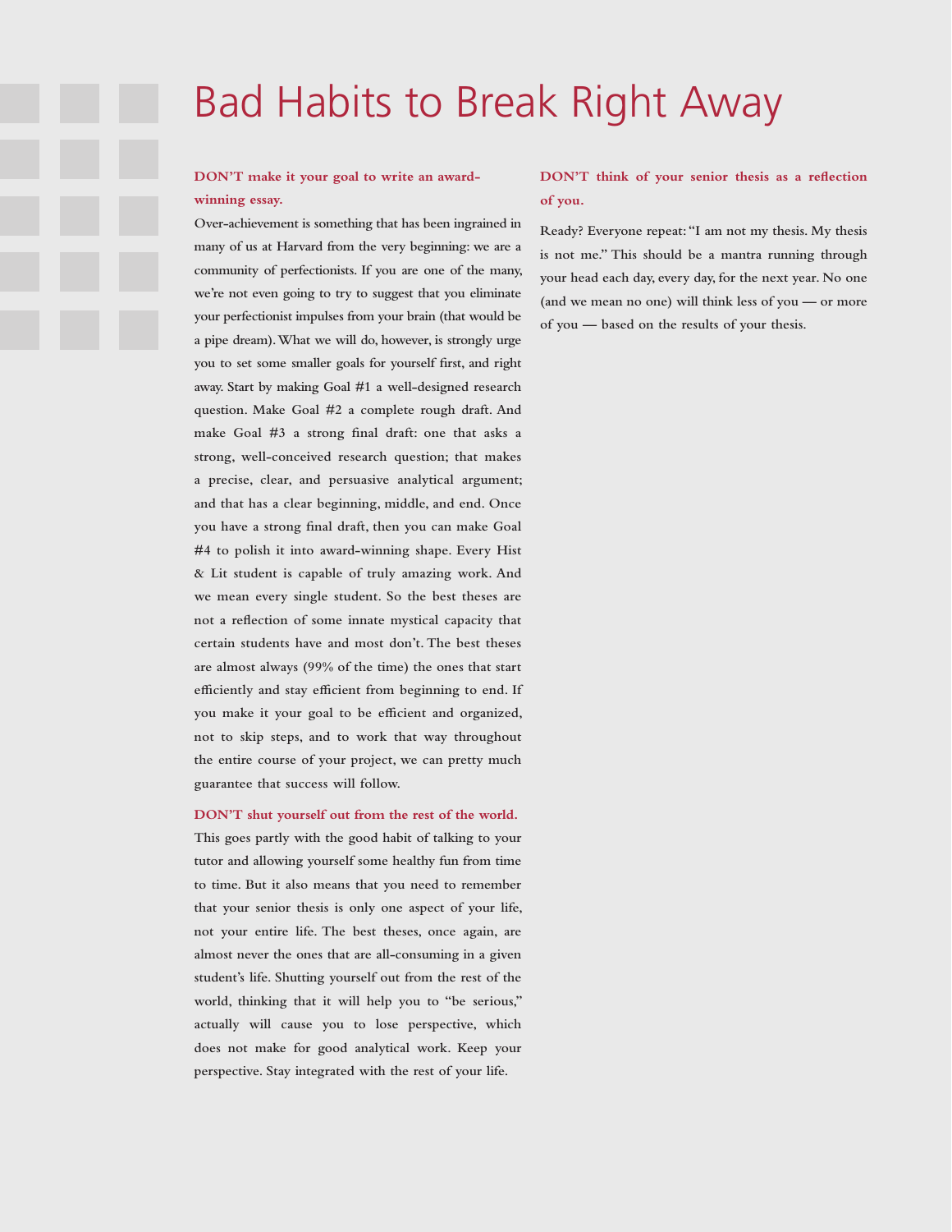# Bad Habits to Break Right Away

**DON'T make it your goal to write an award-winning essay.**

Over-achievement is something that has been ingrained in many of us at Harvard from the very beginning: we are a community of perfectionists. If you are one of the many, we're not even going to try to suggest that you eliminate your perfectionist impulses from your brain (that would be a pipe dream). What we will do, however, is strongly urge you to set some smaller goals for yourself first, and right away. Start by making Goal #1 a well-designed research question. Make Goal #2 a complete rough draft. And make Goal #3 a strong final draft: one that asks a strong, well-conceived research question; that makes a precise, clear, and persuasive analytical argument; and that has a clear beginning, middle, and end. Once you have a strong final draft, then you can make Goal #4 to polish it into award-winning shape. Every Hist & Lit student is capable of truly amazing work. And we mean every single student. So the best theses are not a reflection of some innate mystical capacity that certain students have and most don't. The best theses are almost always (99% of the time) the ones that start efficiently and stay efficient from beginning to end. If you make it your goal to be efficient and organized, not to skip steps, and to work that way throughout the entire course of your project, we can pretty much guarantee that success will follow.

**DON'T shut yourself out from the rest of the world.**

This goes partly with the good habit of talking to your tutor and allowing yourself some healthy fun from time to time. But it also means that you need to remember that your senior thesis is only one aspect of your life, not your entire life. The best theses, once again, are almost never the ones that are all-consuming in a given student's life. Shutting yourself out from the rest of the world, thinking that it will help you to "be serious," actually will cause you to lose perspective, which does not make for good analytical work. Keep your perspective. Stay integrated with the rest of your life.

**DON'T think of your senior thesis as a reflection of you.**

Ready? Everyone repeat: "I am not my thesis. My thesis is not me." This should be a mantra running through your head each day, every day, for the next year. No one (and we mean no one) will think less of you — or more of you — based on the results of your thesis.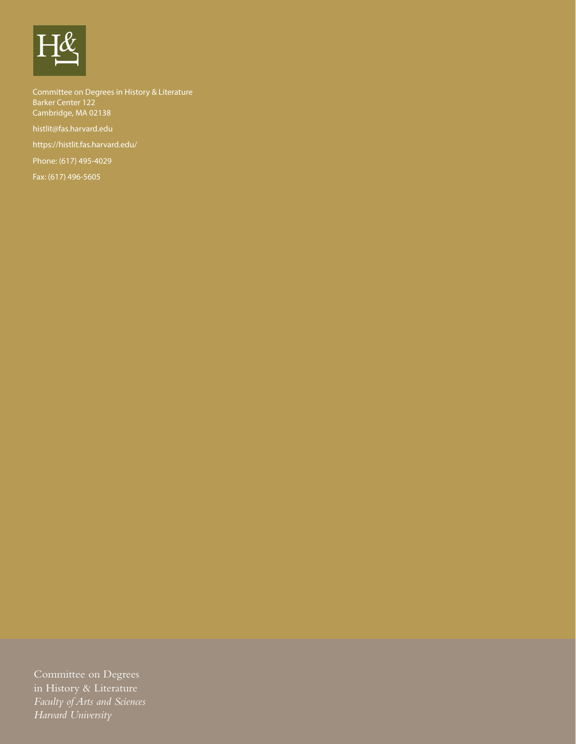H&L

Committee on Degrees in History & Literature
Barker Center 122
Cambridge, MA 02138

histlit@fas.harvard.edu

https://histlit.fas.harvard.edu/

Phone: (617) 495-4029

Fax: (617) 496-5605

Committee on Degrees
in History & Literature
*Faculty of Arts and Sciences*
*Harvard University*